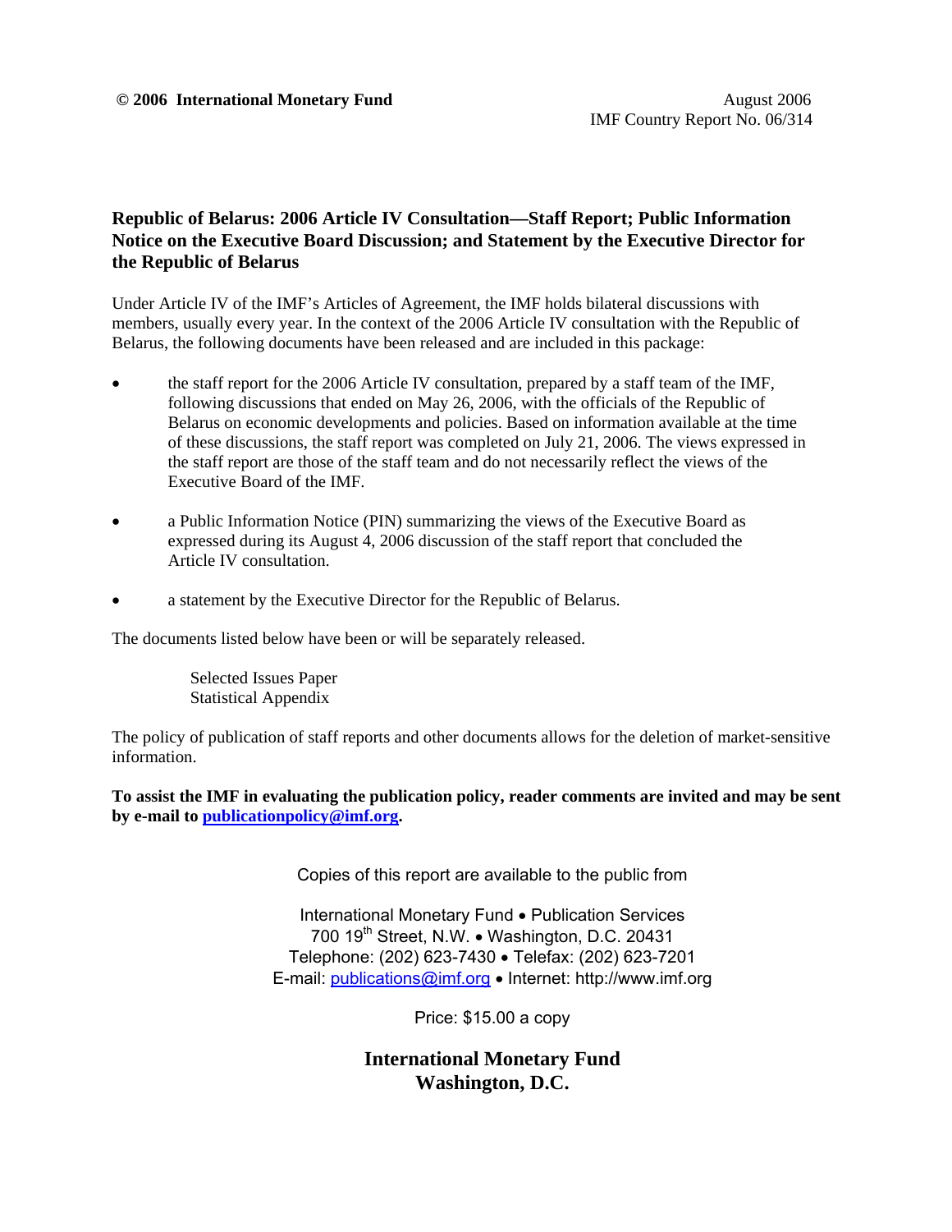**© 2006 International Monetary Fund** August 2006
IMF Country Report No. 06/314

# Republic of Belarus: 2006 Article IV Consultation—Staff Report; Public Information Notice on the Executive Board Discussion; and Statement by the Executive Director for the Republic of Belarus

Under Article IV of the IMF's Articles of Agreement, the IMF holds bilateral discussions with members, usually every year. In the context of the 2006 Article IV consultation with the Republic of Belarus, the following documents have been released and are included in this package:

- the staff report for the 2006 Article IV consultation, prepared by a staff team of the IMF, following discussions that ended on May 26, 2006, with the officials of the Republic of Belarus on economic developments and policies. Based on information available at the time of these discussions, the staff report was completed on July 21, 2006. The views expressed in the staff report are those of the staff team and do not necessarily reflect the views of the Executive Board of the IMF.
- a Public Information Notice (PIN) summarizing the views of the Executive Board as expressed during its August 4, 2006 discussion of the staff report that concluded the Article IV consultation.
- a statement by the Executive Director for the Republic of Belarus.

The documents listed below have been or will be separately released.

Selected Issues Paper
Statistical Appendix

The policy of publication of staff reports and other documents allows for the deletion of market-sensitive information.

**To assist the IMF in evaluating the publication policy, reader comments are invited and may be sent by e-mail to publicationpolicy@imf.org.**

Copies of this report are available to the public from

International Monetary Fund • Publication Services
700 19th Street, N.W. • Washington, D.C. 20431
Telephone: (202) 623-7430 • Telefax: (202) 623-7201
E-mail: publications@imf.org • Internet: http://www.imf.org

Price: $15.00 a copy

**International Monetary Fund**
**Washington, D.C.**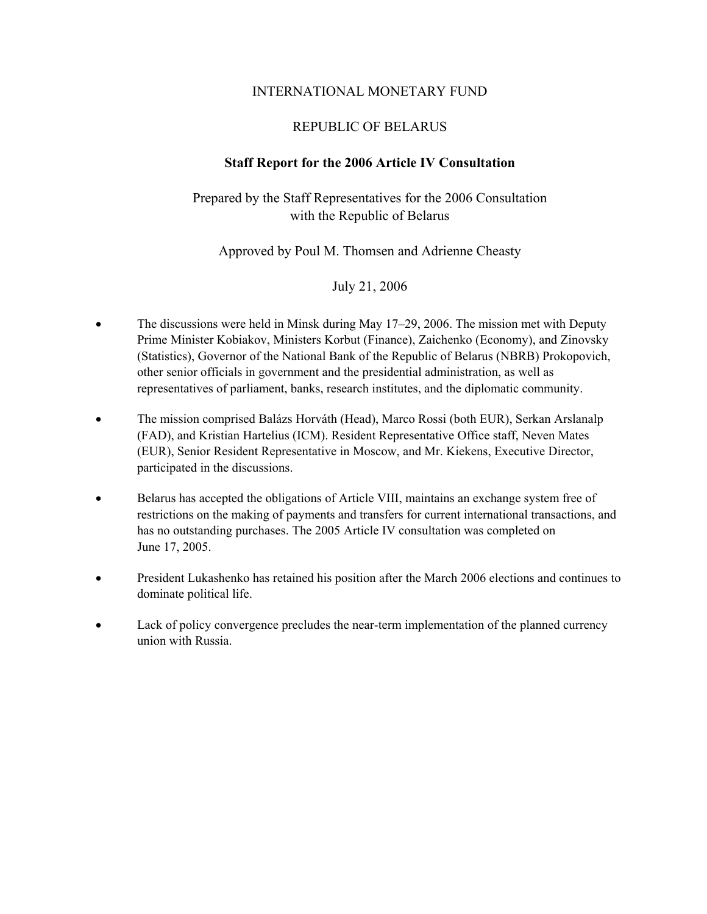# INTERNATIONAL MONETARY FUND

## REPUBLIC OF BELARUS

### Staff Report for the 2006 Article IV Consultation

Prepared by the Staff Representatives for the 2006 Consultation with the Republic of Belarus

Approved by Poul M. Thomsen and Adrienne Cheasty

July 21, 2006

- The discussions were held in Minsk during May 17–29, 2006. The mission met with Deputy Prime Minister Kobiakov, Ministers Korbut (Finance), Zaichenko (Economy), and Zinovsky (Statistics), Governor of the National Bank of the Republic of Belarus (NBRB) Prokopovich, other senior officials in government and the presidential administration, as well as representatives of parliament, banks, research institutes, and the diplomatic community.

- The mission comprised Balázs Horváth (Head), Marco Rossi (both EUR), Serkan Arslanalp (FAD), and Kristian Hartelius (ICM). Resident Representative Office staff, Neven Mates (EUR), Senior Resident Representative in Moscow, and Mr. Kiekens, Executive Director, participated in the discussions.

- Belarus has accepted the obligations of Article VIII, maintains an exchange system free of restrictions on the making of payments and transfers for current international transactions, and has no outstanding purchases. The 2005 Article IV consultation was completed on June 17, 2005.

- President Lukashenko has retained his position after the March 2006 elections and continues to dominate political life.

- Lack of policy convergence precludes the near-term implementation of the planned currency union with Russia.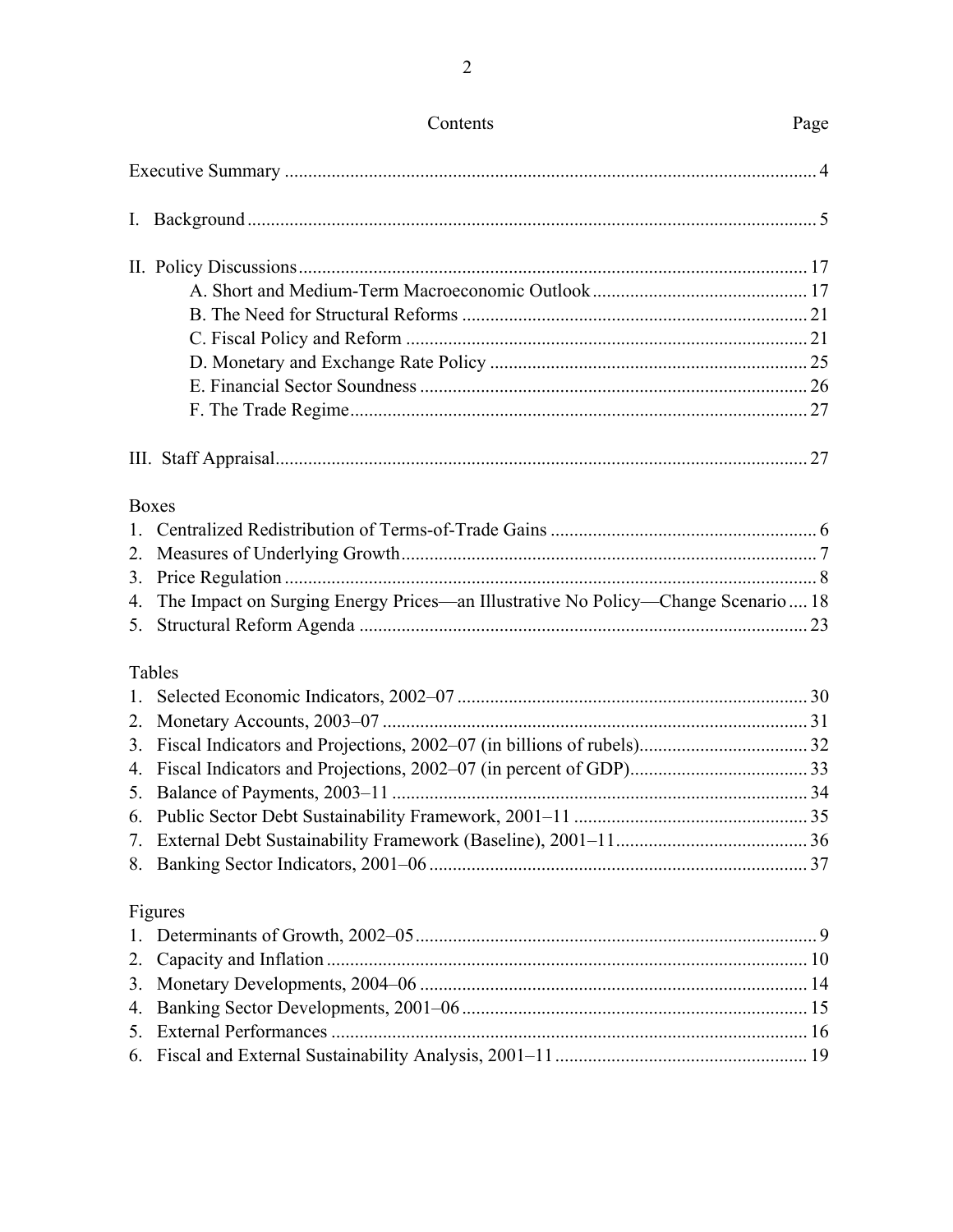# Contents

| Contents | Page |
|---|---|
| Executive Summary | 4 |
| I. Background | 5 |
| II. Policy Discussions | 17 |
| A. Short and Medium-Term Macroeconomic Outlook | 17 |
| B. The Need for Structural Reforms | 21 |
| C. Fiscal Policy and Reform | 21 |
| D. Monetary and Exchange Rate Policy | 25 |
| E. Financial Sector Soundness | 26 |
| F. The Trade Regime | 27 |
| III. Staff Appraisal | 27 |

**Boxes**

| | Page |
|---|---|
| 1. Centralized Redistribution of Terms-of-Trade Gains | 6 |
| 2. Measures of Underlying Growth | 7 |
| 3. Price Regulation | 8 |
| 4. The Impact on Surging Energy Prices—an Illustrative No Policy—Change Scenario | 18 |
| 5. Structural Reform Agenda | 23 |

**Tables**

| | Page |
|---|---|
| 1. Selected Economic Indicators, 2002–07 | 30 |
| 2. Monetary Accounts, 2003–07 | 31 |
| 3. Fiscal Indicators and Projections, 2002–07 (in billions of rubels) | 32 |
| 4. Fiscal Indicators and Projections, 2002–07 (in percent of GDP) | 33 |
| 5. Balance of Payments, 2003–11 | 34 |
| 6. Public Sector Debt Sustainability Framework, 2001–11 | 35 |
| 7. External Debt Sustainability Framework (Baseline), 2001–11 | 36 |
| 8. Banking Sector Indicators, 2001–06 | 37 |

**Figures**

| | Page |
|---|---|
| 1. Determinants of Growth, 2002–05 | 9 |
| 2. Capacity and Inflation | 10 |
| 3. Monetary Developments, 2004–06 | 14 |
| 4. Banking Sector Developments, 2001–06 | 15 |
| 5. External Performances | 16 |
| 6. Fiscal and External Sustainability Analysis, 2001–11 | 19 |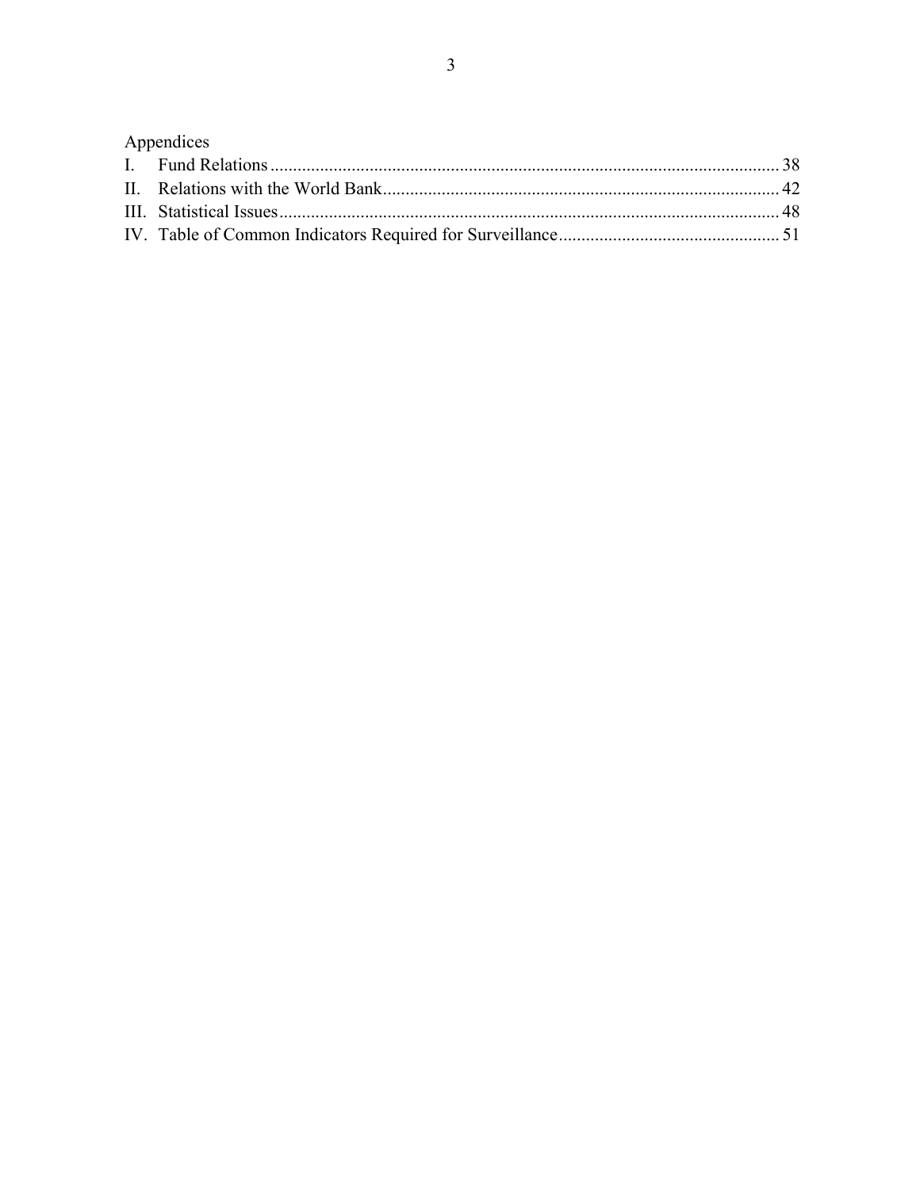Appendices

I. Fund Relations ........................................................................................................ 38
II. Relations with the World Bank................................................................................ 42
III. Statistical Issues...................................................................................................... 48
IV. Table of Common Indicators Required for Surveillance.......................................... 51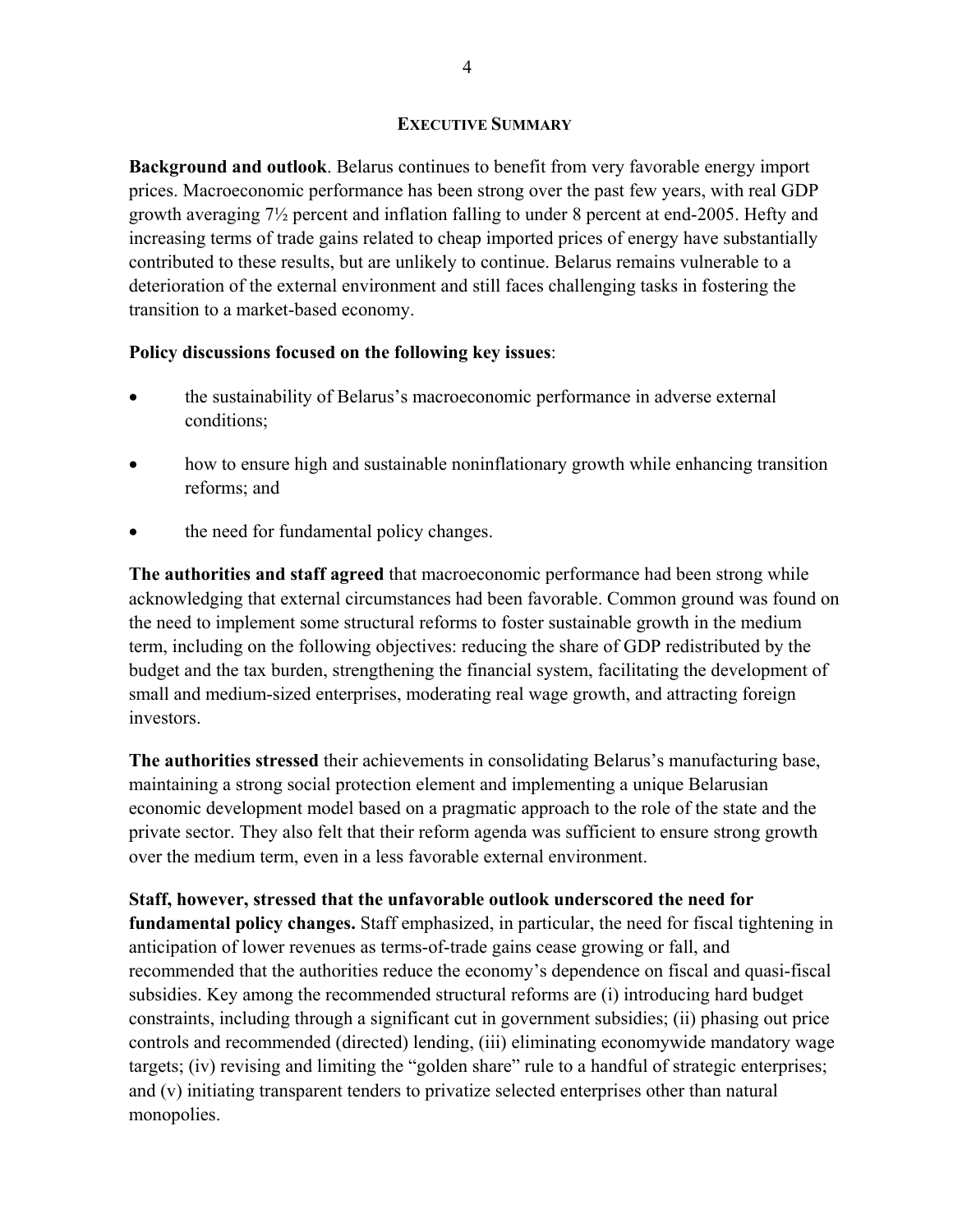## EXECUTIVE SUMMARY

**Background and outlook**. Belarus continues to benefit from very favorable energy import prices. Macroeconomic performance has been strong over the past few years, with real GDP growth averaging 7½ percent and inflation falling to under 8 percent at end-2005. Hefty and increasing terms of trade gains related to cheap imported prices of energy have substantially contributed to these results, but are unlikely to continue. Belarus remains vulnerable to a deterioration of the external environment and still faces challenging tasks in fostering the transition to a market-based economy.

**Policy discussions focused on the following key issues**:

- the sustainability of Belarus's macroeconomic performance in adverse external conditions;
- how to ensure high and sustainable noninflationary growth while enhancing transition reforms; and
- the need for fundamental policy changes.

**The authorities and staff agreed** that macroeconomic performance had been strong while acknowledging that external circumstances had been favorable. Common ground was found on the need to implement some structural reforms to foster sustainable growth in the medium term, including on the following objectives: reducing the share of GDP redistributed by the budget and the tax burden, strengthening the financial system, facilitating the development of small and medium-sized enterprises, moderating real wage growth, and attracting foreign investors.

**The authorities stressed** their achievements in consolidating Belarus's manufacturing base, maintaining a strong social protection element and implementing a unique Belarusian economic development model based on a pragmatic approach to the role of the state and the private sector. They also felt that their reform agenda was sufficient to ensure strong growth over the medium term, even in a less favorable external environment.

**Staff, however, stressed that the unfavorable outlook underscored the need for fundamental policy changes.** Staff emphasized, in particular, the need for fiscal tightening in anticipation of lower revenues as terms-of-trade gains cease growing or fall, and recommended that the authorities reduce the economy's dependence on fiscal and quasi-fiscal subsidies. Key among the recommended structural reforms are (i) introducing hard budget constraints, including through a significant cut in government subsidies; (ii) phasing out price controls and recommended (directed) lending, (iii) eliminating economywide mandatory wage targets; (iv) revising and limiting the "golden share" rule to a handful of strategic enterprises; and (v) initiating transparent tenders to privatize selected enterprises other than natural monopolies.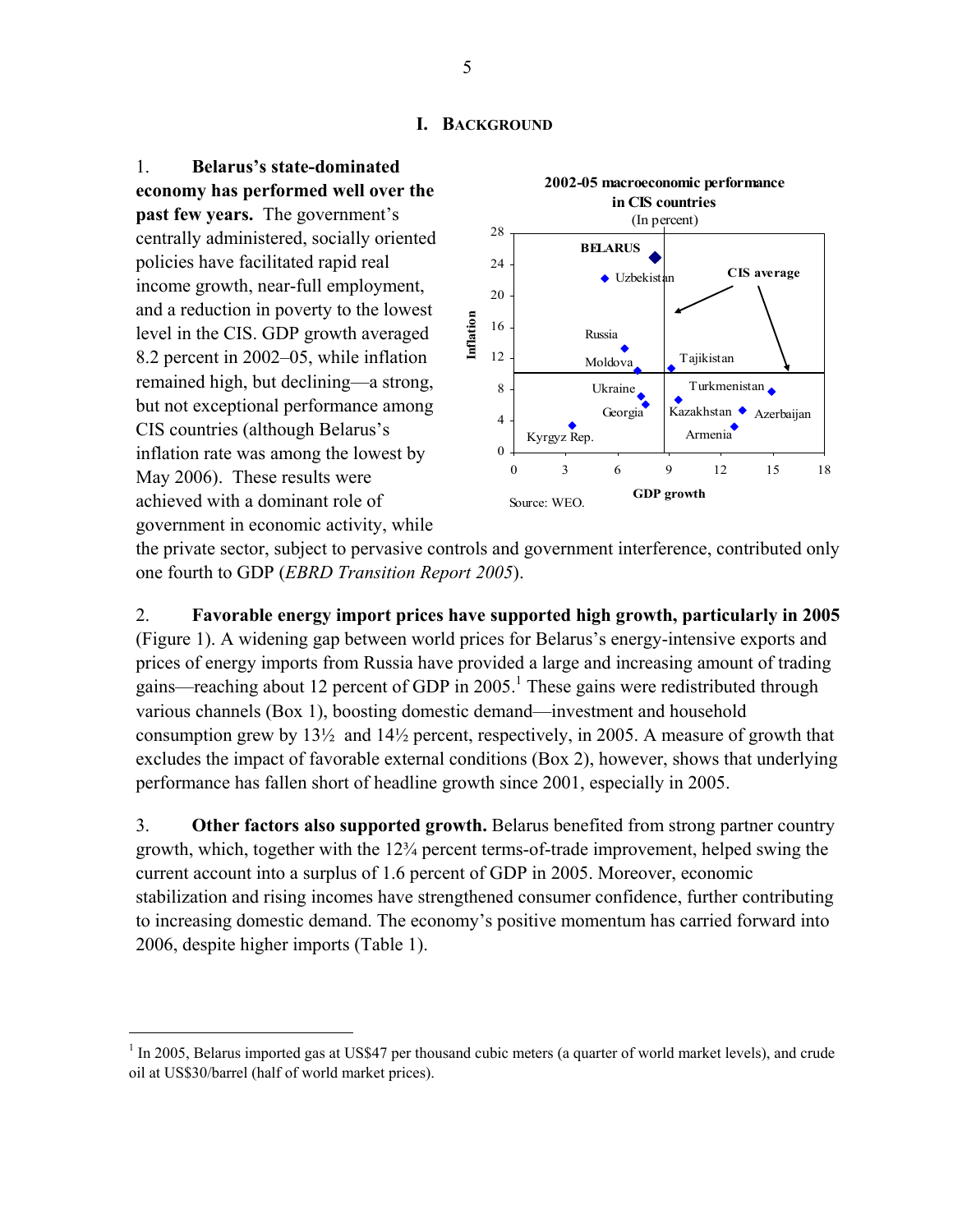# I. BACKGROUND

1. **Belarus's state-dominated economy has performed well over the past few years.** The government's centrally administered, socially oriented policies have facilitated rapid real income growth, near-full employment, and a reduction in poverty to the lowest level in the CIS. GDP growth averaged 8.2 percent in 2002–05, while inflation remained high, but declining—a strong, but not exceptional performance among CIS countries (although Belarus's inflation rate was among the lowest by May 2006). These results were achieved with a dominant role of government in economic activity, while the private sector, subject to pervasive controls and government interference, contributed only one fourth to GDP (*EBRD Transition Report 2005*).

**2002-05 macroeconomic performance in CIS countries**
(In percent)

Source: WEO.

2. **Favorable energy import prices have supported high growth, particularly in 2005** (Figure 1). A widening gap between world prices for Belarus's energy-intensive exports and prices of energy imports from Russia have provided a large and increasing amount of trading gains—reaching about 12 percent of GDP in 2005.[1] These gains were redistributed through various channels (Box 1), boosting domestic demand—investment and household consumption grew by 13½ and 14½ percent, respectively, in 2005. A measure of growth that excludes the impact of favorable external conditions (Box 2), however, shows that underlying performance has fallen short of headline growth since 2001, especially in 2005.

3. **Other factors also supported growth.** Belarus benefited from strong partner country growth, which, together with the 12¾ percent terms-of-trade improvement, helped swing the current account into a surplus of 1.6 percent of GDP in 2005. Moreover, economic stabilization and rising incomes have strengthened consumer confidence, further contributing to increasing domestic demand. The economy's positive momentum has carried forward into 2006, despite higher imports (Table 1).

---

[1] In 2005, Belarus imported gas at US$47 per thousand cubic meters (a quarter of world market levels), and crude oil at US$30/barrel (half of world market prices).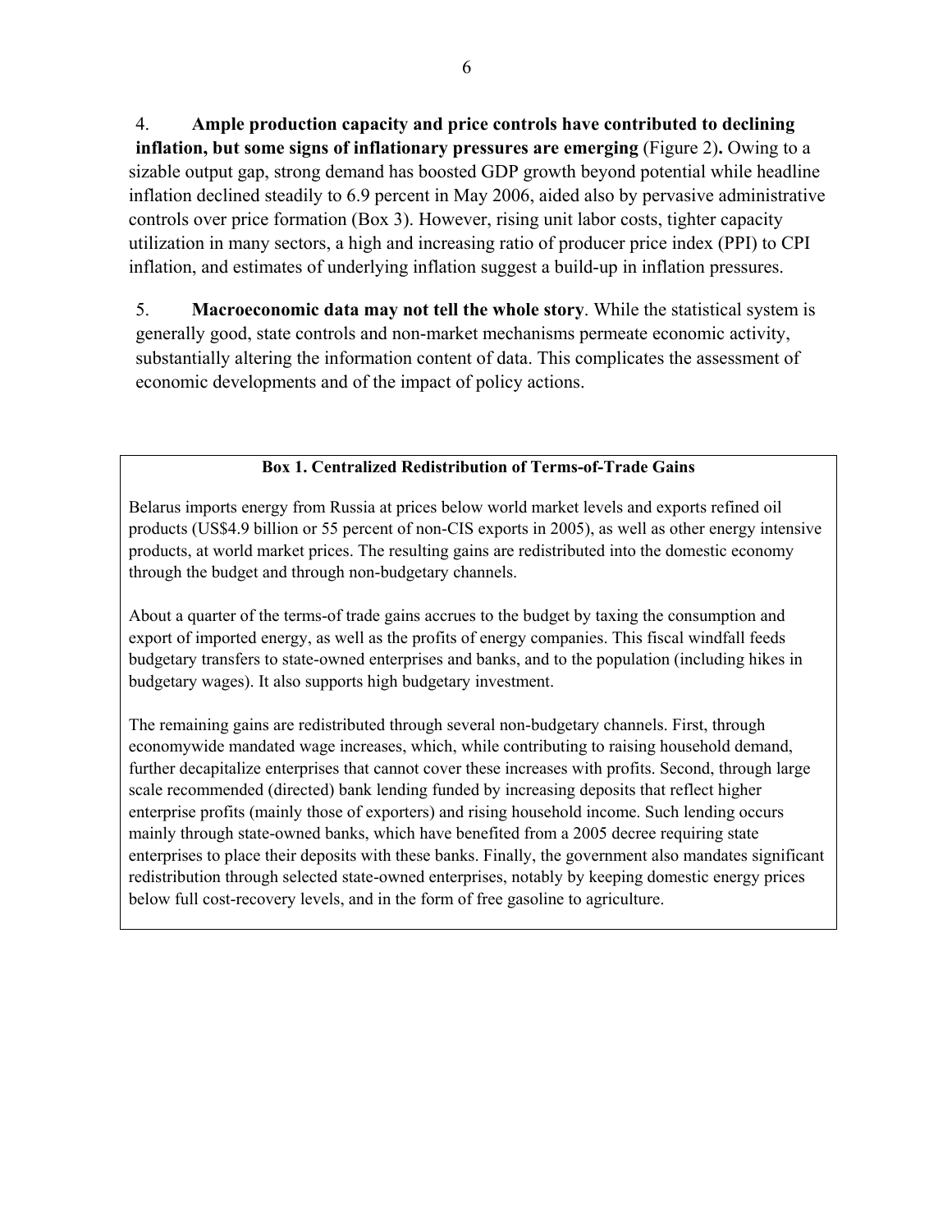4. **Ample production capacity and price controls have contributed to declining inflation, but some signs of inflationary pressures are emerging** (Figure 2)**.** Owing to a sizable output gap, strong demand has boosted GDP growth beyond potential while headline inflation declined steadily to 6.9 percent in May 2006, aided also by pervasive administrative controls over price formation (Box 3). However, rising unit labor costs, tighter capacity utilization in many sectors, a high and increasing ratio of producer price index (PPI) to CPI inflation, and estimates of underlying inflation suggest a build-up in inflation pressures.

5. **Macroeconomic data may not tell the whole story**. While the statistical system is generally good, state controls and non-market mechanisms permeate economic activity, substantially altering the information content of data. This complicates the assessment of economic developments and of the impact of policy actions.

**Box 1. Centralized Redistribution of Terms-of-Trade Gains**

Belarus imports energy from Russia at prices below world market levels and exports refined oil products (US$4.9 billion or 55 percent of non-CIS exports in 2005), as well as other energy intensive products, at world market prices. The resulting gains are redistributed into the domestic economy through the budget and through non-budgetary channels.

About a quarter of the terms-of trade gains accrues to the budget by taxing the consumption and export of imported energy, as well as the profits of energy companies. This fiscal windfall feeds budgetary transfers to state-owned enterprises and banks, and to the population (including hikes in budgetary wages). It also supports high budgetary investment.

The remaining gains are redistributed through several non-budgetary channels. First, through economywide mandated wage increases, which, while contributing to raising household demand, further decapitalize enterprises that cannot cover these increases with profits. Second, through large scale recommended (directed) bank lending funded by increasing deposits that reflect higher enterprise profits (mainly those of exporters) and rising household income. Such lending occurs mainly through state-owned banks, which have benefited from a 2005 decree requiring state enterprises to place their deposits with these banks. Finally, the government also mandates significant redistribution through selected state-owned enterprises, notably by keeping domestic energy prices below full cost-recovery levels, and in the form of free gasoline to agriculture.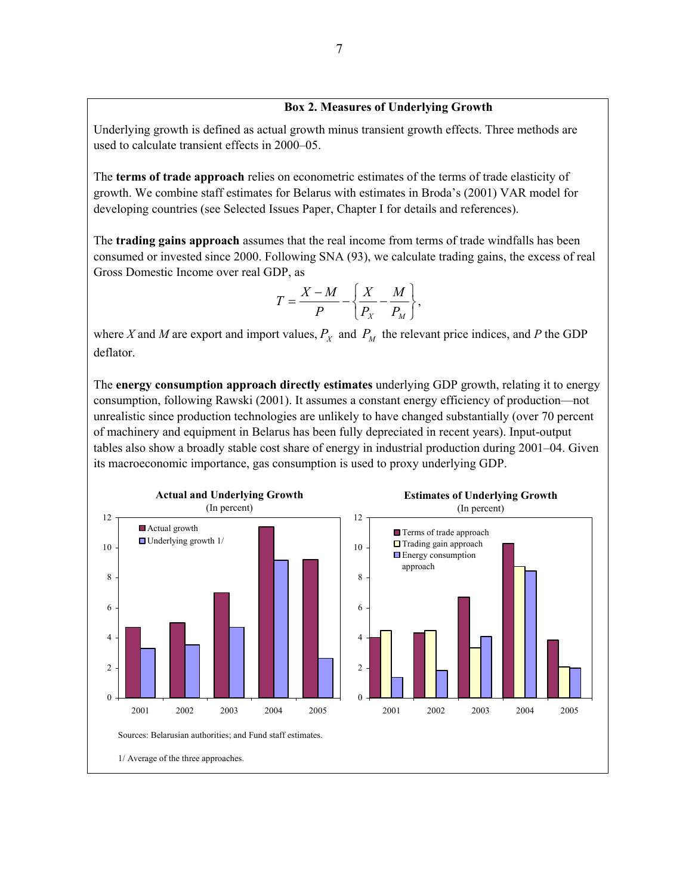### Box 2. Measures of Underlying Growth

Underlying growth is defined as actual growth minus transient growth effects. Three methods are used to calculate transient effects in 2000–05.

The **terms of trade approach** relies on econometric estimates of the terms of trade elasticity of growth. We combine staff estimates for Belarus with estimates in Broda's (2001) VAR model for developing countries (see Selected Issues Paper, Chapter I for details and references).

The **trading gains approach** assumes that the real income from terms of trade windfalls has been consumed or invested since 2000. Following SNA (93), we calculate trading gains, the excess of real Gross Domestic Income over real GDP, as

$$T = \frac{X - M}{P} - \left\{ \frac{X}{P_X} - \frac{M}{P_M} \right\},$$

where $X$ and $M$ are export and import values, $P_X$ and $P_M$ the relevant price indices, and $P$ the GDP deflator.

The **energy consumption approach directly estimates** underlying GDP growth, relating it to energy consumption, following Rawski (2001). It assumes a constant energy efficiency of production—not unrealistic since production technologies are unlikely to have changed substantially (over 70 percent of machinery and equipment in Belarus has been fully depreciated in recent years). Input-output tables also show a broadly stable cost share of energy in industrial production during 2001–04. Given its macroeconomic importance, gas consumption is used to proxy underlying GDP.

**Actual and Underlying Growth**
(In percent)

**Estimates of Underlying Growth**
(In percent)

Sources: Belarusian authorities; and Fund staff estimates.

1/ Average of the three approaches.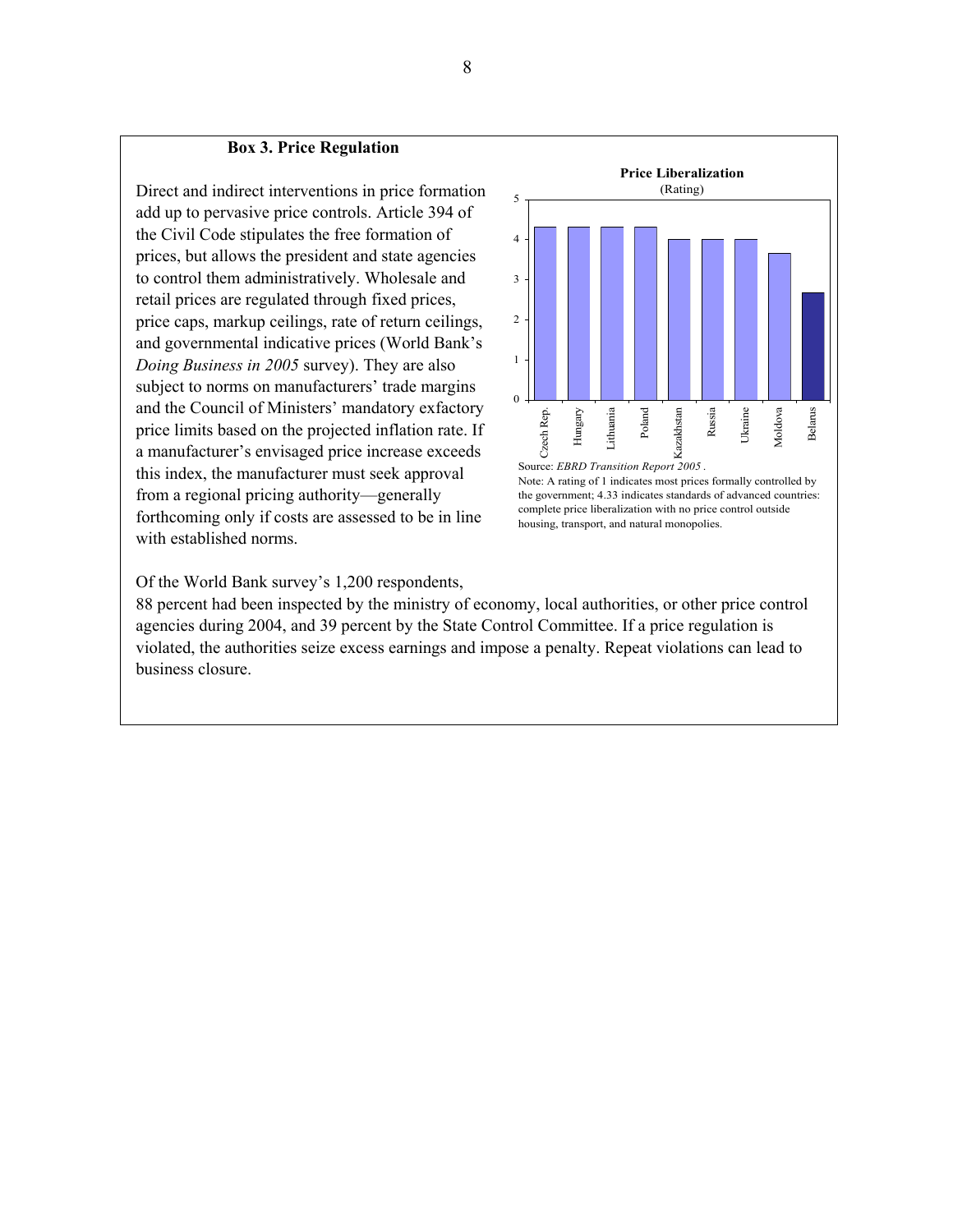### Box 3. Price Regulation

Direct and indirect interventions in price formation add up to pervasive price controls. Article 394 of the Civil Code stipulates the free formation of prices, but allows the president and state agencies to control them administratively. Wholesale and retail prices are regulated through fixed prices, price caps, markup ceilings, rate of return ceilings, and governmental indicative prices (World Bank's *Doing Business in 2005* survey). They are also subject to norms on manufacturers' trade margins and the Council of Ministers' mandatory exfactory price limits based on the projected inflation rate. If a manufacturer's envisaged price increase exceeds this index, the manufacturer must seek approval from a regional pricing authority—generally forthcoming only if costs are assessed to be in line with established norms.

**Price Liberalization**
(Rating)

| Country | Rating |
|---|---|
| Czech Rep. | 4.33 |
| Hungary | 4.33 |
| Lithuania | 4.33 |
| Poland | 4.33 |
| Kazakhstan | 4 |
| Russia | 4 |
| Ukraine | 4 |
| Moldova | 3.67 |
| Belarus | 2.67 |

Source: *EBRD Transition Report 2005*.
Note: A rating of 1 indicates most prices formally controlled by the government; 4.33 indicates standards of advanced countries: complete price liberalization with no price control outside housing, transport, and natural monopolies.

Of the World Bank survey's 1,200 respondents, 88 percent had been inspected by the ministry of economy, local authorities, or other price control agencies during 2004, and 39 percent by the State Control Committee. If a price regulation is violated, the authorities seize excess earnings and impose a penalty. Repeat violations can lead to business closure.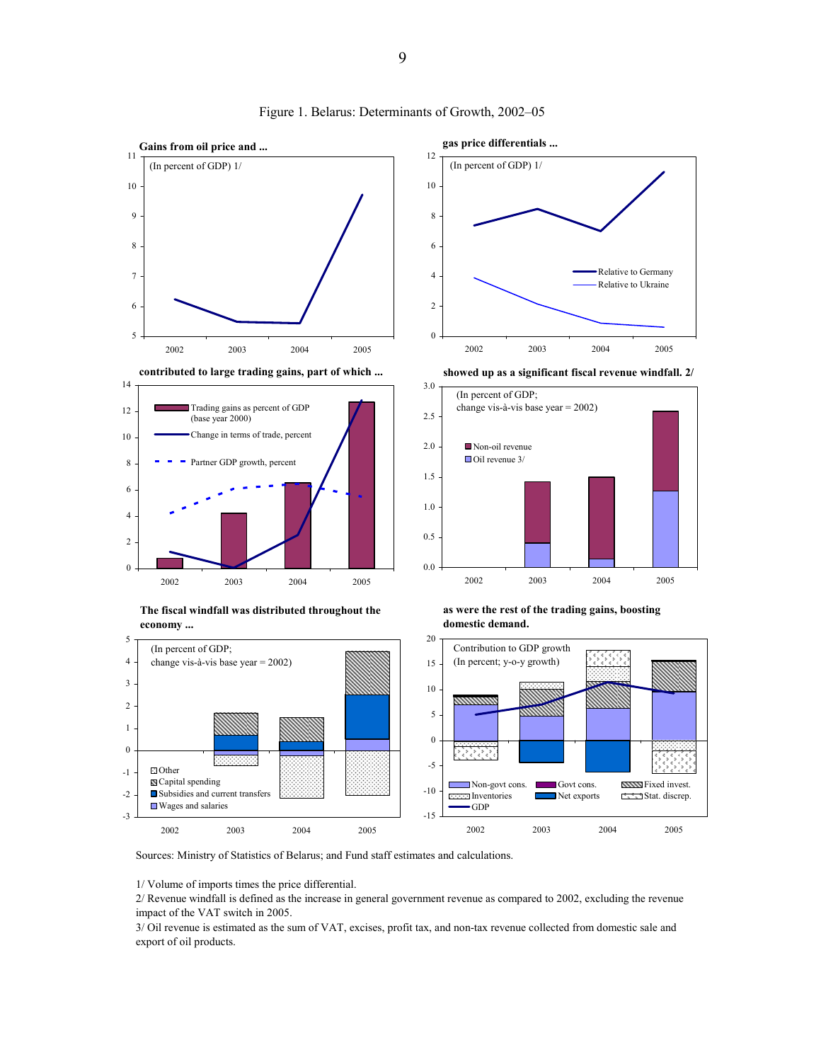Figure 1. Belarus: Determinants of Growth, 2002–05

**Gains from oil price and ...**

(In percent of GDP) 1/

**gas price differentials ...**

(In percent of GDP) 1/

Relative to Germany
Relative to Ukraine

**contributed to large trading gains, part of which ...**

Trading gains as percent of GDP (base year 2000)
Change in terms of trade, percent
Partner GDP growth, percent

**showed up as a significant fiscal revenue windfall. 2/**

(In percent of GDP; change vis-à-vis base year = 2002)

Non-oil revenue
Oil revenue 3/

**The fiscal windfall was distributed throughout the economy ...**

(In percent of GDP; change vis-à-vis base year = 2002)

Other
Capital spending
Subsidies and current transfers
Wages and salaries

**as were the rest of the trading gains, boosting domestic demand.**

Contribution to GDP growth (In percent; y-o-y growth)

Non-govt cons.
Govt cons.
Fixed invest.
Inventories
Net exports
Stat. discrep.
GDP

Sources: Ministry of Statistics of Belarus; and Fund staff estimates and calculations.

1/ Volume of imports times the price differential.

2/ Revenue windfall is defined as the increase in general government revenue as compared to 2002, excluding the revenue impact of the VAT switch in 2005.

3/ Oil revenue is estimated as the sum of VAT, excises, profit tax, and non-tax revenue collected from domestic sale and export of oil products.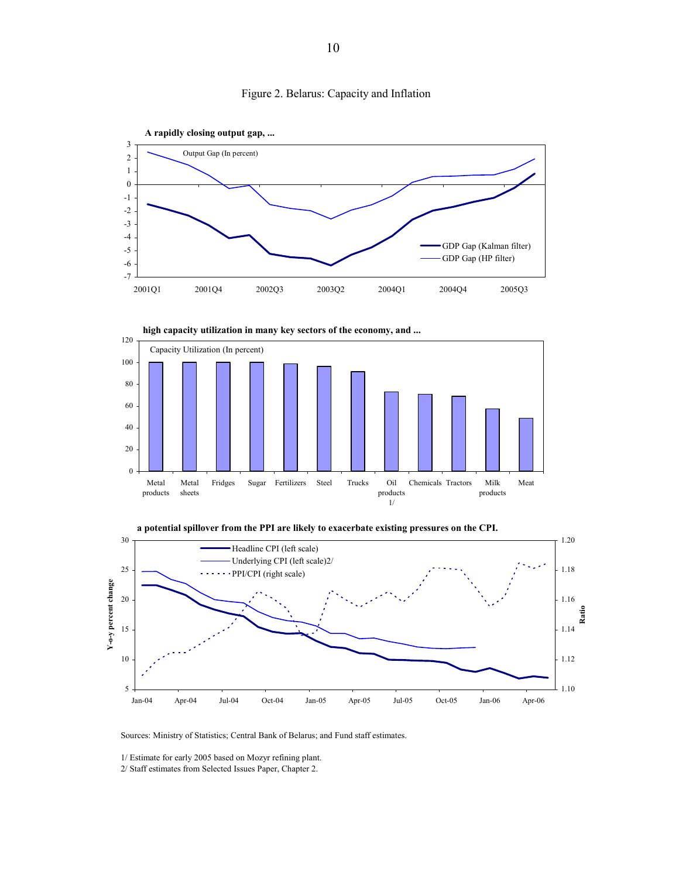Figure 2. Belarus: Capacity and Inflation

**A rapidly closing output gap, ...**

Output Gap (In percent)

GDP Gap (Kalman filter)
GDP Gap (HP filter)

**high capacity utilization in many key sectors of the economy, and ...**

Capacity Utilization (In percent)

Metal products, Metal sheets, Fridges, Sugar, Fertilizers, Steel, Trucks, Oil products 1/, Chemicals, Tractors, Milk products, Meat

**a potential spillover from the PPI are likely to exacerbate existing pressures on the CPI.**

Headline CPI (left scale)
Underlying CPI (left scale)2/
PPI/CPI (right scale)

Sources: Ministry of Statistics; Central Bank of Belarus; and Fund staff estimates.

1/ Estimate for early 2005 based on Mozyr refining plant.
2/ Staff estimates from Selected Issues Paper, Chapter 2.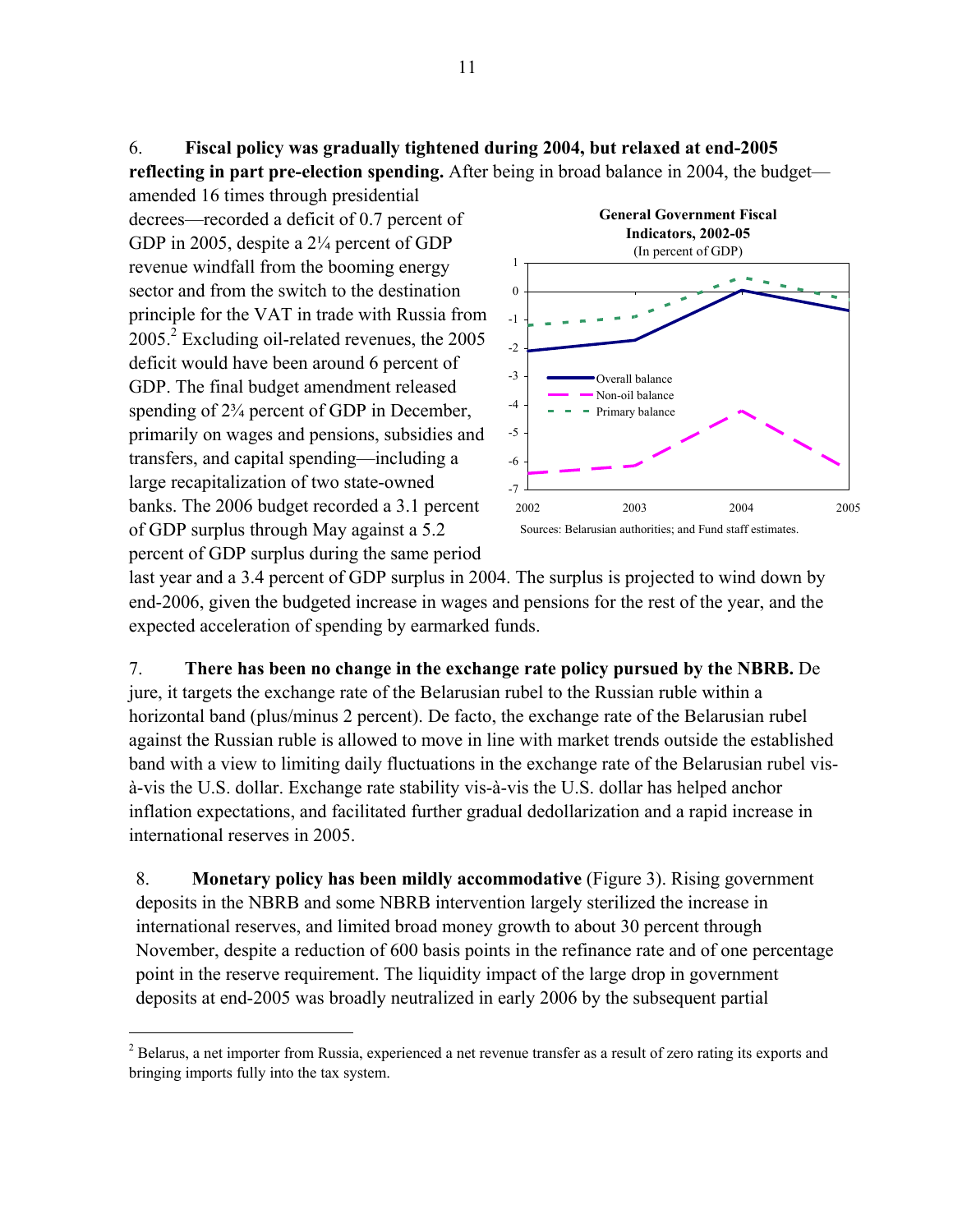6. **Fiscal policy was gradually tightened during 2004, but relaxed at end-2005 reflecting in part pre-election spending.** After being in broad balance in 2004, the budget—amended 16 times through presidential decrees—recorded a deficit of 0.7 percent of GDP in 2005, despite a 2¼ percent of GDP revenue windfall from the booming energy sector and from the switch to the destination principle for the VAT in trade with Russia from 2005.[2] Excluding oil-related revenues, the 2005 deficit would have been around 6 percent of GDP. The final budget amendment released spending of 2¾ percent of GDP in December, primarily on wages and pensions, subsidies and transfers, and capital spending—including a large recapitalization of two state-owned banks. The 2006 budget recorded a 3.1 percent of GDP surplus through May against a 5.2 percent of GDP surplus during the same period last year and a 3.4 percent of GDP surplus in 2004. The surplus is projected to wind down by end-2006, given the budgeted increase in wages and pensions for the rest of the year, and the expected acceleration of spending by earmarked funds.

**General Government Fiscal Indicators, 2002-05**
(In percent of GDP)

Sources: Belarusian authorities; and Fund staff estimates.

7. **There has been no change in the exchange rate policy pursued by the NBRB.** De jure, it targets the exchange rate of the Belarusian rubel to the Russian ruble within a horizontal band (plus/minus 2 percent). De facto, the exchange rate of the Belarusian rubel against the Russian ruble is allowed to move in line with market trends outside the established band with a view to limiting daily fluctuations in the exchange rate of the Belarusian rubel vis-à-vis the U.S. dollar. Exchange rate stability vis-à-vis the U.S. dollar has helped anchor inflation expectations, and facilitated further gradual dedollarization and a rapid increase in international reserves in 2005.

8. **Monetary policy has been mildly accommodative** (Figure 3). Rising government deposits in the NBRB and some NBRB intervention largely sterilized the increase in international reserves, and limited broad money growth to about 30 percent through November, despite a reduction of 600 basis points in the refinance rate and of one percentage point in the reserve requirement. The liquidity impact of the large drop in government deposits at end-2005 was broadly neutralized in early 2006 by the subsequent partial

[2] Belarus, a net importer from Russia, experienced a net revenue transfer as a result of zero rating its exports and bringing imports fully into the tax system.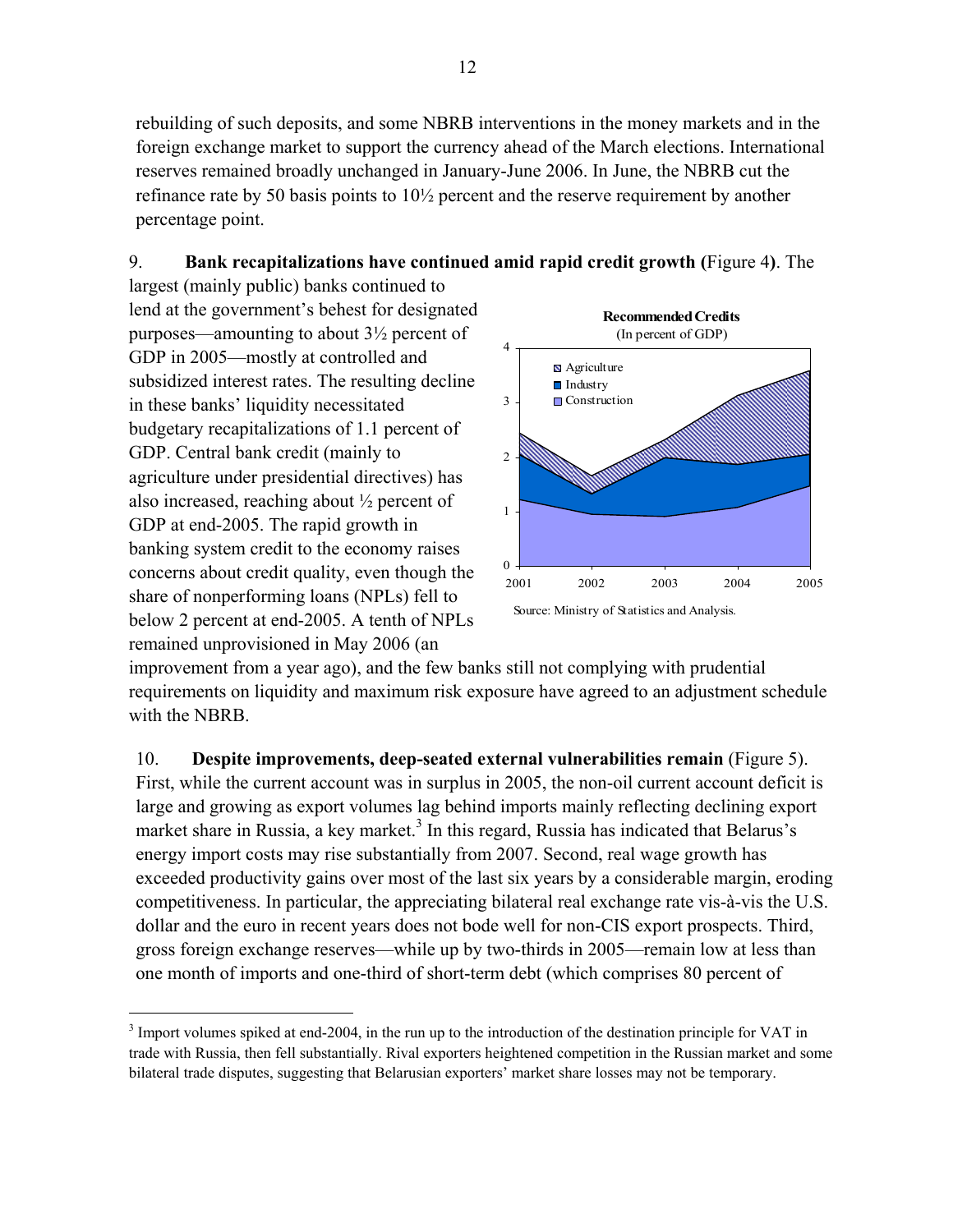rebuilding of such deposits, and some NBRB interventions in the money markets and in the foreign exchange market to support the currency ahead of the March elections. International reserves remained broadly unchanged in January-June 2006. In June, the NBRB cut the refinance rate by 50 basis points to 10½ percent and the reserve requirement by another percentage point.

9. **Bank recapitalizations have continued amid rapid credit growth (**Figure 4**)**. The largest (mainly public) banks continued to lend at the government's behest for designated purposes—amounting to about 3½ percent of GDP in 2005—mostly at controlled and subsidized interest rates. The resulting decline in these banks' liquidity necessitated budgetary recapitalizations of 1.1 percent of GDP. Central bank credit (mainly to agriculture under presidential directives) has also increased, reaching about ½ percent of GDP at end-2005. The rapid growth in banking system credit to the economy raises concerns about credit quality, even though the share of nonperforming loans (NPLs) fell to below 2 percent at end-2005. A tenth of NPLs remained unprovisioned in May 2006 (an improvement from a year ago), and the few banks still not complying with prudential requirements on liquidity and maximum risk exposure have agreed to an adjustment schedule with the NBRB.

**Recommended Credits**
(In percent of GDP)

Source: Ministry of Statistics and Analysis.

10. **Despite improvements, deep-seated external vulnerabilities remain** (Figure 5). First, while the current account was in surplus in 2005, the non-oil current account deficit is large and growing as export volumes lag behind imports mainly reflecting declining export market share in Russia, a key market.[3] In this regard, Russia has indicated that Belarus's energy import costs may rise substantially from 2007. Second, real wage growth has exceeded productivity gains over most of the last six years by a considerable margin, eroding competitiveness. In particular, the appreciating bilateral real exchange rate vis-à-vis the U.S. dollar and the euro in recent years does not bode well for non-CIS export prospects. Third, gross foreign exchange reserves—while up by two-thirds in 2005—remain low at less than one month of imports and one-third of short-term debt (which comprises 80 percent of

[3] Import volumes spiked at end-2004, in the run up to the introduction of the destination principle for VAT in trade with Russia, then fell substantially. Rival exporters heightened competition in the Russian market and some bilateral trade disputes, suggesting that Belarusian exporters' market share losses may not be temporary.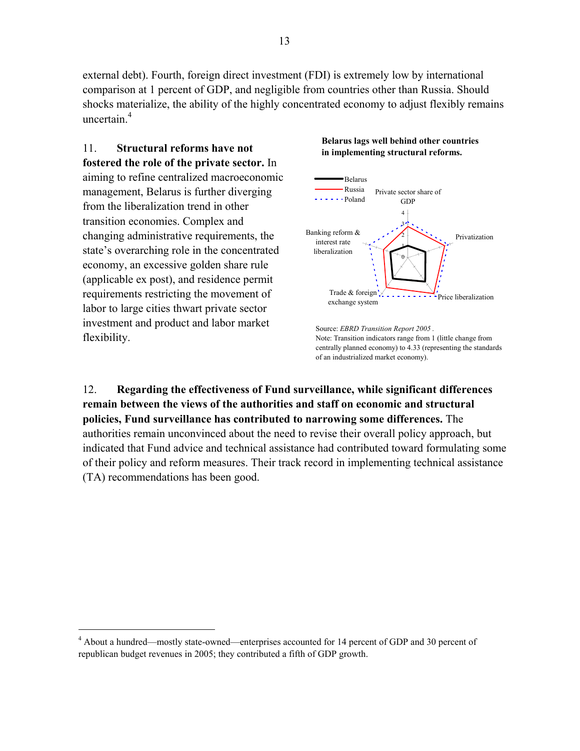external debt). Fourth, foreign direct investment (FDI) is extremely low by international comparison at 1 percent of GDP, and negligible from countries other than Russia. Should shocks materialize, the ability of the highly concentrated economy to adjust flexibly remains uncertain.[4]

11. **Structural reforms have not fostered the role of the private sector.** In aiming to refine centralized macroeconomic management, Belarus is further diverging from the liberalization trend in other transition economies. Complex and changing administrative requirements, the state's overarching role in the concentrated economy, an excessive golden share rule (applicable ex post), and residence permit requirements restricting the movement of labor to large cities thwart private sector investment and product and labor market flexibility.

**Belarus lags well behind other countries in implementing structural reforms.**

Source: *EBRD Transition Report 2005* .
Note: Transition indicators range from 1 (little change from centrally planned economy) to 4.33 (representing the standards of an industrialized market economy).

12. **Regarding the effectiveness of Fund surveillance, while significant differences remain between the views of the authorities and staff on economic and structural policies, Fund surveillance has contributed to narrowing some differences.** The authorities remain unconvinced about the need to revise their overall policy approach, but indicated that Fund advice and technical assistance had contributed toward formulating some of their policy and reform measures. Their track record in implementing technical assistance (TA) recommendations has been good.

---

[4] About a hundred—mostly state-owned—enterprises accounted for 14 percent of GDP and 30 percent of republican budget revenues in 2005; they contributed a fifth of GDP growth.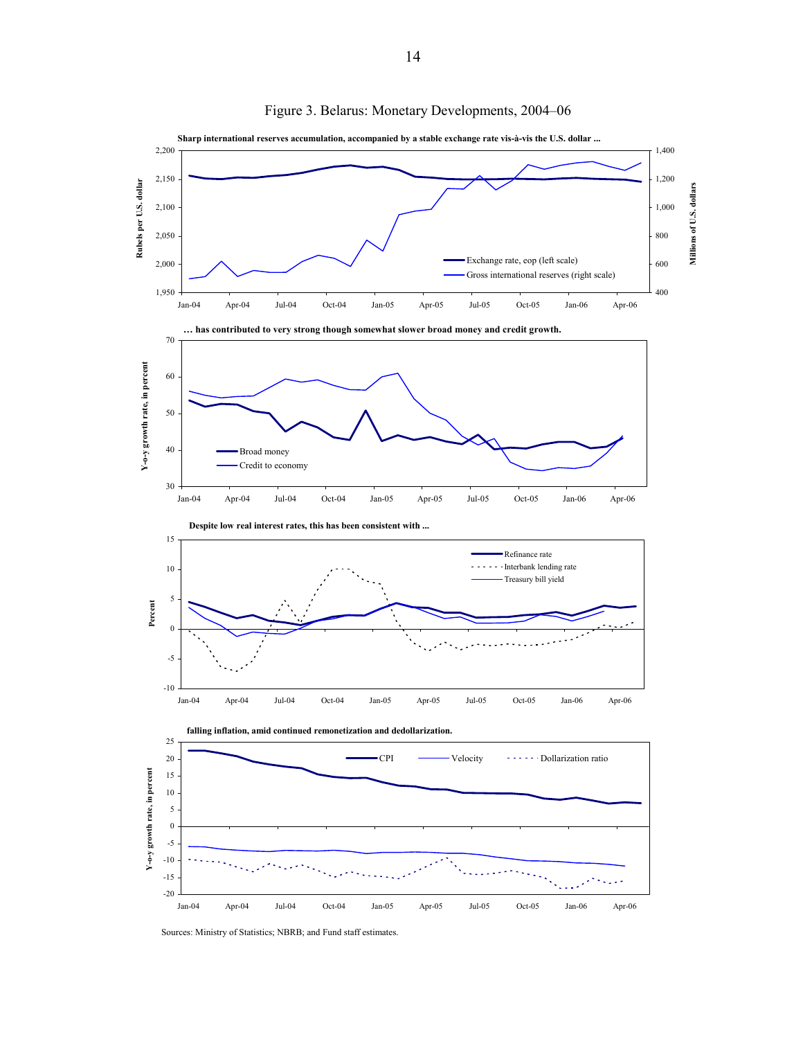Figure 3. Belarus: Monetary Developments, 2004–06

**Sharp international reserves accumulation, accompanied by a stable exchange rate vis-à-vis the U.S. dollar ...**

**… has contributed to very strong though somewhat slower broad money and credit growth.**

**Despite low real interest rates, this has been consistent with ...**

**falling inflation, amid continued remonetization and dedollarization.**

Sources: Ministry of Statistics; NBRB; and Fund staff estimates.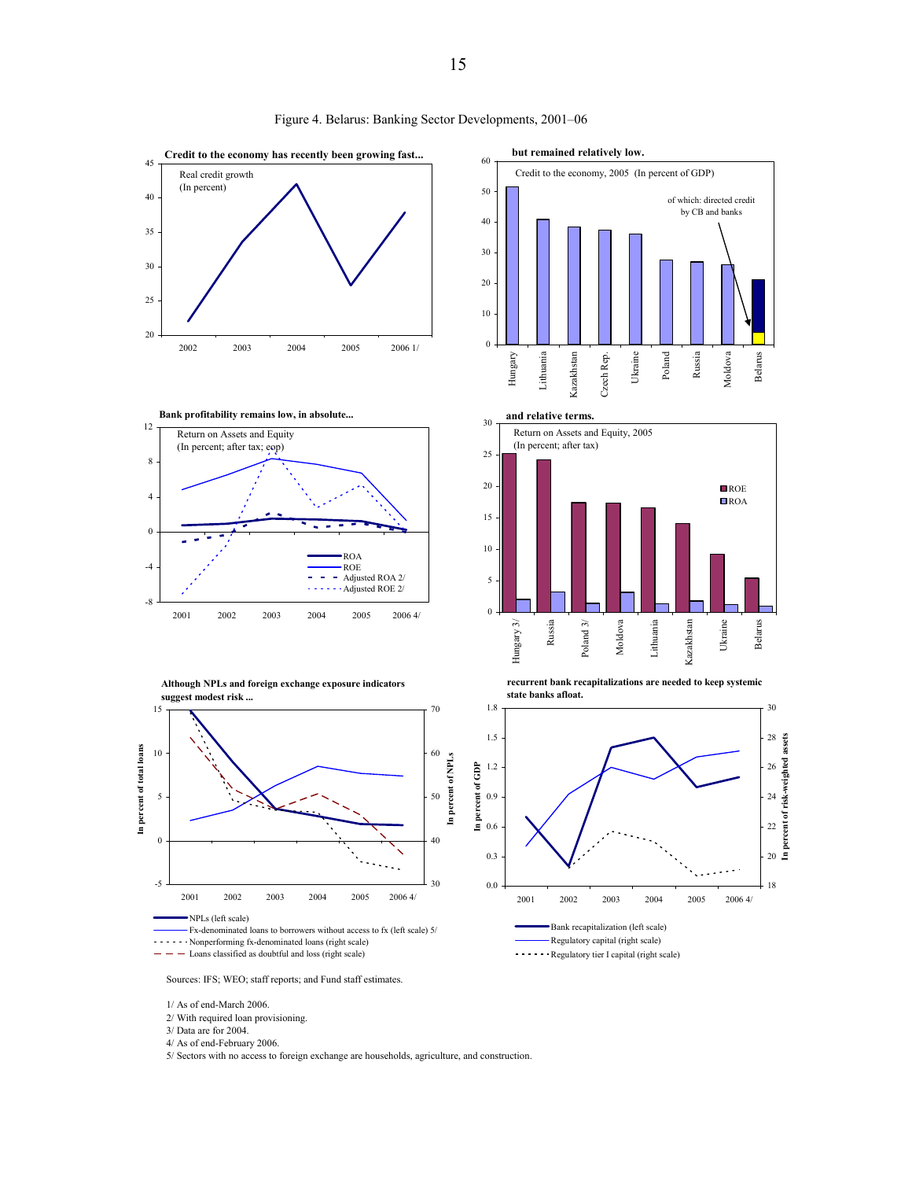Figure 4. Belarus: Banking Sector Developments, 2001–06

**Credit to the economy has recently been growing fast...**

Real credit growth (In percent)

**but remained relatively low.**

Credit to the economy, 2005 (In percent of GDP)

of which: directed credit by CB and banks

**Bank profitability remains low, in absolute...**

Return on Assets and Equity (In percent; after tax; eop)

ROA
ROE
Adjusted ROA 2/
Adjusted ROE 2/

**and relative terms.**

Return on Assets and Equity, 2005 (In percent; after tax)

ROE
ROA

**Although NPLs and foreign exchange exposure indicators suggest modest risk ...**

NPLs (left scale)
Fx-denominated loans to borrowers without access to fx (left scale) 5/
Nonperforming fx-denominated loans (right scale)
Loans classified as doubtful and loss (right scale)

**recurrent bank recapitalizations are needed to keep systemic state banks afloat.**

Bank recapitalization (left scale)
Regulatory capital (right scale)
Regulatory tier I capital (right scale)

Sources: IFS; WEO; staff reports; and Fund staff estimates.

1/ As of end-March 2006.
2/ With required loan provisioning.
3/ Data are for 2004.
4/ As of end-February 2006.
5/ Sectors with no access to foreign exchange are households, agriculture, and construction.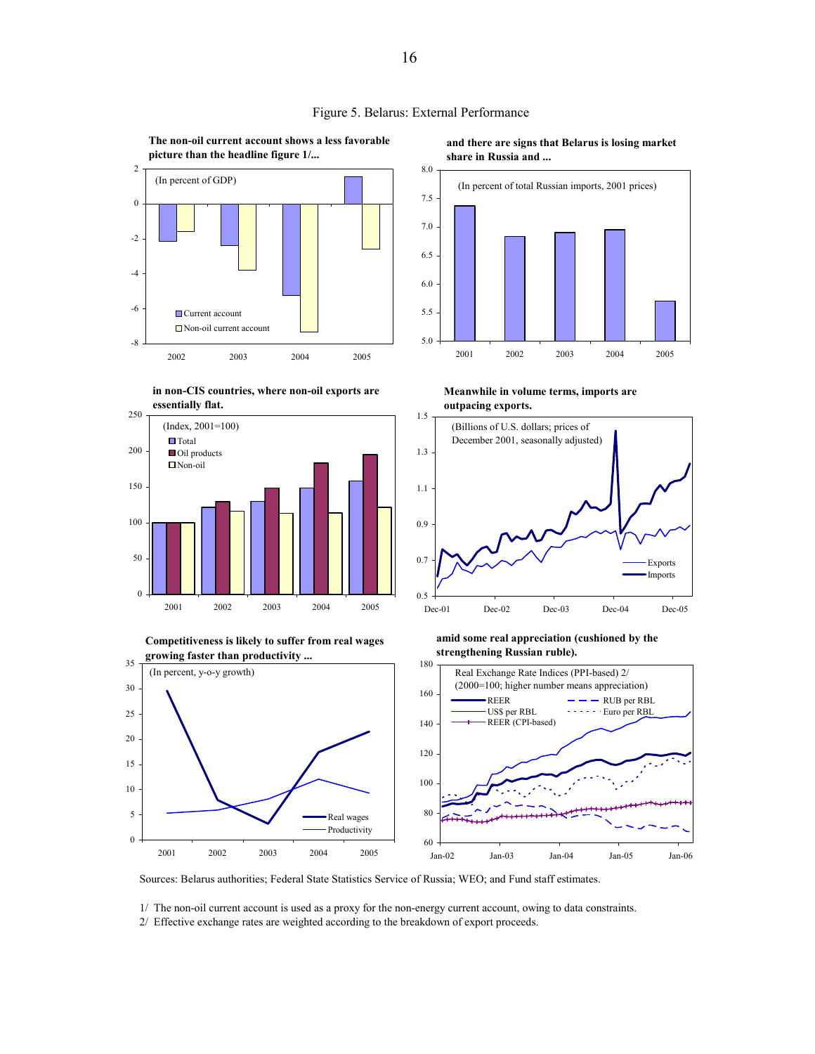# Figure 5. Belarus: External Performance

**The non-oil current account shows a less favorable picture than the headline figure 1/...**

(In percent of GDP)

Current account; Non-oil current account

**and there are signs that Belarus is losing market share in Russia and ...**

(In percent of total Russian imports, 2001 prices)

**in non-CIS countries, where non-oil exports are essentially flat.**

(Index, 2001=100)

Total; Oil products; Non-oil

**Meanwhile in volume terms, imports are outpacing exports.**

(Billions of U.S. dollars; prices of December 2001, seasonally adjusted)

Exports; Imports

**Competitiveness is likely to suffer from real wages growing faster than productivity ...**

(In percent, y-o-y growth)

Real wages; Productivity

**amid some real appreciation (cushioned by the strengthening Russian ruble).**

Real Exchange Rate Indices (PPI-based) 2/
(2000=100; higher number means appreciation)

REER; RUB per RBL; US$ per RBL; Euro per RBL; REER (CPI-based)

Sources: Belarus authorities; Federal State Statistics Service of Russia; WEO; and Fund staff estimates.

1/ The non-oil current account is used as a proxy for the non-energy current account, owing to data constraints.

2/ Effective exchange rates are weighted according to the breakdown of export proceeds.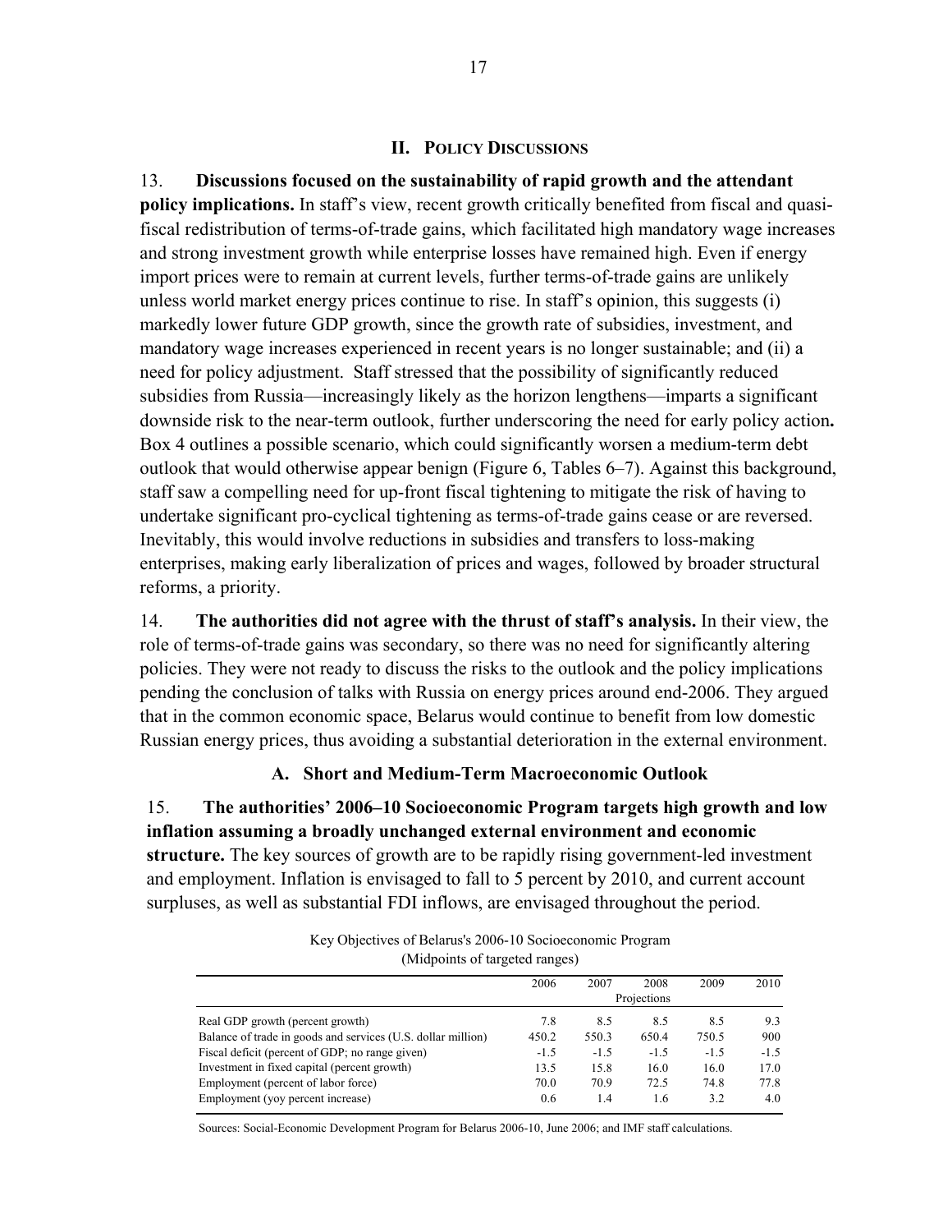## II. Policy Discussions

13. **Discussions focused on the sustainability of rapid growth and the attendant policy implications.** In staff's view, recent growth critically benefited from fiscal and quasi-fiscal redistribution of terms-of-trade gains, which facilitated high mandatory wage increases and strong investment growth while enterprise losses have remained high. Even if energy import prices were to remain at current levels, further terms-of-trade gains are unlikely unless world market energy prices continue to rise. In staff's opinion, this suggests (i) markedly lower future GDP growth, since the growth rate of subsidies, investment, and mandatory wage increases experienced in recent years is no longer sustainable; and (ii) a need for policy adjustment. Staff stressed that the possibility of significantly reduced subsidies from Russia—increasingly likely as the horizon lengthens—imparts a significant downside risk to the near-term outlook, further underscoring the need for early policy action**.** Box 4 outlines a possible scenario, which could significantly worsen a medium-term debt outlook that would otherwise appear benign (Figure 6, Tables 6–7). Against this background, staff saw a compelling need for up-front fiscal tightening to mitigate the risk of having to undertake significant pro-cyclical tightening as terms-of-trade gains cease or are reversed. Inevitably, this would involve reductions in subsidies and transfers to loss-making enterprises, making early liberalization of prices and wages, followed by broader structural reforms, a priority.

14. **The authorities did not agree with the thrust of staff's analysis.** In their view, the role of terms-of-trade gains was secondary, so there was no need for significantly altering policies. They were not ready to discuss the risks to the outlook and the policy implications pending the conclusion of talks with Russia on energy prices around end-2006. They argued that in the common economic space, Belarus would continue to benefit from low domestic Russian energy prices, thus avoiding a substantial deterioration in the external environment.

### A. Short and Medium-Term Macroeconomic Outlook

15. **The authorities' 2006–10 Socioeconomic Program targets high growth and low inflation assuming a broadly unchanged external environment and economic structure.** The key sources of growth are to be rapidly rising government-led investment and employment. Inflation is envisaged to fall to 5 percent by 2010, and current account surpluses, as well as substantial FDI inflows, are envisaged throughout the period.

Key Objectives of Belarus's 2006-10 Socioeconomic Program
(Midpoints of targeted ranges)

| | 2006 | 2007 | 2008 | 2009 | 2010 |
|---|---|---|---|---|---|
| | | | Projections | | |
| Real GDP growth (percent growth) | 7.8 | 8.5 | 8.5 | 8.5 | 9.3 |
| Balance of trade in goods and services (U.S. dollar million) | 450.2 | 550.3 | 650.4 | 750.5 | 900 |
| Fiscal deficit (percent of GDP; no range given) | -1.5 | -1.5 | -1.5 | -1.5 | -1.5 |
| Investment in fixed capital (percent growth) | 13.5 | 15.8 | 16.0 | 16.0 | 17.0 |
| Employment (percent of labor force) | 70.0 | 70.9 | 72.5 | 74.8 | 77.8 |
| Employment (yoy percent increase) | 0.6 | 1.4 | 1.6 | 3.2 | 4.0 |

Sources: Social-Economic Development Program for Belarus 2006-10, June 2006; and IMF staff calculations.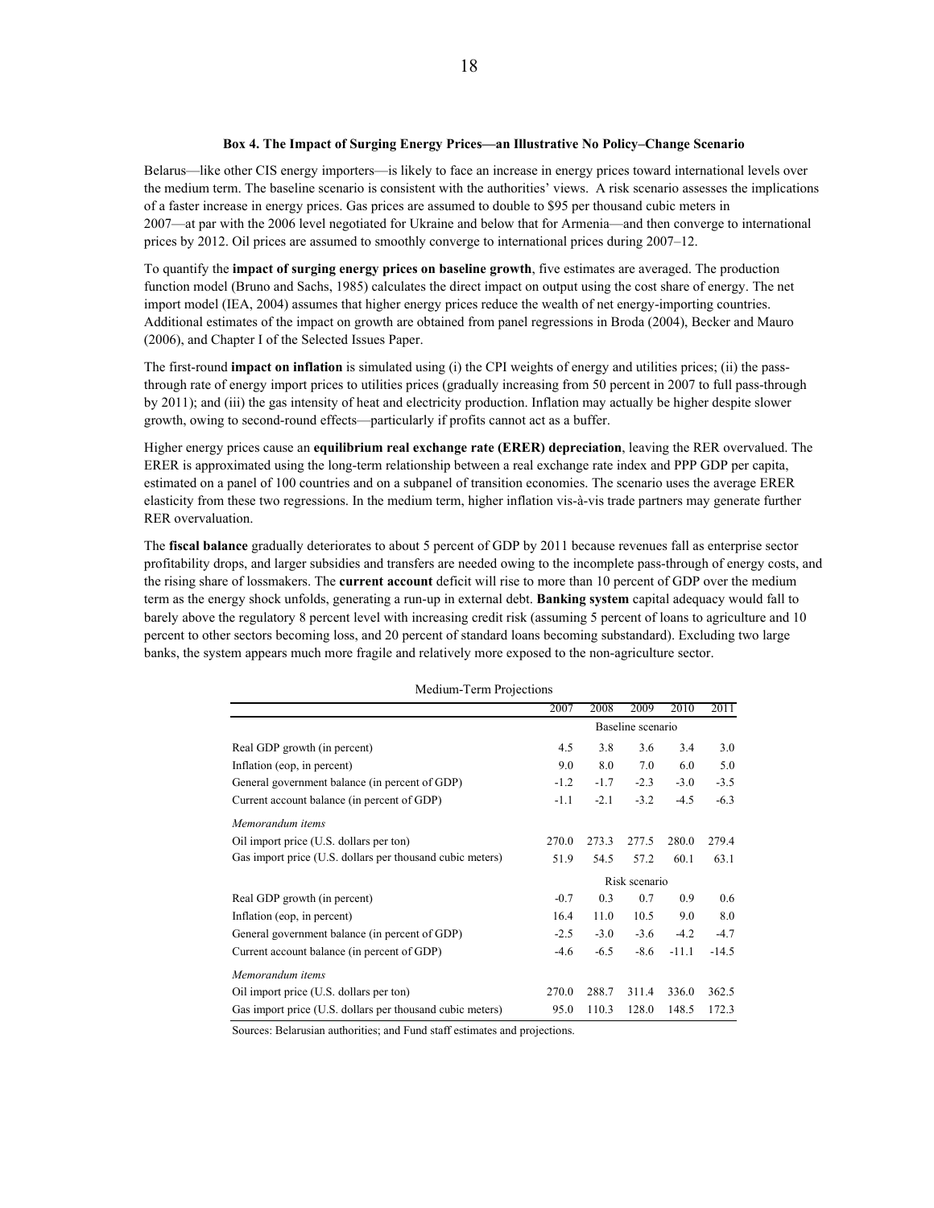### Box 4. The Impact of Surging Energy Prices—an Illustrative No Policy–Change Scenario

Belarus—like other CIS energy importers—is likely to face an increase in energy prices toward international levels over the medium term. The baseline scenario is consistent with the authorities' views. A risk scenario assesses the implications of a faster increase in energy prices. Gas prices are assumed to double to \$95 per thousand cubic meters in 2007—at par with the 2006 level negotiated for Ukraine and below that for Armenia—and then converge to international prices by 2012. Oil prices are assumed to smoothly converge to international prices during 2007–12.

To quantify the **impact of surging energy prices on baseline growth**, five estimates are averaged. The production function model (Bruno and Sachs, 1985) calculates the direct impact on output using the cost share of energy. The net import model (IEA, 2004) assumes that higher energy prices reduce the wealth of net energy-importing countries. Additional estimates of the impact on growth are obtained from panel regressions in Broda (2004), Becker and Mauro (2006), and Chapter I of the Selected Issues Paper.

The first-round **impact on inflation** is simulated using (i) the CPI weights of energy and utilities prices; (ii) the pass-through rate of energy import prices to utilities prices (gradually increasing from 50 percent in 2007 to full pass-through by 2011); and (iii) the gas intensity of heat and electricity production. Inflation may actually be higher despite slower growth, owing to second-round effects—particularly if profits cannot act as a buffer.

Higher energy prices cause an **equilibrium real exchange rate (ERER) depreciation**, leaving the RER overvalued. The ERER is approximated using the long-term relationship between a real exchange rate index and PPP GDP per capita, estimated on a panel of 100 countries and on a subpanel of transition economies. The scenario uses the average ERER elasticity from these two regressions. In the medium term, higher inflation vis-à-vis trade partners may generate further RER overvaluation.

The **fiscal balance** gradually deteriorates to about 5 percent of GDP by 2011 because revenues fall as enterprise sector profitability drops, and larger subsidies and transfers are needed owing to the incomplete pass-through of energy costs, and the rising share of lossmakers. The **current account** deficit will rise to more than 10 percent of GDP over the medium term as the energy shock unfolds, generating a run-up in external debt. **Banking system** capital adequacy would fall to barely above the regulatory 8 percent level with increasing credit risk (assuming 5 percent of loans to agriculture and 10 percent to other sectors becoming loss, and 20 percent of standard loans becoming substandard). Excluding two large banks, the system appears much more fragile and relatively more exposed to the non-agriculture sector.

Medium-Term Projections

| | 2007 | 2008 | 2009 | 2010 | 2011 |
|---|---|---|---|---|---|
| | Baseline scenario | | | | |
| Real GDP growth (in percent) | 4.5 | 3.8 | 3.6 | 3.4 | 3.0 |
| Inflation (eop, in percent) | 9.0 | 8.0 | 7.0 | 6.0 | 5.0 |
| General government balance (in percent of GDP) | -1.2 | -1.7 | -2.3 | -3.0 | -3.5 |
| Current account balance (in percent of GDP) | -1.1 | -2.1 | -3.2 | -4.5 | -6.3 |
| *Memorandum items* | | | | | |
| Oil import price (U.S. dollars per ton) | 270.0 | 273.3 | 277.5 | 280.0 | 279.4 |
| Gas import price (U.S. dollars per thousand cubic meters) | 51.9 | 54.5 | 57.2 | 60.1 | 63.1 |
| | Risk scenario | | | | |
| Real GDP growth (in percent) | -0.7 | 0.3 | 0.7 | 0.9 | 0.6 |
| Inflation (eop, in percent) | 16.4 | 11.0 | 10.5 | 9.0 | 8.0 |
| General government balance (in percent of GDP) | -2.5 | -3.0 | -3.6 | -4.2 | -4.7 |
| Current account balance (in percent of GDP) | -4.6 | -6.5 | -8.6 | -11.1 | -14.5 |
| *Memorandum items* | | | | | |
| Oil import price (U.S. dollars per ton) | 270.0 | 288.7 | 311.4 | 336.0 | 362.5 |
| Gas import price (U.S. dollars per thousand cubic meters) | 95.0 | 110.3 | 128.0 | 148.5 | 172.3 |

Sources: Belarusian authorities; and Fund staff estimates and projections.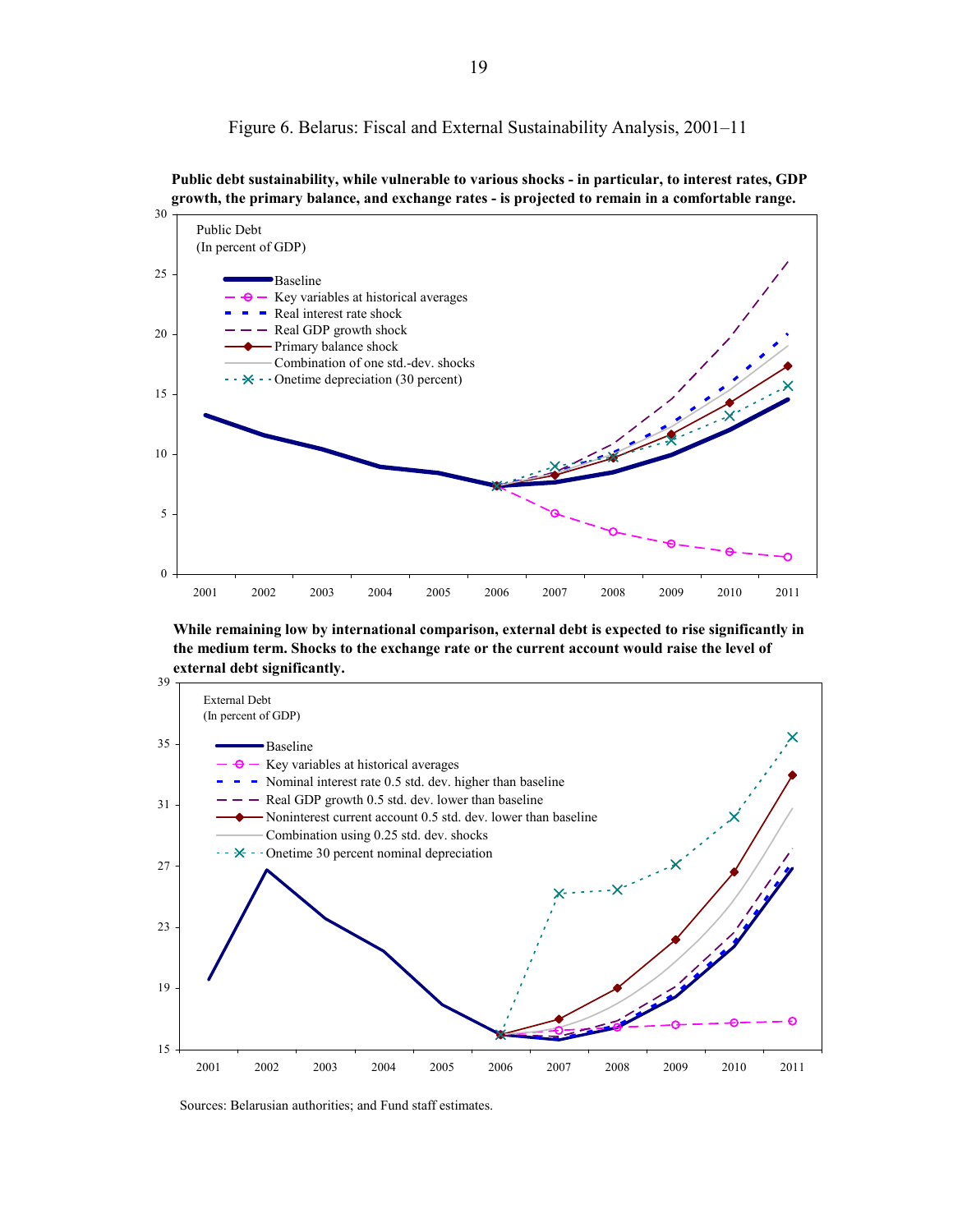Figure 6. Belarus: Fiscal and External Sustainability Analysis, 2001–11

**Public debt sustainability, while vulnerable to various shocks - in particular, to interest rates, GDP growth, the primary balance, and exchange rates - is projected to remain in a comfortable range.**

Public Debt
(In percent of GDP)

- Baseline
- Key variables at historical averages
- Real interest rate shock
- Real GDP growth shock
- Primary balance shock
- Combination of one std.-dev. shocks
- Onetime depreciation (30 percent)

**While remaining low by international comparison, external debt is expected to rise significantly in the medium term. Shocks to the exchange rate or the current account would raise the level of external debt significantly.**

External Debt
(In percent of GDP)

- Baseline
- Key variables at historical averages
- Nominal interest rate 0.5 std. dev. higher than baseline
- Real GDP growth 0.5 std. dev. lower than baseline
- Noninterest current account 0.5 std. dev. lower than baseline
- Combination using 0.25 std. dev. shocks
- Onetime 30 percent nominal depreciation

Sources: Belarusian authorities; and Fund staff estimates.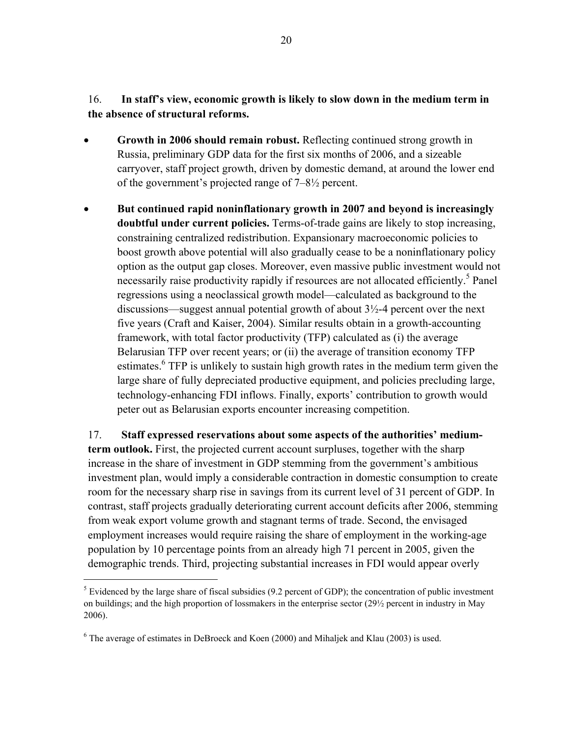16. **In staff's view, economic growth is likely to slow down in the medium term in the absence of structural reforms.**

- **Growth in 2006 should remain robust.** Reflecting continued strong growth in Russia, preliminary GDP data for the first six months of 2006, and a sizeable carryover, staff project growth, driven by domestic demand, at around the lower end of the government's projected range of 7–8½ percent.

- **But continued rapid noninflationary growth in 2007 and beyond is increasingly doubtful under current policies.** Terms-of-trade gains are likely to stop increasing, constraining centralized redistribution. Expansionary macroeconomic policies to boost growth above potential will also gradually cease to be a noninflationary policy option as the output gap closes. Moreover, even massive public investment would not necessarily raise productivity rapidly if resources are not allocated efficiently.[5] Panel regressions using a neoclassical growth model—calculated as background to the discussions—suggest annual potential growth of about 3½-4 percent over the next five years (Craft and Kaiser, 2004). Similar results obtain in a growth-accounting framework, with total factor productivity (TFP) calculated as (i) the average Belarusian TFP over recent years; or (ii) the average of transition economy TFP estimates.[6] TFP is unlikely to sustain high growth rates in the medium term given the large share of fully depreciated productive equipment, and policies precluding large, technology-enhancing FDI inflows. Finally, exports' contribution to growth would peter out as Belarusian exports encounter increasing competition.

17. **Staff expressed reservations about some aspects of the authorities' medium-term outlook.** First, the projected current account surpluses, together with the sharp increase in the share of investment in GDP stemming from the government's ambitious investment plan, would imply a considerable contraction in domestic consumption to create room for the necessary sharp rise in savings from its current level of 31 percent of GDP. In contrast, staff projects gradually deteriorating current account deficits after 2006, stemming from weak export volume growth and stagnant terms of trade. Second, the envisaged employment increases would require raising the share of employment in the working-age population by 10 percentage points from an already high 71 percent in 2005, given the demographic trends. Third, projecting substantial increases in FDI would appear overly

---

[5] Evidenced by the large share of fiscal subsidies (9.2 percent of GDP); the concentration of public investment on buildings; and the high proportion of lossmakers in the enterprise sector (29½ percent in industry in May 2006).

[6] The average of estimates in DeBroeck and Koen (2000) and Mihaljek and Klau (2003) is used.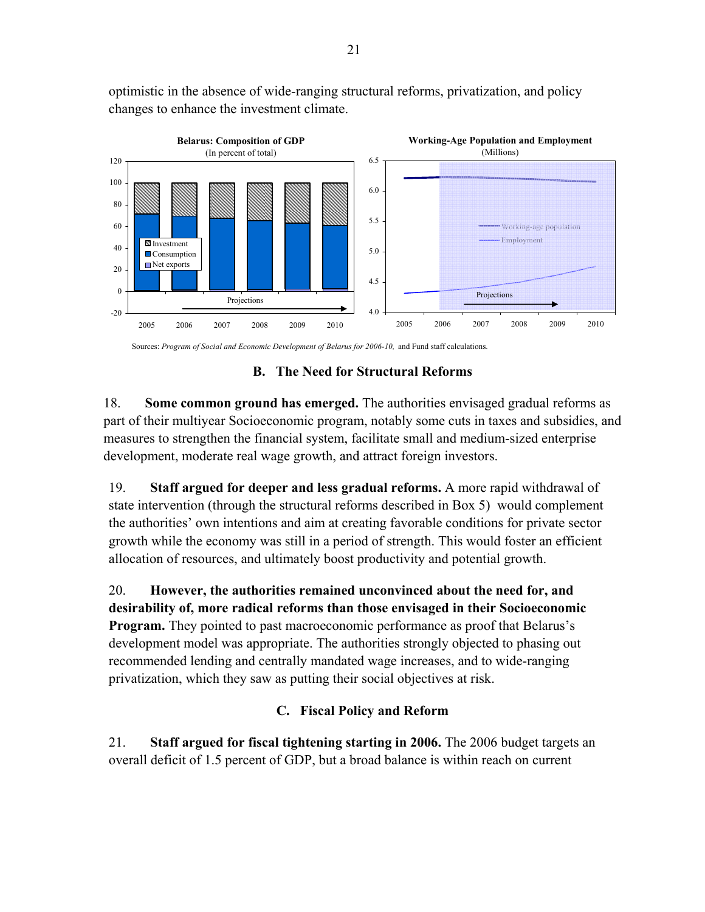optimistic in the absence of wide-ranging structural reforms, privatization, and policy changes to enhance the investment climate.

**Belarus: Composition of GDP**
(In percent of total)

**Working-Age Population and Employment**
(Millions)

Sources: *Program of Social and Economic Development of Belarus for 2006-10,* and Fund staff calculations.

## B. The Need for Structural Reforms

18. **Some common ground has emerged.** The authorities envisaged gradual reforms as part of their multiyear Socioeconomic program, notably some cuts in taxes and subsidies, and measures to strengthen the financial system, facilitate small and medium-sized enterprise development, moderate real wage growth, and attract foreign investors.

19. **Staff argued for deeper and less gradual reforms.** A more rapid withdrawal of state intervention (through the structural reforms described in Box 5) would complement the authorities' own intentions and aim at creating favorable conditions for private sector growth while the economy was still in a period of strength. This would foster an efficient allocation of resources, and ultimately boost productivity and potential growth.

20. **However, the authorities remained unconvinced about the need for, and desirability of, more radical reforms than those envisaged in their Socioeconomic Program.** They pointed to past macroeconomic performance as proof that Belarus's development model was appropriate. The authorities strongly objected to phasing out recommended lending and centrally mandated wage increases, and to wide-ranging privatization, which they saw as putting their social objectives at risk.

## C. Fiscal Policy and Reform

21. **Staff argued for fiscal tightening starting in 2006.** The 2006 budget targets an overall deficit of 1.5 percent of GDP, but a broad balance is within reach on current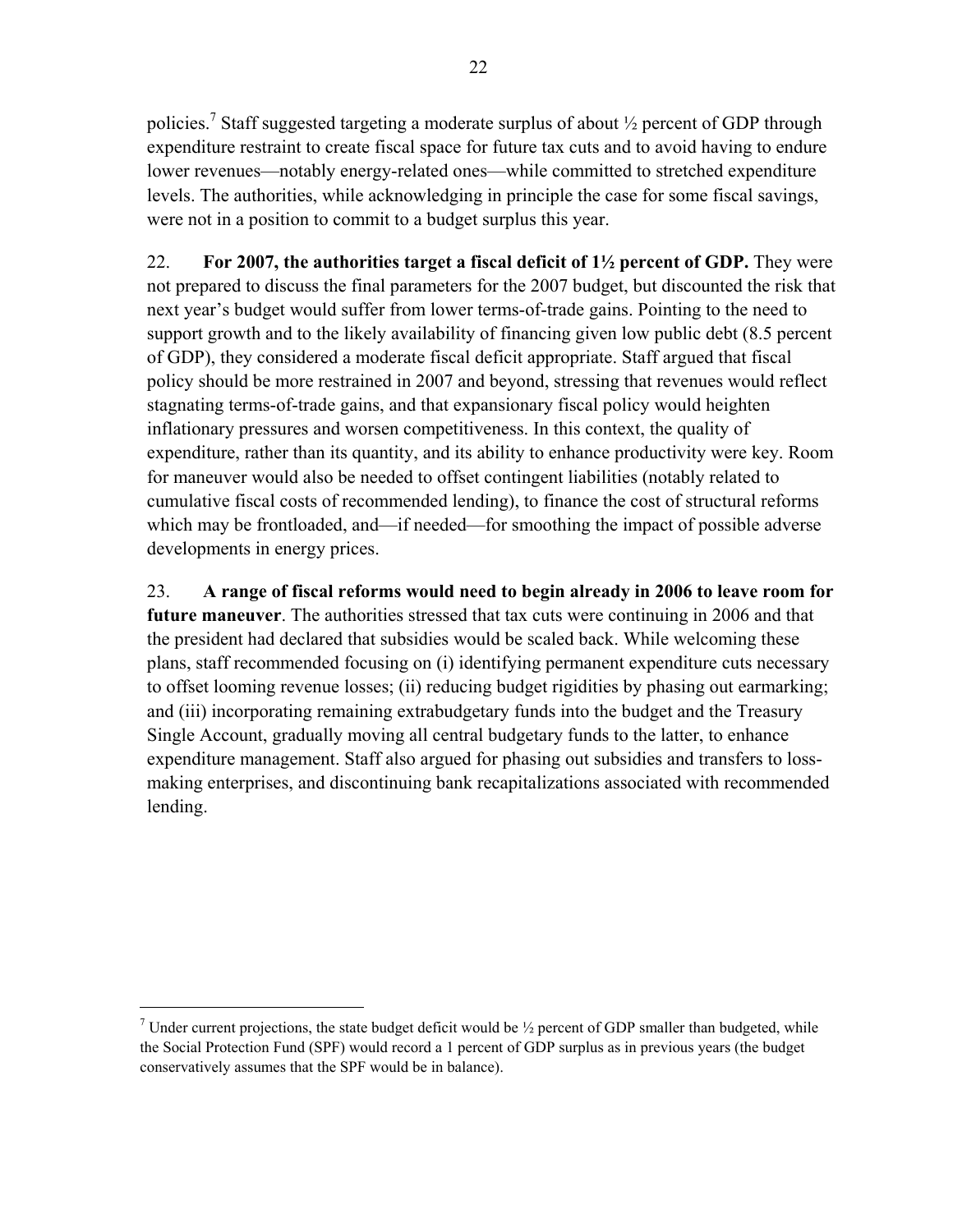policies.[7] Staff suggested targeting a moderate surplus of about ½ percent of GDP through expenditure restraint to create fiscal space for future tax cuts and to avoid having to endure lower revenues—notably energy-related ones—while committed to stretched expenditure levels. The authorities, while acknowledging in principle the case for some fiscal savings, were not in a position to commit to a budget surplus this year.

22. **For 2007, the authorities target a fiscal deficit of 1½ percent of GDP.** They were not prepared to discuss the final parameters for the 2007 budget, but discounted the risk that next year's budget would suffer from lower terms-of-trade gains. Pointing to the need to support growth and to the likely availability of financing given low public debt (8.5 percent of GDP), they considered a moderate fiscal deficit appropriate. Staff argued that fiscal policy should be more restrained in 2007 and beyond, stressing that revenues would reflect stagnating terms-of-trade gains, and that expansionary fiscal policy would heighten inflationary pressures and worsen competitiveness. In this context, the quality of expenditure, rather than its quantity, and its ability to enhance productivity were key. Room for maneuver would also be needed to offset contingent liabilities (notably related to cumulative fiscal costs of recommended lending), to finance the cost of structural reforms which may be frontloaded, and—if needed—for smoothing the impact of possible adverse developments in energy prices.

23. **A range of fiscal reforms would need to begin already in 2006 to leave room for future maneuver**. The authorities stressed that tax cuts were continuing in 2006 and that the president had declared that subsidies would be scaled back. While welcoming these plans, staff recommended focusing on (i) identifying permanent expenditure cuts necessary to offset looming revenue losses; (ii) reducing budget rigidities by phasing out earmarking; and (iii) incorporating remaining extrabudgetary funds into the budget and the Treasury Single Account, gradually moving all central budgetary funds to the latter, to enhance expenditure management. Staff also argued for phasing out subsidies and transfers to loss-making enterprises, and discontinuing bank recapitalizations associated with recommended lending.

---

[7] Under current projections, the state budget deficit would be ½ percent of GDP smaller than budgeted, while the Social Protection Fund (SPF) would record a 1 percent of GDP surplus as in previous years (the budget conservatively assumes that the SPF would be in balance).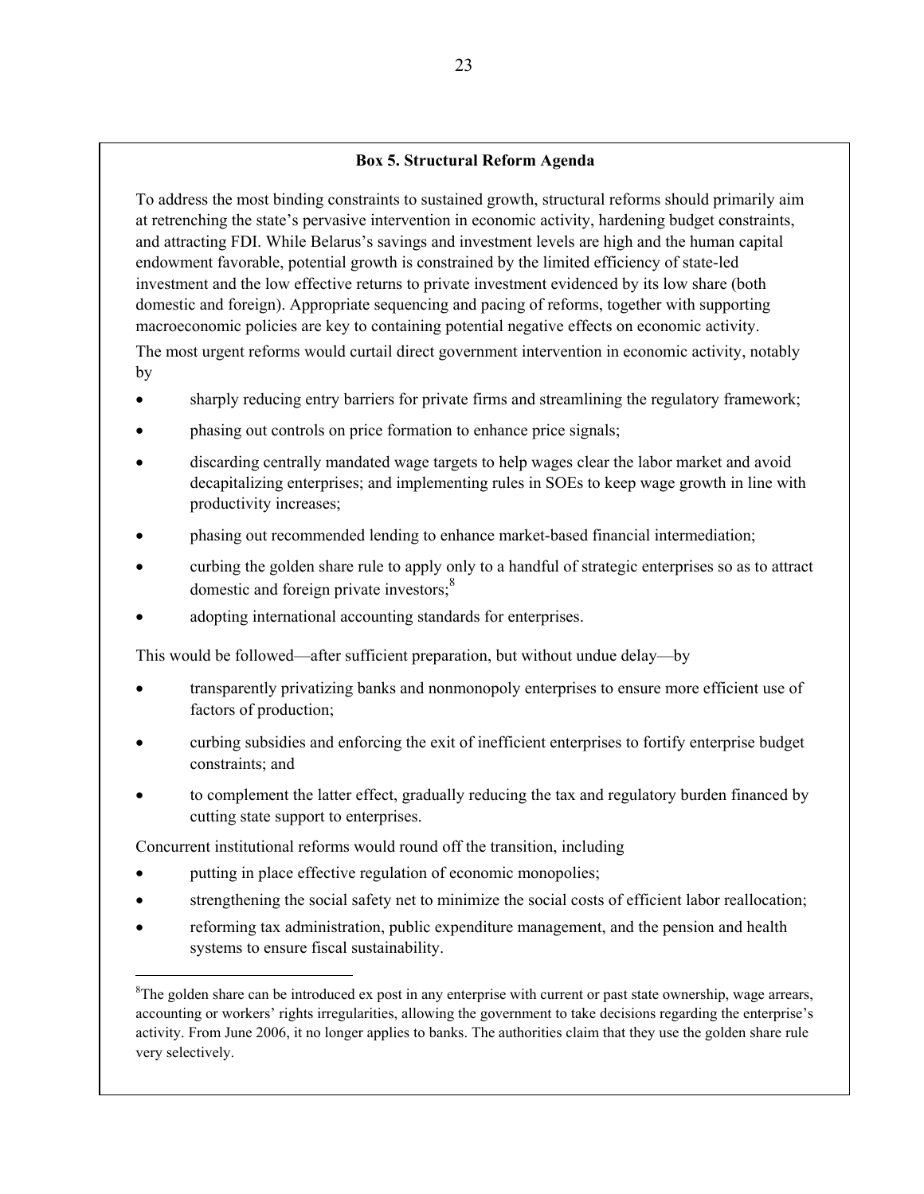**Box 5. Structural Reform Agenda**

To address the most binding constraints to sustained growth, structural reforms should primarily aim at retrenching the state's pervasive intervention in economic activity, hardening budget constraints, and attracting FDI. While Belarus's savings and investment levels are high and the human capital endowment favorable, potential growth is constrained by the limited efficiency of state-led investment and the low effective returns to private investment evidenced by its low share (both domestic and foreign). Appropriate sequencing and pacing of reforms, together with supporting macroeconomic policies are key to containing potential negative effects on economic activity.

The most urgent reforms would curtail direct government intervention in economic activity, notably by

- sharply reducing entry barriers for private firms and streamlining the regulatory framework;
- phasing out controls on price formation to enhance price signals;
- discarding centrally mandated wage targets to help wages clear the labor market and avoid decapitalizing enterprises; and implementing rules in SOEs to keep wage growth in line with productivity increases;
- phasing out recommended lending to enhance market-based financial intermediation;
- curbing the golden share rule to apply only to a handful of strategic enterprises so as to attract domestic and foreign private investors;[8]
- adopting international accounting standards for enterprises.

This would be followed—after sufficient preparation, but without undue delay—by

- transparently privatizing banks and nonmonopoly enterprises to ensure more efficient use of factors of production;
- curbing subsidies and enforcing the exit of inefficient enterprises to fortify enterprise budget constraints; and
- to complement the latter effect, gradually reducing the tax and regulatory burden financed by cutting state support to enterprises.

Concurrent institutional reforms would round off the transition, including

- putting in place effective regulation of economic monopolies;
- strengthening the social safety net to minimize the social costs of efficient labor reallocation;
- reforming tax administration, public expenditure management, and the pension and health systems to ensure fiscal sustainability.

[8]The golden share can be introduced ex post in any enterprise with current or past state ownership, wage arrears, accounting or workers' rights irregularities, allowing the government to take decisions regarding the enterprise's activity. From June 2006, it no longer applies to banks. The authorities claim that they use the golden share rule very selectively.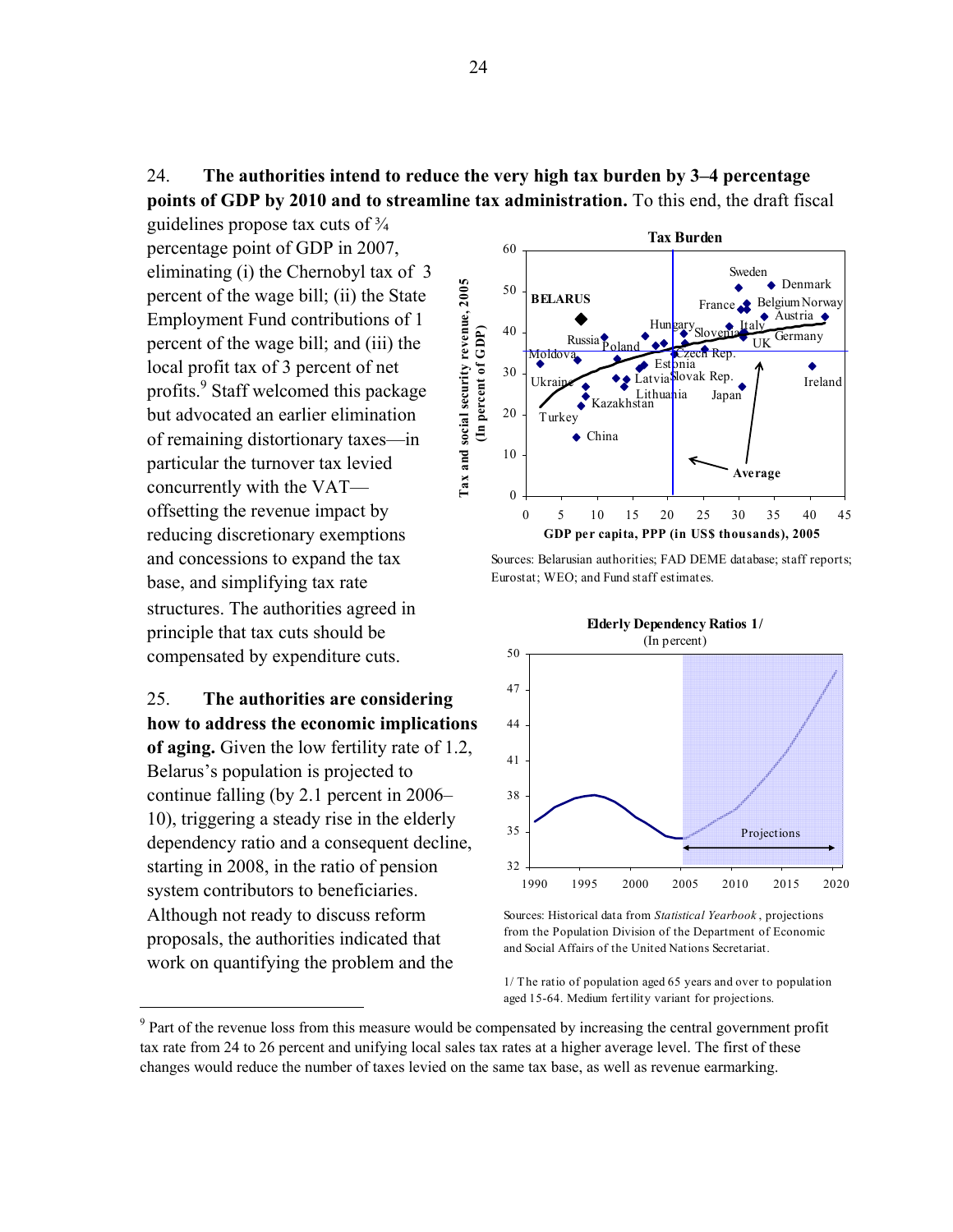24. **The authorities intend to reduce the very high tax burden by 3–4 percentage points of GDP by 2010 and to streamline tax administration.** To this end, the draft fiscal guidelines propose tax cuts of ¾ percentage point of GDP in 2007, eliminating (i) the Chernobyl tax of 3 percent of the wage bill; (ii) the State Employment Fund contributions of 1 percent of the wage bill; and (iii) the local profit tax of 3 percent of net profits.[9] Staff welcomed this package but advocated an earlier elimination of remaining distortionary taxes—in particular the turnover tax levied concurrently with the VAT—offsetting the revenue impact by reducing discretionary exemptions and concessions to expand the tax base, and simplifying tax rate structures. The authorities agreed in principle that tax cuts should be compensated by expenditure cuts.

**Tax Burden**

Sources: Belarusian authorities; FAD DEME database; staff reports; Eurostat; WEO; and Fund staff estimates.

25. **The authorities are considering how to address the economic implications of aging.** Given the low fertility rate of 1.2, Belarus's population is projected to continue falling (by 2.1 percent in 2006–10), triggering a steady rise in the elderly dependency ratio and a consequent decline, starting in 2008, in the ratio of pension system contributors to beneficiaries. Although not ready to discuss reform proposals, the authorities indicated that work on quantifying the problem and the

**Elderly Dependency Ratios 1/**
(In percent)

Sources: Historical data from *Statistical Yearbook*, projections from the Population Division of the Department of Economic and Social Affairs of the United Nations Secretariat.

1/ The ratio of population aged 65 years and over to population aged 15-64. Medium fertility variant for projections.

---

[9] Part of the revenue loss from this measure would be compensated by increasing the central government profit tax rate from 24 to 26 percent and unifying local sales tax rates at a higher average level. The first of these changes would reduce the number of taxes levied on the same tax base, as well as revenue earmarking.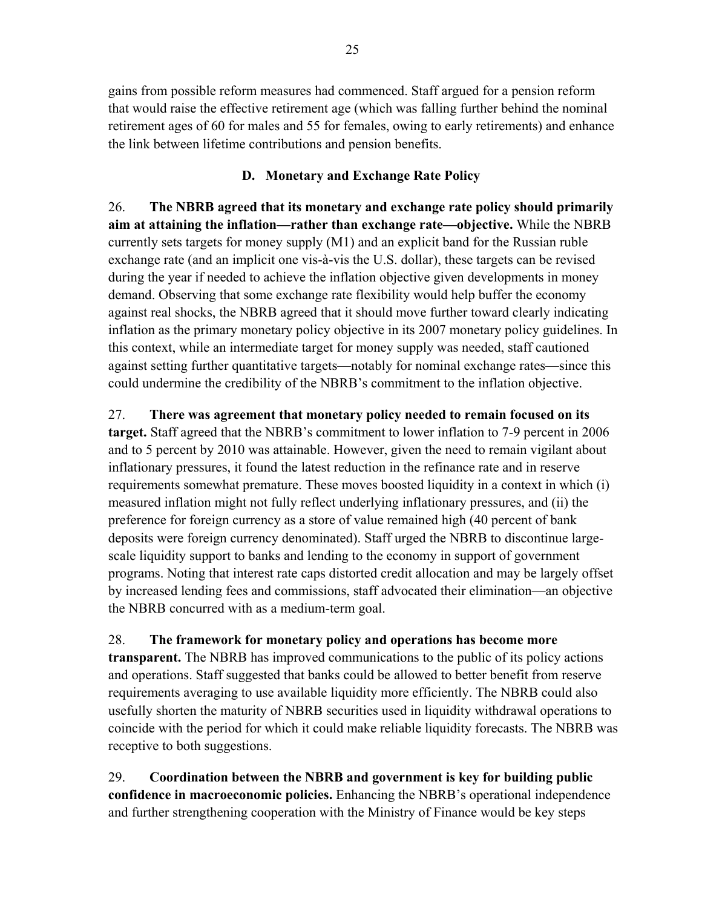gains from possible reform measures had commenced. Staff argued for a pension reform that would raise the effective retirement age (which was falling further behind the nominal retirement ages of 60 for males and 55 for females, owing to early retirements) and enhance the link between lifetime contributions and pension benefits.

### D. Monetary and Exchange Rate Policy

26. **The NBRB agreed that its monetary and exchange rate policy should primarily aim at attaining the inflation—rather than exchange rate—objective.** While the NBRB currently sets targets for money supply (M1) and an explicit band for the Russian ruble exchange rate (and an implicit one vis-à-vis the U.S. dollar), these targets can be revised during the year if needed to achieve the inflation objective given developments in money demand. Observing that some exchange rate flexibility would help buffer the economy against real shocks, the NBRB agreed that it should move further toward clearly indicating inflation as the primary monetary policy objective in its 2007 monetary policy guidelines. In this context, while an intermediate target for money supply was needed, staff cautioned against setting further quantitative targets—notably for nominal exchange rates—since this could undermine the credibility of the NBRB's commitment to the inflation objective.

27. **There was agreement that monetary policy needed to remain focused on its target.** Staff agreed that the NBRB's commitment to lower inflation to 7-9 percent in 2006 and to 5 percent by 2010 was attainable. However, given the need to remain vigilant about inflationary pressures, it found the latest reduction in the refinance rate and in reserve requirements somewhat premature. These moves boosted liquidity in a context in which (i) measured inflation might not fully reflect underlying inflationary pressures, and (ii) the preference for foreign currency as a store of value remained high (40 percent of bank deposits were foreign currency denominated). Staff urged the NBRB to discontinue large-scale liquidity support to banks and lending to the economy in support of government programs. Noting that interest rate caps distorted credit allocation and may be largely offset by increased lending fees and commissions, staff advocated their elimination—an objective the NBRB concurred with as a medium-term goal.

28. **The framework for monetary policy and operations has become more transparent.** The NBRB has improved communications to the public of its policy actions and operations. Staff suggested that banks could be allowed to better benefit from reserve requirements averaging to use available liquidity more efficiently. The NBRB could also usefully shorten the maturity of NBRB securities used in liquidity withdrawal operations to coincide with the period for which it could make reliable liquidity forecasts. The NBRB was receptive to both suggestions.

29. **Coordination between the NBRB and government is key for building public confidence in macroeconomic policies.** Enhancing the NBRB's operational independence and further strengthening cooperation with the Ministry of Finance would be key steps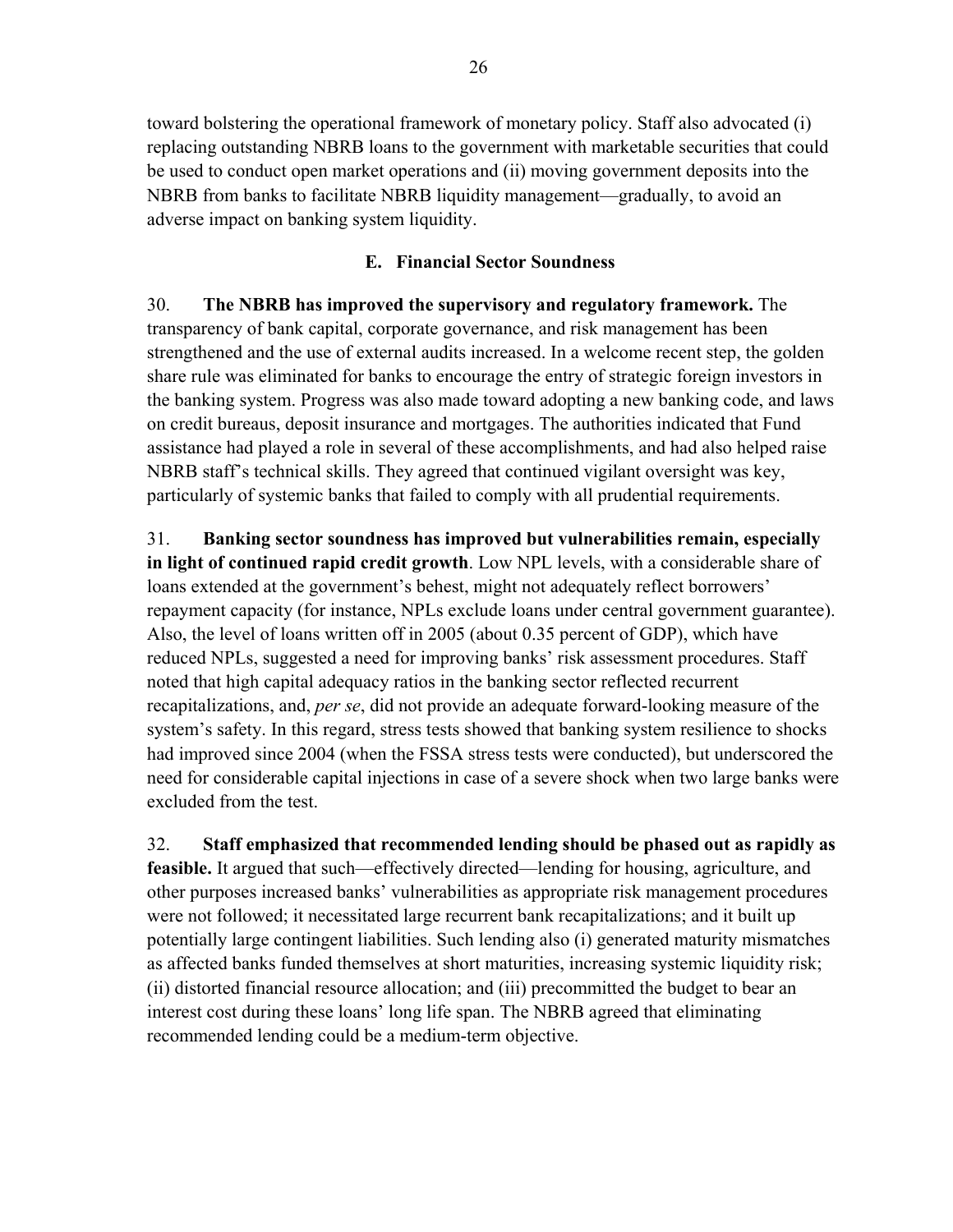toward bolstering the operational framework of monetary policy. Staff also advocated (i) replacing outstanding NBRB loans to the government with marketable securities that could be used to conduct open market operations and (ii) moving government deposits into the NBRB from banks to facilitate NBRB liquidity management—gradually, to avoid an adverse impact on banking system liquidity.

### E. Financial Sector Soundness

30. **The NBRB has improved the supervisory and regulatory framework.** The transparency of bank capital, corporate governance, and risk management has been strengthened and the use of external audits increased. In a welcome recent step, the golden share rule was eliminated for banks to encourage the entry of strategic foreign investors in the banking system. Progress was also made toward adopting a new banking code, and laws on credit bureaus, deposit insurance and mortgages. The authorities indicated that Fund assistance had played a role in several of these accomplishments, and had also helped raise NBRB staff's technical skills. They agreed that continued vigilant oversight was key, particularly of systemic banks that failed to comply with all prudential requirements.

31. **Banking sector soundness has improved but vulnerabilities remain, especially in light of continued rapid credit growth**. Low NPL levels, with a considerable share of loans extended at the government's behest, might not adequately reflect borrowers' repayment capacity (for instance, NPLs exclude loans under central government guarantee). Also, the level of loans written off in 2005 (about 0.35 percent of GDP), which have reduced NPLs, suggested a need for improving banks' risk assessment procedures. Staff noted that high capital adequacy ratios in the banking sector reflected recurrent recapitalizations, and, *per se*, did not provide an adequate forward-looking measure of the system's safety. In this regard, stress tests showed that banking system resilience to shocks had improved since 2004 (when the FSSA stress tests were conducted), but underscored the need for considerable capital injections in case of a severe shock when two large banks were excluded from the test.

32. **Staff emphasized that recommended lending should be phased out as rapidly as feasible.** It argued that such—effectively directed—lending for housing, agriculture, and other purposes increased banks' vulnerabilities as appropriate risk management procedures were not followed; it necessitated large recurrent bank recapitalizations; and it built up potentially large contingent liabilities. Such lending also (i) generated maturity mismatches as affected banks funded themselves at short maturities, increasing systemic liquidity risk; (ii) distorted financial resource allocation; and (iii) precommitted the budget to bear an interest cost during these loans' long life span. The NBRB agreed that eliminating recommended lending could be a medium-term objective.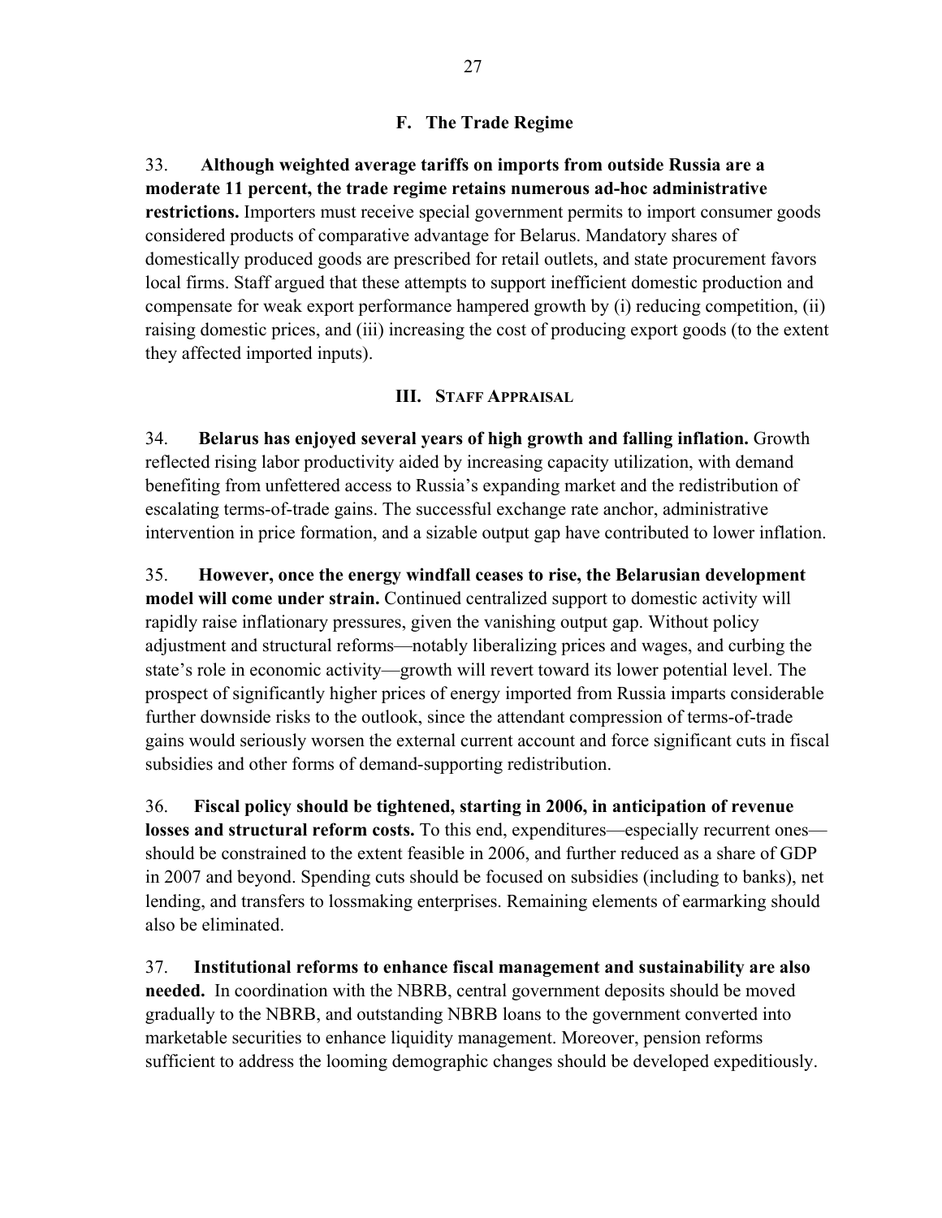### F. The Trade Regime

33. **Although weighted average tariffs on imports from outside Russia are a moderate 11 percent, the trade regime retains numerous ad-hoc administrative restrictions.** Importers must receive special government permits to import consumer goods considered products of comparative advantage for Belarus. Mandatory shares of domestically produced goods are prescribed for retail outlets, and state procurement favors local firms. Staff argued that these attempts to support inefficient domestic production and compensate for weak export performance hampered growth by (i) reducing competition, (ii) raising domestic prices, and (iii) increasing the cost of producing export goods (to the extent they affected imported inputs).

## III. Staff Appraisal

34. **Belarus has enjoyed several years of high growth and falling inflation.** Growth reflected rising labor productivity aided by increasing capacity utilization, with demand benefiting from unfettered access to Russia's expanding market and the redistribution of escalating terms-of-trade gains. The successful exchange rate anchor, administrative intervention in price formation, and a sizable output gap have contributed to lower inflation.

35. **However, once the energy windfall ceases to rise, the Belarusian development model will come under strain.** Continued centralized support to domestic activity will rapidly raise inflationary pressures, given the vanishing output gap. Without policy adjustment and structural reforms—notably liberalizing prices and wages, and curbing the state's role in economic activity—growth will revert toward its lower potential level. The prospect of significantly higher prices of energy imported from Russia imparts considerable further downside risks to the outlook, since the attendant compression of terms-of-trade gains would seriously worsen the external current account and force significant cuts in fiscal subsidies and other forms of demand-supporting redistribution.

36. **Fiscal policy should be tightened, starting in 2006, in anticipation of revenue losses and structural reform costs.** To this end, expenditures—especially recurrent ones—should be constrained to the extent feasible in 2006, and further reduced as a share of GDP in 2007 and beyond. Spending cuts should be focused on subsidies (including to banks), net lending, and transfers to lossmaking enterprises. Remaining elements of earmarking should also be eliminated.

37. **Institutional reforms to enhance fiscal management and sustainability are also needed.** In coordination with the NBRB, central government deposits should be moved gradually to the NBRB, and outstanding NBRB loans to the government converted into marketable securities to enhance liquidity management. Moreover, pension reforms sufficient to address the looming demographic changes should be developed expeditiously.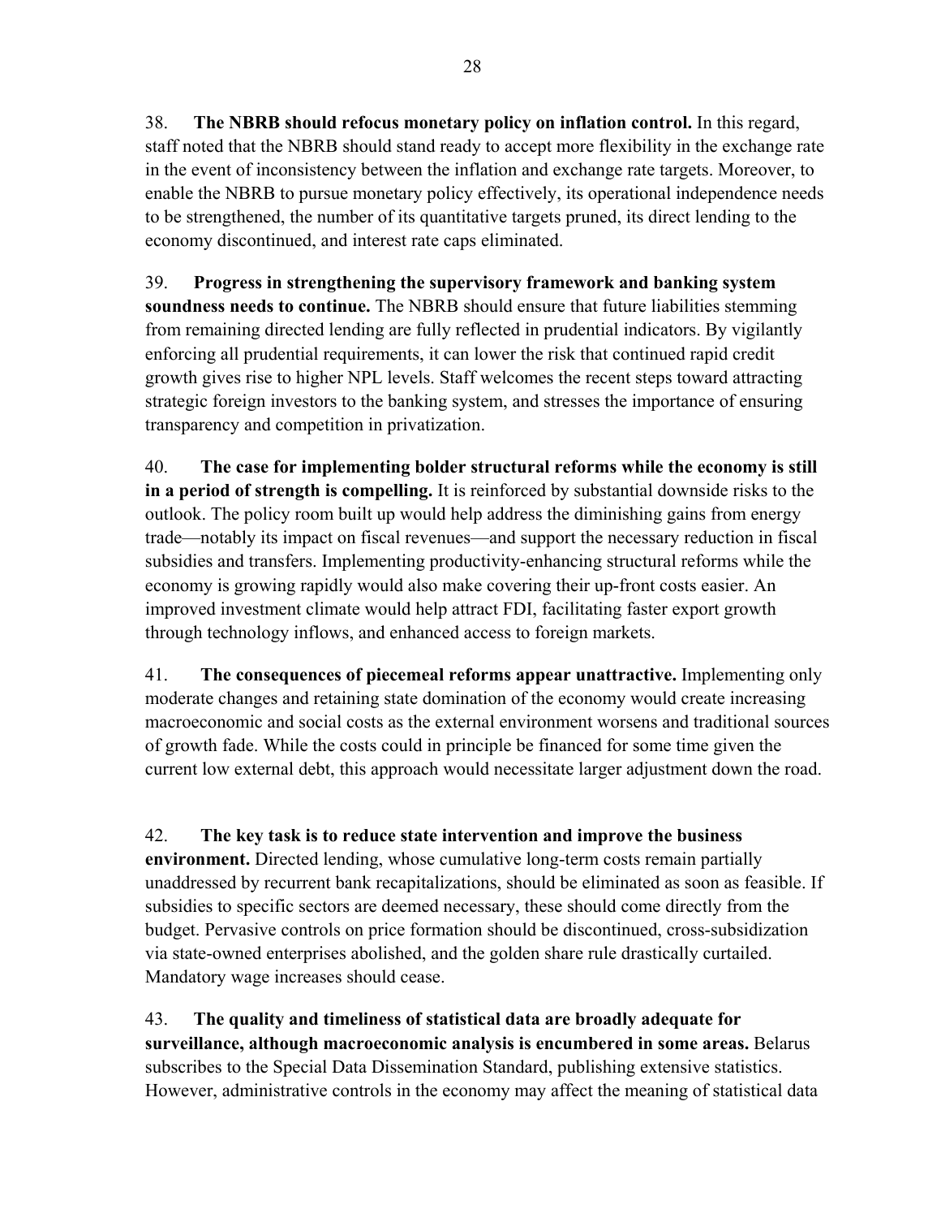38. **The NBRB should refocus monetary policy on inflation control.** In this regard, staff noted that the NBRB should stand ready to accept more flexibility in the exchange rate in the event of inconsistency between the inflation and exchange rate targets. Moreover, to enable the NBRB to pursue monetary policy effectively, its operational independence needs to be strengthened, the number of its quantitative targets pruned, its direct lending to the economy discontinued, and interest rate caps eliminated.

39. **Progress in strengthening the supervisory framework and banking system soundness needs to continue.** The NBRB should ensure that future liabilities stemming from remaining directed lending are fully reflected in prudential indicators. By vigilantly enforcing all prudential requirements, it can lower the risk that continued rapid credit growth gives rise to higher NPL levels. Staff welcomes the recent steps toward attracting strategic foreign investors to the banking system, and stresses the importance of ensuring transparency and competition in privatization.

40. **The case for implementing bolder structural reforms while the economy is still in a period of strength is compelling.** It is reinforced by substantial downside risks to the outlook. The policy room built up would help address the diminishing gains from energy trade—notably its impact on fiscal revenues—and support the necessary reduction in fiscal subsidies and transfers. Implementing productivity-enhancing structural reforms while the economy is growing rapidly would also make covering their up-front costs easier. An improved investment climate would help attract FDI, facilitating faster export growth through technology inflows, and enhanced access to foreign markets.

41. **The consequences of piecemeal reforms appear unattractive.** Implementing only moderate changes and retaining state domination of the economy would create increasing macroeconomic and social costs as the external environment worsens and traditional sources of growth fade. While the costs could in principle be financed for some time given the current low external debt, this approach would necessitate larger adjustment down the road.

42. **The key task is to reduce state intervention and improve the business environment.** Directed lending, whose cumulative long-term costs remain partially unaddressed by recurrent bank recapitalizations, should be eliminated as soon as feasible. If subsidies to specific sectors are deemed necessary, these should come directly from the budget. Pervasive controls on price formation should be discontinued, cross-subsidization via state-owned enterprises abolished, and the golden share rule drastically curtailed. Mandatory wage increases should cease.

43. **The quality and timeliness of statistical data are broadly adequate for surveillance, although macroeconomic analysis is encumbered in some areas.** Belarus subscribes to the Special Data Dissemination Standard, publishing extensive statistics. However, administrative controls in the economy may affect the meaning of statistical data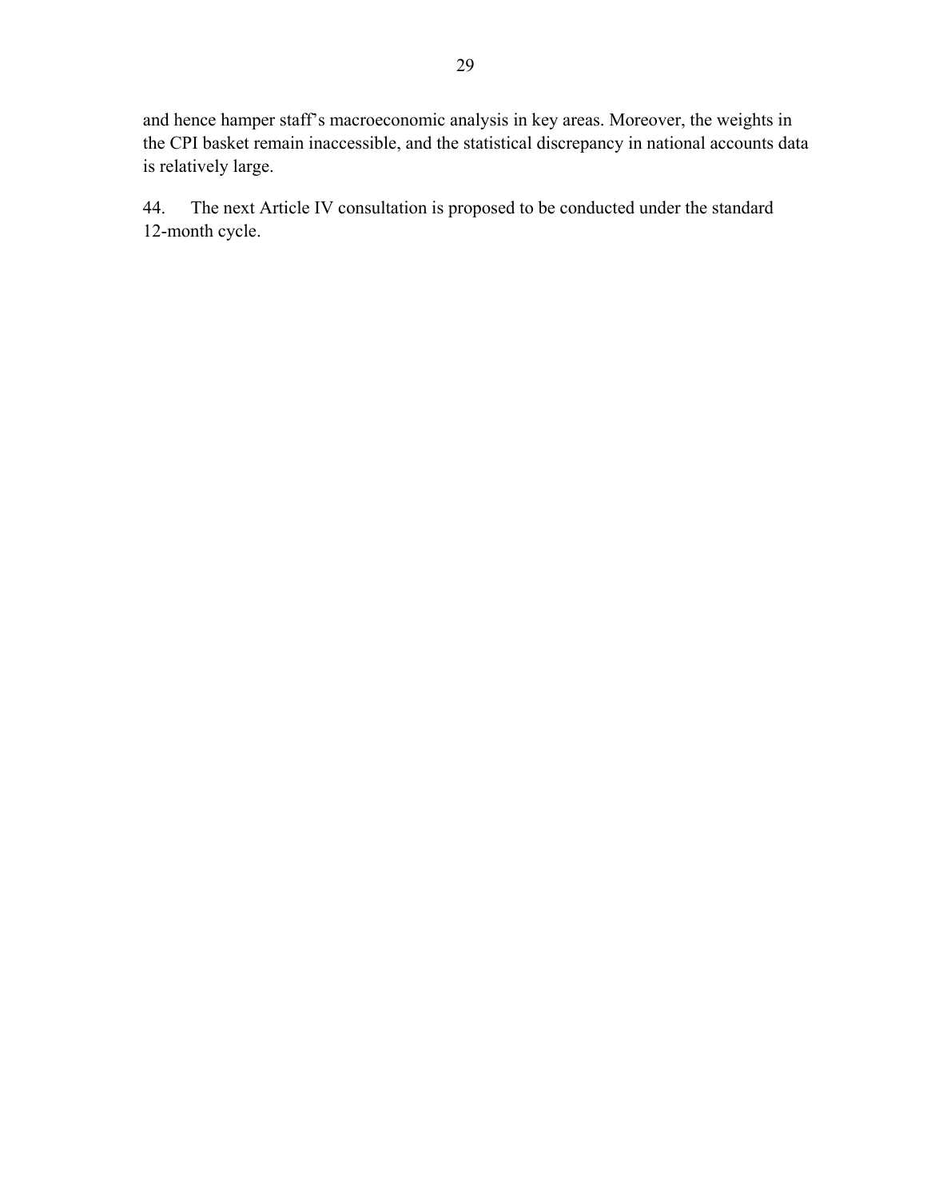and hence hamper staff's macroeconomic analysis in key areas. Moreover, the weights in the CPI basket remain inaccessible, and the statistical discrepancy in national accounts data is relatively large.

44. The next Article IV consultation is proposed to be conducted under the standard 12-month cycle.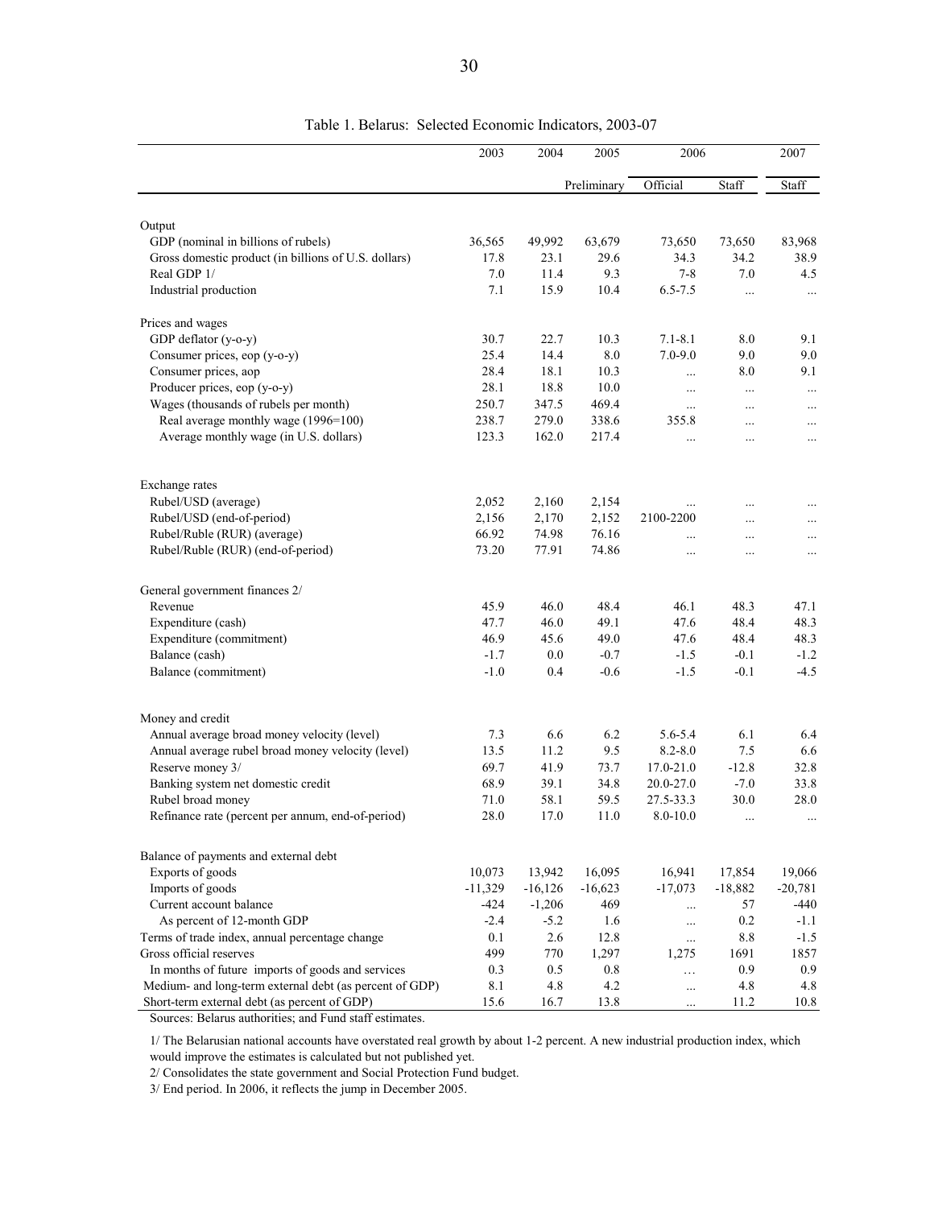Table 1. Belarus: Selected Economic Indicators, 2003-07

| | 2003 | 2004 | 2005 | 2006 | | 2007 |
|---|---|---|---|---|---|---|
| | | | Preliminary | Official | Staff | Staff |
| **Output** | | | | | | |
| GDP (nominal in billions of rubels) | 36,565 | 49,992 | 63,679 | 73,650 | 73,650 | 83,968 |
| Gross domestic product (in billions of U.S. dollars) | 17.8 | 23.1 | 29.6 | 34.3 | 34.2 | 38.9 |
| Real GDP 1/ | 7.0 | 11.4 | 9.3 | 7-8 | 7.0 | 4.5 |
| Industrial production | 7.1 | 15.9 | 10.4 | 6.5-7.5 | ... | ... |
| **Prices and wages** | | | | | | |
| GDP deflator (y-o-y) | 30.7 | 22.7 | 10.3 | 7.1-8.1 | 8.0 | 9.1 |
| Consumer prices, eop (y-o-y) | 25.4 | 14.4 | 8.0 | 7.0-9.0 | 9.0 | 9.0 |
| Consumer prices, aop | 28.4 | 18.1 | 10.3 | ... | 8.0 | 9.1 |
| Producer prices, eop (y-o-y) | 28.1 | 18.8 | 10.0 | ... | ... | ... |
| Wages (thousands of rubels per month) | 250.7 | 347.5 | 469.4 | ... | ... | ... |
| Real average monthly wage (1996=100) | 238.7 | 279.0 | 338.6 | 355.8 | ... | ... |
| Average monthly wage (in U.S. dollars) | 123.3 | 162.0 | 217.4 | ... | ... | ... |
| **Exchange rates** | | | | | | |
| Rubel/USD (average) | 2,052 | 2,160 | 2,154 | ... | ... | ... |
| Rubel/USD (end-of-period) | 2,156 | 2,170 | 2,152 | 2100-2200 | ... | ... |
| Rubel/Ruble (RUR) (average) | 66.92 | 74.98 | 76.16 | ... | ... | ... |
| Rubel/Ruble (RUR) (end-of-period) | 73.20 | 77.91 | 74.86 | ... | ... | ... |
| **General government finances 2/** | | | | | | |
| Revenue | 45.9 | 46.0 | 48.4 | 46.1 | 48.3 | 47.1 |
| Expenditure (cash) | 47.7 | 46.0 | 49.1 | 47.6 | 48.4 | 48.3 |
| Expenditure (commitment) | 46.9 | 45.6 | 49.0 | 47.6 | 48.4 | 48.3 |
| Balance (cash) | -1.7 | 0.0 | -0.7 | -1.5 | -0.1 | -1.2 |
| Balance (commitment) | -1.0 | 0.4 | -0.6 | -1.5 | -0.1 | -4.5 |
| **Money and credit** | | | | | | |
| Annual average broad money velocity (level) | 7.3 | 6.6 | 6.2 | 5.6-5.4 | 6.1 | 6.4 |
| Annual average rubel broad money velocity (level) | 13.5 | 11.2 | 9.5 | 8.2-8.0 | 7.5 | 6.6 |
| Reserve money 3/ | 69.7 | 41.9 | 73.7 | 17.0-21.0 | -12.8 | 32.8 |
| Banking system net domestic credit | 68.9 | 39.1 | 34.8 | 20.0-27.0 | -7.0 | 33.8 |
| Rubel broad money | 71.0 | 58.1 | 59.5 | 27.5-33.3 | 30.0 | 28.0 |
| Refinance rate (percent per annum, end-of-period) | 28.0 | 17.0 | 11.0 | 8.0-10.0 | ... | ... |
| **Balance of payments and external debt** | | | | | | |
| Exports of goods | 10,073 | 13,942 | 16,095 | 16,941 | 17,854 | 19,066 |
| Imports of goods | -11,329 | -16,126 | -16,623 | -17,073 | -18,882 | -20,781 |
| Current account balance | -424 | -1,206 | 469 | ... | 57 | -440 |
| As percent of 12-month GDP | -2.4 | -5.2 | 1.6 | ... | 0.2 | -1.1 |
| Terms of trade index, annual percentage change | 0.1 | 2.6 | 12.8 | ... | 8.8 | -1.5 |
| Gross official reserves | 499 | 770 | 1,297 | 1,275 | 1691 | 1857 |
| In months of future imports of goods and services | 0.3 | 0.5 | 0.8 | ... | 0.9 | 0.9 |
| Medium- and long-term external debt (as percent of GDP) | 8.1 | 4.8 | 4.2 | ... | 4.8 | 4.8 |
| Short-term external debt (as percent of GDP) | 15.6 | 16.7 | 13.8 | ... | 11.2 | 10.8 |

Sources: Belarus authorities; and Fund staff estimates.

1/ The Belarusian national accounts have overstated real growth by about 1-2 percent. A new industrial production index, which would improve the estimates is calculated but not published yet.

2/ Consolidates the state government and Social Protection Fund budget.

3/ End period. In 2006, it reflects the jump in December 2005.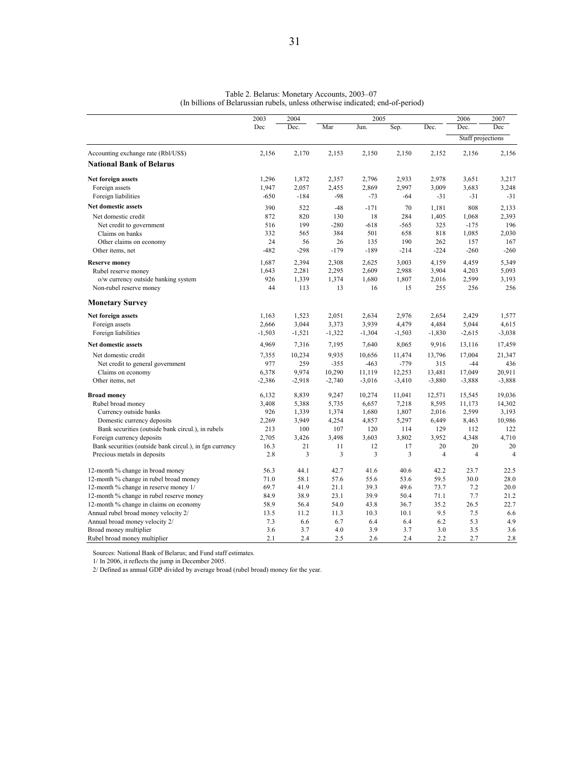Table 2. Belarus: Monetary Accounts, 2003–07
(In billions of Belarussian rubels, unless otherwise indicated; end-of-period)

| | 2003 | 2004 | 2005 | | | | 2006 | 2007 |
|---|---|---|---|---|---|---|---|---|
| | Dec | Dec. | Mar | Jun. | Sep. | Dec. | Dec. | Dec |
| | | | | | | | Staff projections | |
| Accounting exchange rate (Rbl/US$) | 2,156 | 2,170 | 2,153 | 2,150 | 2,150 | 2,152 | 2,156 | 2,156 |
| **National Bank of Belarus** | | | | | | | | |
| **Net foreign assets** | 1,296 | 1,872 | 2,357 | 2,796 | 2,933 | 2,978 | 3,651 | 3,217 |
| Foreign assets | 1,947 | 2,057 | 2,455 | 2,869 | 2,997 | 3,009 | 3,683 | 3,248 |
| Foreign liabilities | -650 | -184 | -98 | -73 | -64 | -31 | -31 | -31 |
| **Net domestic assets** | 390 | 522 | -48 | -171 | 70 | 1,181 | 808 | 2,133 |
| Net domestic credit | 872 | 820 | 130 | 18 | 284 | 1,405 | 1,068 | 2,393 |
| Net credit to government | 516 | 199 | -280 | -618 | -565 | 325 | -175 | 196 |
| Claims on banks | 332 | 565 | 384 | 501 | 658 | 818 | 1,085 | 2,030 |
| Other claims on economy | 24 | 56 | 26 | 135 | 190 | 262 | 157 | 167 |
| Other items, net | -482 | -298 | -179 | -189 | -214 | -224 | -260 | -260 |
| **Reserve money** | 1,687 | 2,394 | 2,308 | 2,625 | 3,003 | 4,159 | 4,459 | 5,349 |
| Rubel reserve money | 1,643 | 2,281 | 2,295 | 2,609 | 2,988 | 3,904 | 4,203 | 5,093 |
| o/w currency outside banking system | 926 | 1,339 | 1,374 | 1,680 | 1,807 | 2,016 | 2,599 | 3,193 |
| Non-rubel reserve money | 44 | 113 | 13 | 16 | 15 | 255 | 256 | 256 |
| **Monetary Survey** | | | | | | | | |
| **Net foreign assets** | 1,163 | 1,523 | 2,051 | 2,634 | 2,976 | 2,654 | 2,429 | 1,577 |
| Foreign assets | 2,666 | 3,044 | 3,373 | 3,939 | 4,479 | 4,484 | 5,044 | 4,615 |
| Foreign liabilities | -1,503 | -1,521 | -1,322 | -1,304 | -1,503 | -1,830 | -2,615 | -3,038 |
| **Net domestic assets** | 4,969 | 7,316 | 7,195 | 7,640 | 8,065 | 9,916 | 13,116 | 17,459 |
| Net domestic credit | 7,355 | 10,234 | 9,935 | 10,656 | 11,474 | 13,796 | 17,004 | 21,347 |
| Net credit to general government | 977 | 259 | -355 | -463 | -779 | 315 | -44 | 436 |
| Claims on economy | 6,378 | 9,974 | 10,290 | 11,119 | 12,253 | 13,481 | 17,049 | 20,911 |
| Other items, net | -2,386 | -2,918 | -2,740 | -3,016 | -3,410 | -3,880 | -3,888 | -3,888 |
| **Broad money** | 6,132 | 8,839 | 9,247 | 10,274 | 11,041 | 12,571 | 15,545 | 19,036 |
| Rubel broad money | 3,408 | 5,388 | 5,735 | 6,657 | 7,218 | 8,595 | 11,173 | 14,302 |
| Currency outside banks | 926 | 1,339 | 1,374 | 1,680 | 1,807 | 2,016 | 2,599 | 3,193 |
| Domestic currency deposits | 2,269 | 3,949 | 4,254 | 4,857 | 5,297 | 6,449 | 8,463 | 10,986 |
| Bank securities (outside bank circul.), in rubels | 213 | 100 | 107 | 120 | 114 | 129 | 112 | 122 |
| Foreign currency deposits | 2,705 | 3,426 | 3,498 | 3,603 | 3,802 | 3,952 | 4,348 | 4,710 |
| Bank securities (outside bank circul.), in fgn currency | 16.3 | 21 | 11 | 12 | 17 | 20 | 20 | 20 |
| Precious metals in deposits | 2.8 | 3 | 3 | 3 | 3 | 4 | 4 | 4 |
| 12-month % change in broad money | 56.3 | 44.1 | 42.7 | 41.6 | 40.6 | 42.2 | 23.7 | 22.5 |
| 12-month % change in rubel broad money | 71.0 | 58.1 | 57.6 | 55.6 | 53.6 | 59.5 | 30.0 | 28.0 |
| 12-month % change in reserve money 1/ | 69.7 | 41.9 | 21.1 | 39.3 | 49.6 | 73.7 | 7.2 | 20.0 |
| 12-month % change in rubel reserve money | 84.9 | 38.9 | 23.1 | 39.9 | 50.4 | 71.1 | 7.7 | 21.2 |
| 12-month % change in claims on economy | 58.9 | 56.4 | 54.0 | 43.8 | 36.7 | 35.2 | 26.5 | 22.7 |
| Annual rubel broad money velocity 2/ | 13.5 | 11.2 | 11.3 | 10.3 | 10.1 | 9.5 | 7.5 | 6.6 |
| Annual broad money velocity 2/ | 7.3 | 6.6 | 6.7 | 6.4 | 6.4 | 6.2 | 5.3 | 4.9 |
| Broad money multiplier | 3.6 | 3.7 | 4.0 | 3.9 | 3.7 | 3.0 | 3.5 | 3.6 |
| Rubel broad money multiplier | 2.1 | 2.4 | 2.5 | 2.6 | 2.4 | 2.2 | 2.7 | 2.8 |

Sources: National Bank of Belarus; and Fund staff estimates.

1/ In 2006, it reflects the jump in December 2005.

2/ Defined as annual GDP divided by average broad (rubel broad) money for the year.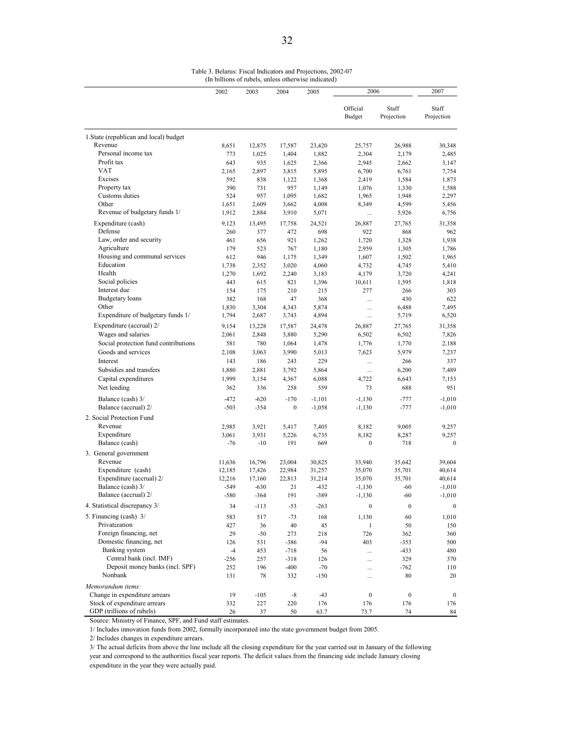Table 3. Belarus: Fiscal Indicators and Projections, 2002-07
(In billions of rubels, unless otherwise indicated)

| | 2002 | 2003 | 2004 | 2005 | 2006 | | 2007 |
|---|---|---|---|---|---|---|---|
| | | | | | Official Budget | Staff Projection | Staff Projection |
| 1.State (republican and local) budget | | | | | | | |
| Revenue | 8,651 | 12,875 | 17,587 | 23,420 | 25,757 | 26,988 | 30,348 |
| Personal income tax | 773 | 1,025 | 1,404 | 1,882 | 2,304 | 2,179 | 2,485 |
| Profit tax | 643 | 935 | 1,625 | 2,366 | 2,945 | 2,662 | 3,147 |
| VAT | 2,165 | 2,897 | 3,815 | 5,895 | 6,700 | 6,761 | 7,754 |
| Excises | 592 | 838 | 1,122 | 1,368 | 2,419 | 1,584 | 1,873 |
| Property tax | 390 | 731 | 957 | 1,149 | 1,076 | 1,330 | 1,588 |
| Customs duties | 524 | 957 | 1,095 | 1,682 | 1,965 | 1,948 | 2,297 |
| Other | 1,651 | 2,609 | 3,662 | 4,008 | 8,349 | 4,599 | 5,456 |
| Revenue of budgetary funds 1/ | 1,912 | 2,884 | 3,910 | 5,071 | ... | 5,926 | 6,756 |
| Expenditure (cash) | 9,123 | 13,495 | 17,758 | 24,521 | 26,887 | 27,765 | 31,358 |
| Defense | 260 | 377 | 472 | 698 | 922 | 868 | 962 |
| Law, order and security | 461 | 656 | 921 | 1,262 | 1,720 | 1,328 | 1,938 |
| Agriculture | 179 | 523 | 767 | 1,180 | 2,959 | 1,305 | 1,786 |
| Housing and communal services | 612 | 946 | 1,175 | 1,349 | 1,607 | 1,502 | 1,965 |
| Education | 1,738 | 2,352 | 3,020 | 4,060 | 4,732 | 4,745 | 5,410 |
| Health | 1,270 | 1,692 | 2,240 | 3,183 | 4,179 | 3,720 | 4,241 |
| Social policies | 443 | 615 | 821 | 1,396 | 10,611 | 1,595 | 1,818 |
| Interest due | 154 | 175 | 210 | 215 | 277 | 266 | 303 |
| Budgetary loans | 382 | 168 | 47 | 368 | ... | 430 | 622 |
| Other | 1,830 | 3,304 | 4,343 | 5,874 | ... | 6,488 | 7,495 |
| Expenditure of budgetary funds 1/ | 1,794 | 2,687 | 3,743 | 4,894 | ... | 5,719 | 6,520 |
| Expenditure (accrual) 2/ | 9,154 | 13,228 | 17,587 | 24,478 | 26,887 | 27,765 | 31,358 |
| Wages and salaries | 2,061 | 2,848 | 3,880 | 5,290 | 6,502 | 6,502 | 7,826 |
| Social protection fund contributions | 581 | 780 | 1,064 | 1,478 | 1,776 | 1,770 | 2,188 |
| Goods and services | 2,108 | 3,063 | 3,990 | 5,013 | 7,623 | 5,979 | 7,237 |
| Interest | 143 | 186 | 243 | 229 | ... | 266 | 337 |
| Subsidies and transfers | 1,880 | 2,881 | 3,792 | 5,864 | ... | 6,200 | 7,489 |
| Capital expenditures | 1,999 | 3,154 | 4,367 | 6,088 | 4,722 | 6,643 | 7,153 |
| Net lending | 362 | 336 | 258 | 559 | 73 | 688 | 951 |
| Balance (cash) 3/ | -472 | -620 | -170 | -1,101 | -1,130 | -777 | -1,010 |
| Balance (accrual) 2/ | -503 | -354 | 0 | -1,058 | -1,130 | -777 | -1,010 |
| 2. Social Protection Fund | | | | | | | |
| Revenue | 2,985 | 3,921 | 5,417 | 7,405 | 8,182 | 9,005 | 9,257 |
| Expenditure | 3,061 | 3,931 | 5,226 | 6,735 | 8,182 | 8,287 | 9,257 |
| Balance (cash) | -76 | -10 | 191 | 669 | 0 | 718 | 0 |
| 3. General government | | | | | | | |
| Revenue | 11,636 | 16,796 | 23,004 | 30,825 | 33,940 | 35,642 | 39,604 |
| Expenditure (cash) | 12,185 | 17,426 | 22,984 | 31,257 | 35,070 | 35,701 | 40,614 |
| Expenditure (accrual) 2/ | 12,216 | 17,160 | 22,813 | 31,214 | 35,070 | 35,701 | 40,614 |
| Balance (cash) 3/ | -549 | -630 | 21 | -432 | -1,130 | -60 | -1,010 |
| Balance (accrual) 2/ | -580 | -364 | 191 | -389 | -1,130 | -60 | -1,010 |
| 4. Statistical discrepancy 3/ | 34 | -113 | -53 | -263 | 0 | 0 | 0 |
| 5. Financing (cash) 3/ | 583 | 517 | -73 | 168 | 1,130 | 60 | 1,010 |
| Privatization | 427 | 36 | 40 | 45 | 1 | 50 | 150 |
| Foreign financing, net | 29 | -50 | 273 | 218 | 726 | 362 | 360 |
| Domestic financing, net | 126 | 531 | -386 | -94 | 403 | -353 | 500 |
| Banking system | -4 | 453 | -718 | 56 | ... | -433 | 480 |
| Central bank (incl. IMF) | -256 | 257 | -318 | 126 | ... | 329 | 370 |
| Deposit money banks (incl. SPF) | 252 | 196 | -400 | -70 | ... | -762 | 110 |
| Nonbank | 131 | 78 | 332 | -150 | ... | 80 | 20 |
| *Memorandum items:* | | | | | | | |
| Change in expenditure arrears | 19 | -105 | -8 | -43 | 0 | 0 | 0 |
| Stock of expenditure arrears | 332 | 227 | 220 | 176 | 176 | 176 | 176 |
| GDP (trillions of rubels) | 26 | 37 | 50 | 63.7 | 73.7 | 74 | 84 |

Source: Ministry of Finance, SPF, and Fund staff estimates.

1/ Includes innovation funds from 2002, formally incorporated into the state government budget from 2005.

2/ Includes changes in expenditure arrears.

3/ The actual deficits from above the line include all the closing expenditure for the year carried out in January of the following year and correspond to the authorities fiscal year reports. The deficit values from the financing side include January closing expenditure in the year they were actually paid.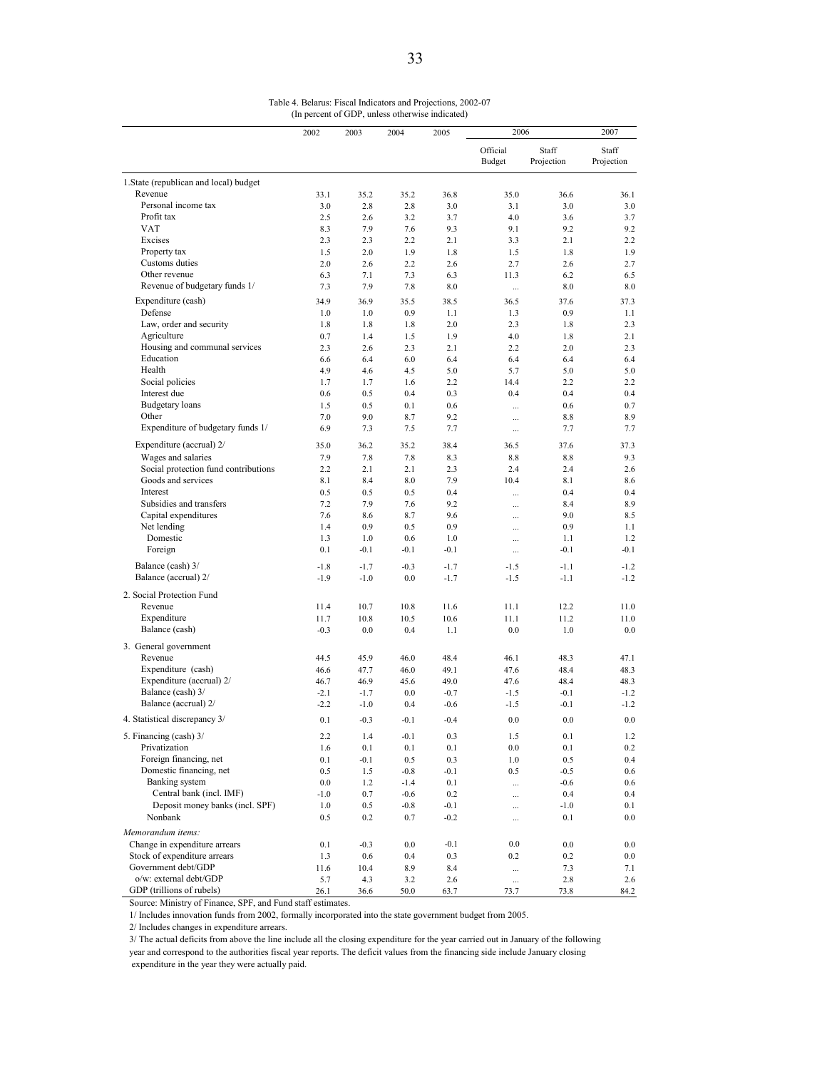Table 4. Belarus: Fiscal Indicators and Projections, 2002-07
(In percent of GDP, unless otherwise indicated)

| | 2002 | 2003 | 2004 | 2005 | 2006 | | 2007 |
|---|---|---|---|---|---|---|---|
| | | | | | Official Budget | Staff Projection | Staff Projection |
| 1.State (republican and local) budget | | | | | | | |
| Revenue | 33.1 | 35.2 | 35.2 | 36.8 | 35.0 | 36.6 | 36.1 |
| Personal income tax | 3.0 | 2.8 | 2.8 | 3.0 | 3.1 | 3.0 | 3.0 |
| Profit tax | 2.5 | 2.6 | 3.2 | 3.7 | 4.0 | 3.6 | 3.7 |
| VAT | 8.3 | 7.9 | 7.6 | 9.3 | 9.1 | 9.2 | 9.2 |
| Excises | 2.3 | 2.3 | 2.2 | 2.1 | 3.3 | 2.1 | 2.2 |
| Property tax | 1.5 | 2.0 | 1.9 | 1.8 | 1.5 | 1.8 | 1.9 |
| Customs duties | 2.0 | 2.6 | 2.2 | 2.6 | 2.7 | 2.6 | 2.7 |
| Other revenue | 6.3 | 7.1 | 7.3 | 6.3 | 11.3 | 6.2 | 6.5 |
| Revenue of budgetary funds 1/ | 7.3 | 7.9 | 7.8 | 8.0 | ... | 8.0 | 8.0 |
| Expenditure (cash) | 34.9 | 36.9 | 35.5 | 38.5 | 36.5 | 37.6 | 37.3 |
| Defense | 1.0 | 1.0 | 0.9 | 1.1 | 1.3 | 0.9 | 1.1 |
| Law, order and security | 1.8 | 1.8 | 1.8 | 2.0 | 2.3 | 1.8 | 2.3 |
| Agriculture | 0.7 | 1.4 | 1.5 | 1.9 | 4.0 | 1.8 | 2.1 |
| Housing and communal services | 2.3 | 2.6 | 2.3 | 2.1 | 2.2 | 2.0 | 2.3 |
| Education | 6.6 | 6.4 | 6.0 | 6.4 | 6.4 | 6.4 | 6.4 |
| Health | 4.9 | 4.6 | 4.5 | 5.0 | 5.7 | 5.0 | 5.0 |
| Social policies | 1.7 | 1.7 | 1.6 | 2.2 | 14.4 | 2.2 | 2.2 |
| Interest due | 0.6 | 0.5 | 0.4 | 0.3 | 0.4 | 0.4 | 0.4 |
| Budgetary loans | 1.5 | 0.5 | 0.1 | 0.6 | ... | 0.6 | 0.7 |
| Other | 7.0 | 9.0 | 8.7 | 9.2 | ... | 8.8 | 8.9 |
| Expenditure of budgetary funds 1/ | 6.9 | 7.3 | 7.5 | 7.7 | ... | 7.7 | 7.7 |
| Expenditure (accrual) 2/ | 35.0 | 36.2 | 35.2 | 38.4 | 36.5 | 37.6 | 37.3 |
| Wages and salaries | 7.9 | 7.8 | 7.8 | 8.3 | 8.8 | 8.8 | 9.3 |
| Social protection fund contributions | 2.2 | 2.1 | 2.1 | 2.3 | 2.4 | 2.4 | 2.6 |
| Goods and services | 8.1 | 8.4 | 8.0 | 7.9 | 10.4 | 8.1 | 8.6 |
| Interest | 0.5 | 0.5 | 0.5 | 0.4 | ... | 0.4 | 0.4 |
| Subsidies and transfers | 7.2 | 7.9 | 7.6 | 9.2 | ... | 8.4 | 8.9 |
| Capital expenditures | 7.6 | 8.6 | 8.7 | 9.6 | ... | 9.0 | 8.5 |
| Net lending | 1.4 | 0.9 | 0.5 | 0.9 | ... | 0.9 | 1.1 |
| Domestic | 1.3 | 1.0 | 0.6 | 1.0 | ... | 1.1 | 1.2 |
| Foreign | 0.1 | -0.1 | -0.1 | -0.1 | ... | -0.1 | -0.1 |
| Balance (cash) 3/ | -1.8 | -1.7 | -0.3 | -1.7 | -1.5 | -1.1 | -1.2 |
| Balance (accrual) 2/ | -1.9 | -1.0 | 0.0 | -1.7 | -1.5 | -1.1 | -1.2 |
| 2. Social Protection Fund | | | | | | | |
| Revenue | 11.4 | 10.7 | 10.8 | 11.6 | 11.1 | 12.2 | 11.0 |
| Expenditure | 11.7 | 10.8 | 10.5 | 10.6 | 11.1 | 11.2 | 11.0 |
| Balance (cash) | -0.3 | 0.0 | 0.4 | 1.1 | 0.0 | 1.0 | 0.0 |
| 3. General government | | | | | | | |
| Revenue | 44.5 | 45.9 | 46.0 | 48.4 | 46.1 | 48.3 | 47.1 |
| Expenditure (cash) | 46.6 | 47.7 | 46.0 | 49.1 | 47.6 | 48.4 | 48.3 |
| Expenditure (accrual) 2/ | 46.7 | 46.9 | 45.6 | 49.0 | 47.6 | 48.4 | 48.3 |
| Balance (cash) 3/ | -2.1 | -1.7 | 0.0 | -0.7 | -1.5 | -0.1 | -1.2 |
| Balance (accrual) 2/ | -2.2 | -1.0 | 0.4 | -0.6 | -1.5 | -0.1 | -1.2 |
| 4. Statistical discrepancy 3/ | 0.1 | -0.3 | -0.1 | -0.4 | 0.0 | 0.0 | 0.0 |
| 5. Financing (cash) 3/ | 2.2 | 1.4 | -0.1 | 0.3 | 1.5 | 0.1 | 1.2 |
| Privatization | 1.6 | 0.1 | 0.1 | 0.1 | 0.0 | 0.1 | 0.2 |
| Foreign financing, net | 0.1 | -0.1 | 0.5 | 0.3 | 1.0 | 0.5 | 0.4 |
| Domestic financing, net | 0.5 | 1.5 | -0.8 | -0.1 | 0.5 | -0.5 | 0.6 |
| Banking system | 0.0 | 1.2 | -1.4 | 0.1 | ... | -0.6 | 0.6 |
| Central bank (incl. IMF) | -1.0 | 0.7 | -0.6 | 0.2 | ... | 0.4 | 0.4 |
| Deposit money banks (incl. SPF) | 1.0 | 0.5 | -0.8 | -0.1 | ... | -1.0 | 0.1 |
| Nonbank | 0.5 | 0.2 | 0.7 | -0.2 | ... | 0.1 | 0.0 |
| *Memorandum items:* | | | | | | | |
| Change in expenditure arrears | 0.1 | -0.3 | 0.0 | -0.1 | 0.0 | 0.0 | 0.0 |
| Stock of expenditure arrears | 1.3 | 0.6 | 0.4 | 0.3 | 0.2 | 0.2 | 0.0 |
| Government debt/GDP | 11.6 | 10.4 | 8.9 | 8.4 | ... | 7.3 | 7.1 |
| o/w: external debt/GDP | 5.7 | 4.3 | 3.2 | 2.6 | ... | 2.8 | 2.6 |
| GDP (trillions of rubels) | 26.1 | 36.6 | 50.0 | 63.7 | 73.7 | 73.8 | 84.2 |

Source: Ministry of Finance, SPF, and Fund staff estimates.

1/ Includes innovation funds from 2002, formally incorporated into the state government budget from 2005.

2/ Includes changes in expenditure arrears.

3/ The actual deficits from above the line include all the closing expenditure for the year carried out in January of the following year and correspond to the authorities fiscal year reports. The deficit values from the financing side include January closing expenditure in the year they were actually paid.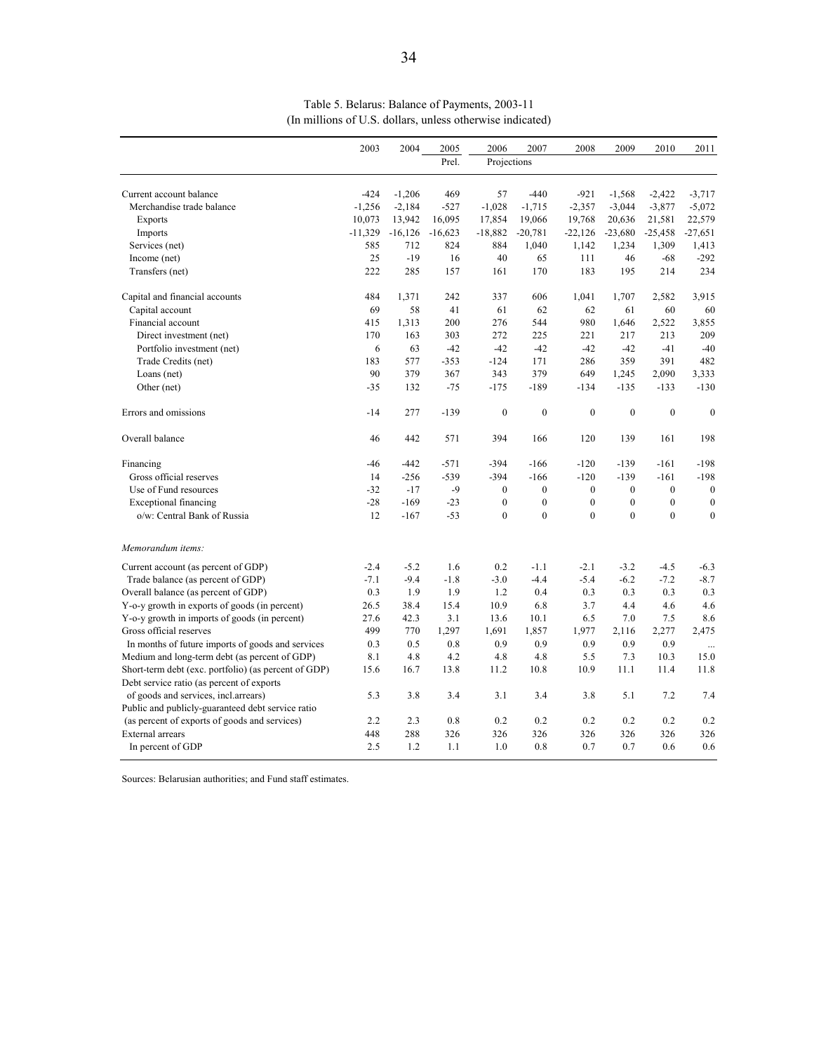Table 5. Belarus: Balance of Payments, 2003-11
(In millions of U.S. dollars, unless otherwise indicated)

| | 2003 | 2004 | 2005 | 2006 | 2007 | 2008 | 2009 | 2010 | 2011 |
|---|---|---|---|---|---|---|---|---|---|
| | | | Prel. | Projections | | | | | |
| Current account balance | -424 | -1,206 | 469 | 57 | -440 | -921 | -1,568 | -2,422 | -3,717 |
| Merchandise trade balance | -1,256 | -2,184 | -527 | -1,028 | -1,715 | -2,357 | -3,044 | -3,877 | -5,072 |
| Exports | 10,073 | 13,942 | 16,095 | 17,854 | 19,066 | 19,768 | 20,636 | 21,581 | 22,579 |
| Imports | -11,329 | -16,126 | -16,623 | -18,882 | -20,781 | -22,126 | -23,680 | -25,458 | -27,651 |
| Services (net) | 585 | 712 | 824 | 884 | 1,040 | 1,142 | 1,234 | 1,309 | 1,413 |
| Income (net) | 25 | -19 | 16 | 40 | 65 | 111 | 46 | -68 | -292 |
| Transfers (net) | 222 | 285 | 157 | 161 | 170 | 183 | 195 | 214 | 234 |
| Capital and financial accounts | 484 | 1,371 | 242 | 337 | 606 | 1,041 | 1,707 | 2,582 | 3,915 |
| Capital account | 69 | 58 | 41 | 61 | 62 | 62 | 61 | 60 | 60 |
| Financial account | 415 | 1,313 | 200 | 276 | 544 | 980 | 1,646 | 2,522 | 3,855 |
| Direct investment (net) | 170 | 163 | 303 | 272 | 225 | 221 | 217 | 213 | 209 |
| Portfolio investment (net) | 6 | 63 | -42 | -42 | -42 | -42 | -42 | -41 | -40 |
| Trade Credits (net) | 183 | 577 | -353 | -124 | 171 | 286 | 359 | 391 | 482 |
| Loans (net) | 90 | 379 | 367 | 343 | 379 | 649 | 1,245 | 2,090 | 3,333 |
| Other (net) | -35 | 132 | -75 | -175 | -189 | -134 | -135 | -133 | -130 |
| Errors and omissions | -14 | 277 | -139 | 0 | 0 | 0 | 0 | 0 | 0 |
| Overall balance | 46 | 442 | 571 | 394 | 166 | 120 | 139 | 161 | 198 |
| Financing | -46 | -442 | -571 | -394 | -166 | -120 | -139 | -161 | -198 |
| Gross official reserves | 14 | -256 | -539 | -394 | -166 | -120 | -139 | -161 | -198 |
| Use of Fund resources | -32 | -17 | -9 | 0 | 0 | 0 | 0 | 0 | 0 |
| Exceptional financing | -28 | -169 | -23 | 0 | 0 | 0 | 0 | 0 | 0 |
| o/w: Central Bank of Russia | 12 | -167 | -53 | 0 | 0 | 0 | 0 | 0 | 0 |
| *Memorandum items:* | | | | | | | | | |
| Current account (as percent of GDP) | -2.4 | -5.2 | 1.6 | 0.2 | -1.1 | -2.1 | -3.2 | -4.5 | -6.3 |
| Trade balance (as percent of GDP) | -7.1 | -9.4 | -1.8 | -3.0 | -4.4 | -5.4 | -6.2 | -7.2 | -8.7 |
| Overall balance (as percent of GDP) | 0.3 | 1.9 | 1.9 | 1.2 | 0.4 | 0.3 | 0.3 | 0.3 | 0.3 |
| Y-o-y growth in exports of goods (in percent) | 26.5 | 38.4 | 15.4 | 10.9 | 6.8 | 3.7 | 4.4 | 4.6 | 4.6 |
| Y-o-y growth in imports of goods (in percent) | 27.6 | 42.3 | 3.1 | 13.6 | 10.1 | 6.5 | 7.0 | 7.5 | 8.6 |
| Gross official reserves | 499 | 770 | 1,297 | 1,691 | 1,857 | 1,977 | 2,116 | 2,277 | 2,475 |
| In months of future imports of goods and services | 0.3 | 0.5 | 0.8 | 0.9 | 0.9 | 0.9 | 0.9 | 0.9 | ... |
| Medium and long-term debt (as percent of GDP) | 8.1 | 4.8 | 4.2 | 4.8 | 4.8 | 5.5 | 7.3 | 10.3 | 15.0 |
| Short-term debt (exc. portfolio) (as percent of GDP) | 15.6 | 16.7 | 13.8 | 11.2 | 10.8 | 10.9 | 11.1 | 11.4 | 11.8 |
| Debt service ratio (as percent of exports of goods and services, incl.arrears) | 5.3 | 3.8 | 3.4 | 3.1 | 3.4 | 3.8 | 5.1 | 7.2 | 7.4 |
| Public and publicly-guaranteed debt service ratio (as percent of exports of goods and services) | 2.2 | 2.3 | 0.8 | 0.2 | 0.2 | 0.2 | 0.2 | 0.2 | 0.2 |
| External arrears | 448 | 288 | 326 | 326 | 326 | 326 | 326 | 326 | 326 |
| In percent of GDP | 2.5 | 1.2 | 1.1 | 1.0 | 0.8 | 0.7 | 0.7 | 0.6 | 0.6 |

Sources: Belarusian authorities; and Fund staff estimates.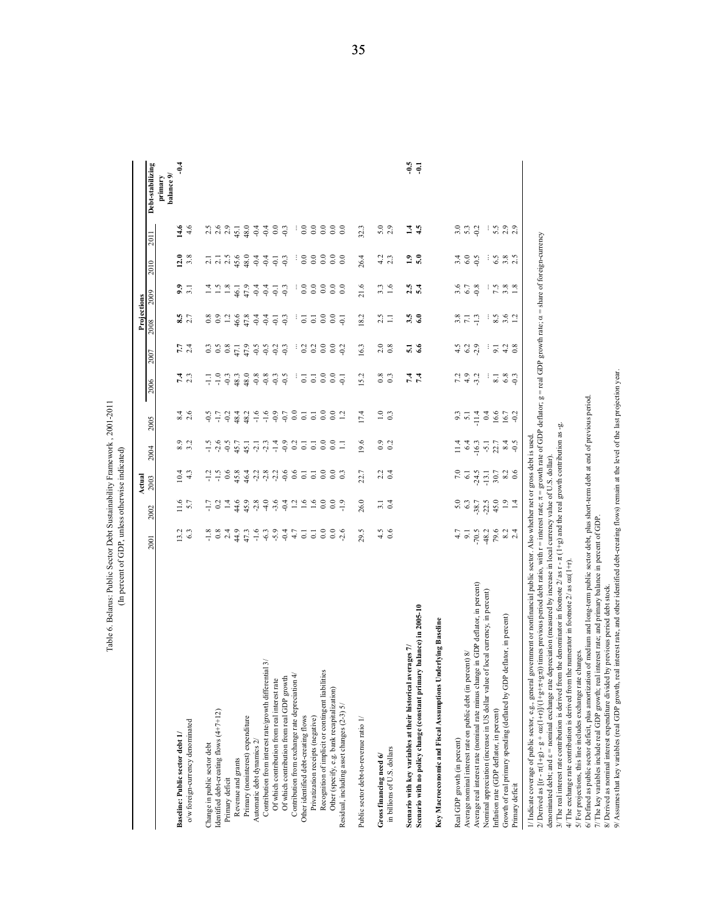Table 6. Belarus: Public Sector Debt Sustainability Framework, 2001-2011
(In percent of GDP, unless otherwise indicated)

| | Actual | | | | | Projections | | | | | | |
|---|---|---|---|---|---|---|---|---|---|---|---|---|
| | 2001 | 2002 | 2003 | 2004 | 2005 | 2006 | 2007 | 2008 | 2009 | 2010 | 2011 | Debt-stabilizing primary balance 9/ |
| **Baseline: Public sector debt 1/** | 13.2 | 11.6 | 10.4 | 8.9 | 8.4 | **7.4** | **7.7** | **8.5** | **9.9** | **12.0** | **14.6** | **-0.4** |
| o/w foreign-currency denominated | 6.3 | 5.7 | 4.3 | 3.2 | 2.6 | 2.3 | 2.4 | 2.7 | 3.1 | 3.8 | 4.6 | |
| Change in public sector debt | -1.8 | -1.7 | -1.2 | -1.5 | -0.5 | -1.1 | 0.3 | 0.8 | 1.4 | 2.1 | 2.5 | |
| Identified debt-creating flows (4+7+12) | 0.8 | 0.2 | -1.5 | -2.6 | -1.7 | -1.0 | 0.5 | 0.9 | 1.5 | 2.1 | 2.6 | |
| Primary deficit | 2.4 | 1.4 | 0.6 | -0.5 | -0.2 | -0.3 | 0.8 | 1.2 | 1.8 | 2.5 | 2.9 | |
| Revenue and grants | 44.9 | 44.6 | 45.8 | 45.7 | 48.4 | 48.3 | 47.1 | 46.6 | 46.1 | 45.6 | 45.1 | |
| Primary (noninterest) expenditure | 47.3 | 45.9 | 46.4 | 45.1 | 48.2 | 48.0 | 47.9 | 47.8 | 47.9 | 48.0 | 48.0 | |
| Automatic debt dynamics 2/ | -1.6 | -2.8 | -2.2 | -2.1 | -1.6 | -0.8 | -0.5 | -0.4 | -0.4 | -0.4 | -0.4 | |
| Contribution from interest rate/growth differential 3/ | -6.3 | -4.0 | -2.8 | -2.3 | -1.6 | -0.8 | -0.5 | -0.4 | -0.4 | -0.4 | -0.4 | |
| Of which contribution from real interest rate | -5.9 | -3.6 | -2.2 | -1.4 | -0.9 | -0.3 | -0.2 | -0.1 | -0.1 | -0.1 | 0.0 | |
| Of which contribution from real GDP growth | -0.4 | -0.4 | -0.6 | -0.9 | -0.7 | -0.5 | -0.3 | -0.3 | -0.3 | -0.3 | -0.3 | |
| Contribution from exchange rate depreciation 4/ | 4.7 | 1.2 | 0.6 | 0.2 | 0.0 | ... | ... | ... | ... | ... | ... | |
| Other identified debt-creating flows | 0.1 | 1.6 | 0.1 | 0.1 | 0.1 | 0.1 | 0.2 | 0.1 | 0.0 | 0.0 | 0.0 | |
| Privatization receipts (negative) | 0.1 | 1.6 | 0.1 | 0.1 | 0.1 | 0.1 | 0.2 | 0.1 | 0.0 | 0.0 | 0.0 | |
| Recognition of implicit or contingent liabilities | 0.0 | 0.0 | 0.0 | 0.0 | 0.0 | 0.0 | 0.0 | 0.0 | 0.0 | 0.0 | 0.0 | |
| Other (specify, e.g. bank recapitalization) | 0.0 | 0.0 | 0.0 | 0.0 | 0.0 | 0.0 | 0.0 | 0.0 | 0.0 | 0.0 | 0.0 | |
| Residual, including asset changes (2-3) 5/ | -2.6 | -1.9 | 0.3 | 1.1 | 1.2 | -0.1 | -0.2 | -0.1 | 0.0 | 0.0 | 0.0 | |
| Public sector debt-to-revenue ratio 1/ | 29.5 | 26.0 | 22.7 | 19.6 | 17.4 | 15.2 | 16.3 | 18.2 | 21.6 | 26.4 | 32.3 | |
| **Gross financing need 6/** | 4.5 | 3.1 | 2.2 | 0.9 | 1.0 | 0.8 | 2.0 | 2.5 | 3.3 | 4.2 | 5.0 | |
| in billions of U.S. dollars | 0.6 | 0.4 | 0.4 | 0.2 | 0.3 | 0.3 | 0.8 | 1.1 | 1.6 | 2.3 | 2.9 | |
| **Scenario with key variables at their historical averages 7/** | | | | | | **7.4** | **5.1** | **3.5** | **2.5** | **1.9** | **1.4** | **-0.5** |
| **Scenario with no policy change (constant primary balance) in 2005-10** | | | | | | **7.4** | **6.6** | **6.0** | **5.4** | **5.0** | **4.5** | **-0.1** |
| **Key Macroeconomic and Fiscal Assumptions Underlying Baseline** | | | | | | | | | | | | |
| Real GDP growth (in percent) | 4.7 | 5.0 | 7.0 | 11.4 | 9.3 | 7.2 | 4.5 | 3.8 | 3.6 | 3.4 | 3.0 | |
| Average nominal interest rate on public debt (in percent) 8/ | 9.1 | 6.3 | 6.1 | 6.4 | 5.1 | 4.9 | 6.2 | 7.1 | 6.7 | 6.0 | 5.3 | |
| Average real interest rate (nominal rate minus change in GDP deflator, in percent) | -70.5 | -38.7 | -24.5 | -16.3 | -11.4 | -3.2 | -2.9 | -1.3 | -0.8 | -0.5 | -0.2 | |
| Nominal appreciation (increase in US dollar value of local currency, in percent) | -48.2 | -22.5 | -13.1 | -5.1 | 0.4 | ... | ... | ... | ... | ... | ... | |
| Inflation rate (GDP deflator, in percent) | 79.6 | 45.0 | 30.7 | 22.7 | 16.6 | 8.1 | 9.1 | 8.5 | 7.5 | 6.5 | 5.5 | |
| Growth of real primary spending (deflated by GDP deflator, in percent) | 8.2 | 1.9 | 8.2 | 8.4 | 16.7 | 6.8 | 4.2 | 3.6 | 3.8 | 3.8 | 2.9 | |
| Primary deficit | 2.4 | 1.4 | 0.6 | -0.5 | -0.2 | -0.3 | 0.8 | 1.2 | 1.8 | 2.5 | 2.9 | |

1/ Indicate coverage of public sector, e.g., general government or nonfinancial public sector. Also whether net or gross debt is used.

2/ Derived as $[(r - \pi(1+g) - g + \alpha\varepsilon(1+r)]/(1+g+\pi+g\pi))$ times previous period debt ratio, with r = interest rate; $\pi$ = growth rate of GDP deflator; g = real GDP growth rate; $\alpha$ = share of foreign-currency denominated debt; and $\varepsilon$ = nominal exchange rate depreciation (measured by increase in local currency value of U.S. dollar).

3/ The real interest rate contribution is derived from the denominator in footnote 2/ as $r - \pi(1+g)$ and the real growth contribution as -g.

4/ The exchange rate contribution is derived from the numerator in footnote 2/ as $\alpha\varepsilon(1+r)$.

5/ For projections, this line includes exchange rate changes.

6/ Defined as public sector deficit, plus amortization of medium and long-term public sector debt, plus short-term debt at end of previous period.

7/ The key variables include real GDP growth; real interest rate; and primary balance in percent of GDP.

8/ Derived as nominal interest expenditure divided by previous period debt stock.

9/ Assumes that key variables (real GDP growth, real interest rate, and other identified debt-creating flows) remain at the level of the last projection year.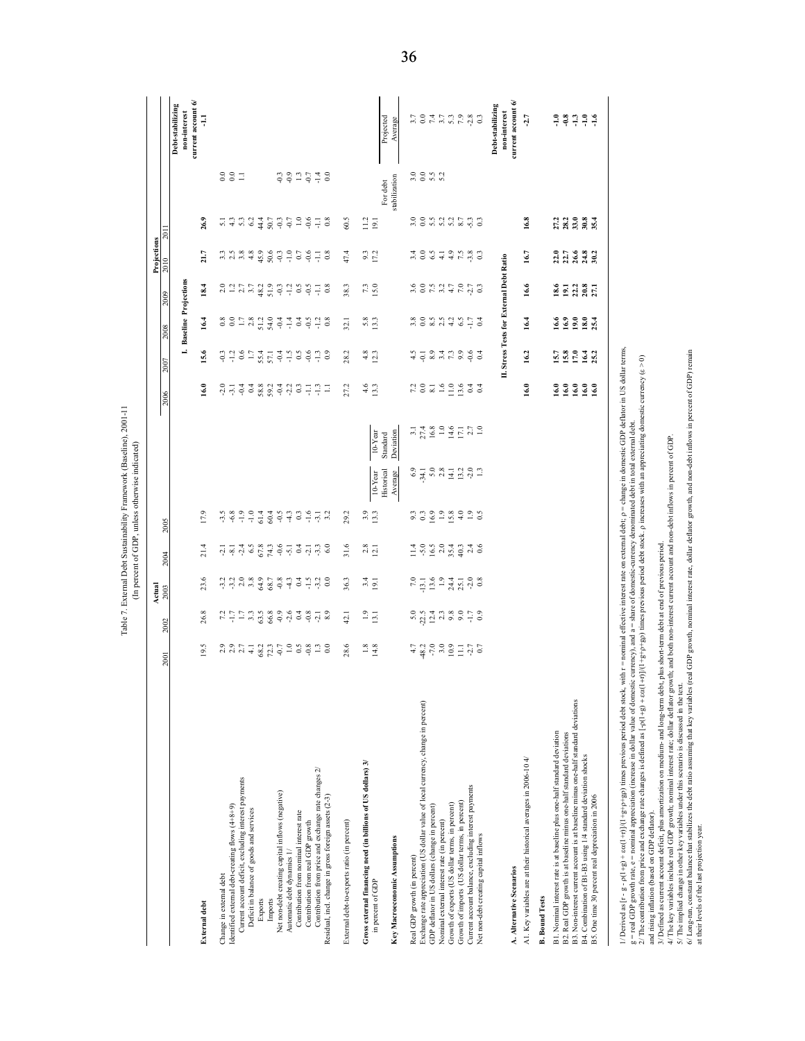Table 7. External Debt Sustainability Framework (Baseline), 2001-11
(In percent of GDP, unless otherwise indicated)

| | Actual | | | | | | | Projections | | | | | | | |
|---|---|---|---|---|---|---|---|---|---|---|---|---|---|---|---|
| | 2001 | 2002 | 2003 | 2004 | 2005 | | | 2006 | 2007 | 2008 | 2009 | 2010 | 2011 | | |
| | | | | | | | | **I. Baseline Projections** | | | | | | | **Debt-stabilizing non-interest current account 6/** |
| **External debt** | 19.5 | 26.8 | 23.6 | 21.4 | 17.9 | | | **16.0** | **15.6** | **16.4** | **18.4** | **21.7** | **26.9** | | **-1.1** |
| Change in external debt | 2.9 | 7.2 | -3.2 | -2.1 | -3.5 | | | -2.0 | -0.3 | 0.8 | 2.0 | 3.3 | 5.1 | 0.0 | |
| Identified external debt-creating flows (4+8+9) | 2.9 | -1.7 | -3.2 | -8.1 | -6.8 | | | -3.1 | -1.2 | 0.0 | 1.2 | 2.5 | 4.3 | 0.0 | |
| Current account deficit, excluding interest payments | 2.7 | 1.7 | 2.0 | -2.4 | -1.9 | | | -0.4 | 0.6 | 1.7 | 2.7 | 3.8 | 5.3 | 1.1 | |
| Deficit in balance of goods and services | 4.1 | 3.3 | 3.8 | 6.5 | -1.0 | | | 0.4 | 1.7 | 2.8 | 3.7 | 4.8 | 6.2 | | |
| Exports | 68.2 | 63.5 | 64.9 | 67.8 | 61.4 | | | 58.8 | 55.4 | 51.2 | 48.2 | 45.9 | 44.4 | | |
| Imports | 72.3 | 66.8 | 68.7 | 74.3 | 60.4 | | | 59.2 | 57.1 | 54.0 | 51.9 | 50.6 | 50.7 | | |
| Net non-debt creating capital inflows (negative) | -0.7 | -0.9 | -0.8 | -0.6 | -0.5 | | | -0.4 | -0.4 | -0.4 | -0.3 | -0.3 | -0.3 | -0.3 | |
| Automatic debt dynamics 1/ | 1.0 | -2.6 | -4.3 | -5.1 | -4.3 | | | -2.2 | -1.5 | -1.4 | -1.2 | -1.0 | -0.7 | -0.9 | |
| Contribution from nominal interest rate | 0.5 | 0.4 | 0.4 | 0.4 | 0.3 | | | 0.3 | 0.5 | 0.4 | 0.5 | 0.7 | 1.0 | 1.3 | |
| Contribution from real GDP growth | -0.8 | -0.8 | -1.5 | -2.1 | -1.6 | | | -1.1 | -0.6 | -0.5 | -0.5 | -0.6 | -0.6 | -0.7 | |
| Contribution from price and exchange rate changes 2/ | 1.3 | -2.1 | -3.2 | -3.3 | -3.1 | | | -1.3 | -1.3 | -1.2 | -1.1 | -1.1 | -1.1 | -1.4 | |
| Residual, incl. change in gross foreign assets (2-3) | 0.0 | 8.9 | 0.0 | 6.0 | 3.2 | | | 1.1 | 0.9 | 0.8 | 0.8 | 0.8 | 0.8 | 0.0 | |
| External debt-to-exports ratio (in percent) | 28.6 | 42.1 | 36.3 | 31.6 | 29.2 | | | 27.2 | 28.2 | 32.1 | 38.3 | 47.4 | 60.5 | | |
| **Gross external financing need (in billions of US dollars) 3/** | 1.8 | 1.9 | 3.4 | 2.8 | 3.9 | | | 4.6 | 4.8 | 5.8 | 7.3 | 9.3 | 11.2 | | |
| in percent of GDP | 14.8 | 13.1 | 19.1 | 12.1 | 13.3 | 10-Year Historical Average | 10-Year Standard Deviation | 13.3 | 12.3 | 13.3 | 15.0 | 17.2 | 19.1 | For debt stabilization | Projected Average |
| **Key Macroeconomic Assumptions** | | | | | | | | | | | | | | | |
| Real GDP growth (in percent) | 4.7 | 5.0 | 7.0 | 11.4 | 9.3 | 6.9 | 3.1 | 7.2 | 4.5 | 3.8 | 3.6 | 3.4 | 3.0 | 3.0 | 3.7 |
| Exchange rate appreciation (US dollar value of local currency, change in percent) | -48.2 | -22.5 | -13.1 | -5.0 | 0.3 | -34.1 | 27.4 | 0.0 | -0.1 | 0.0 | 0.0 | 0.0 | 0.0 | 0.0 | 0.0 |
| GDP deflator in US dollars (change in percent) | -7.0 | 12.4 | 13.6 | 16.5 | 16.9 | 5.0 | 16.8 | 8.1 | 8.9 | 8.5 | 7.5 | 6.5 | 5.5 | 5.5 | 7.4 |
| Nominal external interest rate (in percent) | 3.0 | 2.3 | 1.9 | 2.0 | 1.9 | 2.8 | 1.0 | 1.6 | 3.4 | 2.5 | 3.2 | 4.1 | 5.2 | 5.2 | 3.7 |
| Growth of exports (US dollar terms, in percent) | 10.9 | 9.8 | 24.4 | 35.4 | 15.8 | 14.1 | 14.6 | 11.0 | 7.3 | 4.2 | 4.7 | 4.9 | 5.2 | | 5.3 |
| Growth of imports (US dollar terms, in percent) | 11.1 | 9.0 | 25.1 | 40.3 | 4.0 | 13.2 | 17.1 | 13.6 | 9.9 | 6.5 | 7.0 | 7.5 | 8.7 | | 7.9 |
| Current account balance, excluding interest payments | -2.7 | -1.7 | -2.0 | 2.4 | 1.9 | -2.0 | 2.7 | 0.4 | -0.6 | -1.7 | -2.7 | -3.8 | -5.3 | | -2.8 |
| Net non-debt creating capital inflows | 0.7 | 0.9 | 0.8 | 0.6 | 0.5 | 1.3 | 1.0 | 0.4 | 0.4 | 0.4 | 0.3 | 0.3 | 0.3 | | 0.3 |
| | | | | | | | | **II. Stress Tests for External Debt Ratio** | | | | | | | **Debt-stabilizing non-interest current account 6/** |
| **A. Alternative Scenarios** | | | | | | | | | | | | | | | |
| A1. Key variables are at their historical averages in 2006-10 4/ | | | | | | | | **16.0** | **16.2** | **16.4** | **16.6** | **16.7** | **16.8** | | **-2.7** |
| **B. Bound Tests** | | | | | | | | | | | | | | | |
| B1. Nominal interest rate is at baseline plus one-half standard deviation | | | | | | | | **16.0** | **15.7** | **16.6** | **18.6** | **22.0** | **27.2** | | **-1.0** |
| B2. Real GDP growth is at baseline minus one-half standard deviations | | | | | | | | **16.0** | **15.8** | **16.9** | **19.1** | **22.7** | **28.2** | | **-0.8** |
| B3. Non-interest current account is at baseline minus one-half standard deviations | | | | | | | | **16.0** | **17.0** | **19.0** | **22.2** | **26.6** | **33.0** | | **-1.3** |
| B4. Combination of B1-B3 using 1/4 standard deviation shocks | | | | | | | | **16.0** | **16.4** | **18.0** | **20.8** | **24.8** | **30.8** | | **-1.0** |
| B5. One time 30 percent real depreciation in 2006 | | | | | | | | **16.0** | **25.2** | **25.4** | **27.1** | **30.2** | **35.4** | | **-1.6** |

1/ Derived as $[r - g - \rho(1+g) + \varepsilon\alpha(1+r)]/(1+g+\rho+g\rho)$ times previous period debt stock, with r = nominal effective interest rate on external debt; ρ = change in domestic GDP deflator in US dollar terms, g = real GDP growth rate, e = nominal appreciation (increase in dollar value of domestic currency), and a = share of domestic-currency denominated debt in total external debt.

2/ The contribution from price and exchange rate changes is defined as $[-\rho(1+g) + \varepsilon\alpha(1+r)]/(1+g+\rho+g\rho)$ times previous period debt stock. ρ increases with an appreciating domestic currency (ε > 0) and rising inflation (based on GDP deflator).

3/ Defined as current account deficit, plus amortization on medium- and long-term debt, plus short-term debt at end of previous period.

4/ The key variables include real GDP growth; nominal interest rate; dollar deflator growth; and both non-interest current account and non-debt inflows in percent of GDP.

5/ The implied change in other key variables under this scenario is discussed in the text.

6/ Long-run, constant balance that stabilizes the debt ratio assuming that key variables (real GDP growth, nominal interest rate, dollar deflator growth, and non-debt inflows in percent of GDP) remain at their levels of the last projection year.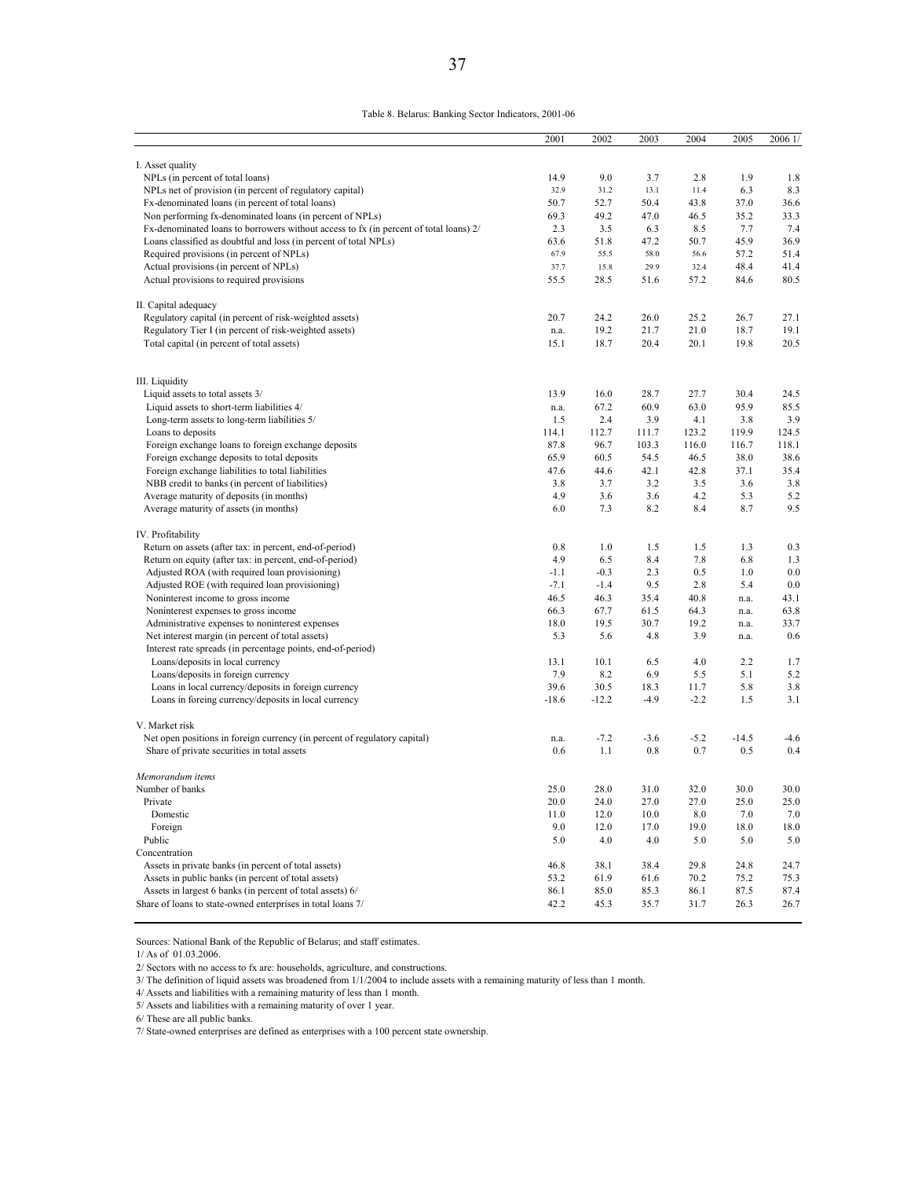Table 8. Belarus: Banking Sector Indicators, 2001-06

| | 2001 | 2002 | 2003 | 2004 | 2005 | 2006 1/ |
|---|---|---|---|---|---|---|
| I. Asset quality | | | | | | |
| NPLs (in percent of total loans) | 14.9 | 9.0 | 3.7 | 2.8 | 1.9 | 1.8 |
| NPLs net of provision (in percent of regulatory capital) | 32.9 | 31.2 | 13.1 | 11.4 | 6.3 | 8.3 |
| Fx-denominated loans (in percent of total loans) | 50.7 | 52.7 | 50.4 | 43.8 | 37.0 | 36.6 |
| Non performing fx-denominated loans (in percent of NPLs) | 69.3 | 49.2 | 47.0 | 46.5 | 35.2 | 33.3 |
| Fx-denominated loans to borrowers without access to fx (in percent of total loans) 2/ | 2.3 | 3.5 | 6.3 | 8.5 | 7.7 | 7.4 |
| Loans classified as doubtful and loss (in percent of total NPLs) | 63.6 | 51.8 | 47.2 | 50.7 | 45.9 | 36.9 |
| Required provisions (in percent of NPLs) | 67.9 | 55.5 | 58.0 | 56.6 | 57.2 | 51.4 |
| Actual provisions (in percent of NPLs) | 37.7 | 15.8 | 29.9 | 32.4 | 48.4 | 41.4 |
| Actual provisions to required provisions | 55.5 | 28.5 | 51.6 | 57.2 | 84.6 | 80.5 |
| II. Capital adequacy | | | | | | |
| Regulatory capital (in percent of risk-weighted assets) | 20.7 | 24.2 | 26.0 | 25.2 | 26.7 | 27.1 |
| Regulatory Tier I (in percent of risk-weighted assets) | n.a. | 19.2 | 21.7 | 21.0 | 18.7 | 19.1 |
| Total capital (in percent of total assets) | 15.1 | 18.7 | 20.4 | 20.1 | 19.8 | 20.5 |
| III. Liquidity | | | | | | |
| Liquid assets to total assets 3/ | 13.9 | 16.0 | 28.7 | 27.7 | 30.4 | 24.5 |
| Liquid assets to short-term liabilities 4/ | n.a. | 67.2 | 60.9 | 63.0 | 95.9 | 85.5 |
| Long-term assets to long-term liabilities 5/ | 1.5 | 2.4 | 3.9 | 4.1 | 3.8 | 3.9 |
| Loans to deposits | 114.1 | 112.7 | 111.7 | 123.2 | 119.9 | 124.5 |
| Foreign exchange loans to foreign exchange deposits | 87.8 | 96.7 | 103.3 | 116.0 | 116.7 | 118.1 |
| Foreign exchange deposits to total deposits | 65.9 | 60.5 | 54.5 | 46.5 | 38.0 | 38.6 |
| Foreign exchange liabilities to total liabilities | 47.6 | 44.6 | 42.1 | 42.8 | 37.1 | 35.4 |
| NBB credit to banks (in percent of liabilities) | 3.8 | 3.7 | 3.2 | 3.5 | 3.6 | 3.8 |
| Average maturity of deposits (in months) | 4.9 | 3.6 | 3.6 | 4.2 | 5.3 | 5.2 |
| Average maturity of assets (in months) | 6.0 | 7.3 | 8.2 | 8.4 | 8.7 | 9.5 |
| IV. Profitability | | | | | | |
| Return on assets (after tax: in percent, end-of-period) | 0.8 | 1.0 | 1.5 | 1.5 | 1.3 | 0.3 |
| Return on equity (after tax: in percent, end-of-period) | 4.9 | 6.5 | 8.4 | 7.8 | 6.8 | 1.3 |
| Adjusted ROA (with required loan provisioning) | -1.1 | -0.3 | 2.3 | 0.5 | 1.0 | 0.0 |
| Adjusted ROE (with required loan provisioning) | -7.1 | -1.4 | 9.5 | 2.8 | 5.4 | 0.0 |
| Noninterest income to gross income | 46.5 | 46.3 | 35.4 | 40.8 | n.a. | 43.1 |
| Noninterest expenses to gross income | 66.3 | 67.7 | 61.5 | 64.3 | n.a. | 63.8 |
| Administrative expenses to noninterest expenses | 18.0 | 19.5 | 30.7 | 19.2 | n.a. | 33.7 |
| Net interest margin (in percent of total assets) | 5.3 | 5.6 | 4.8 | 3.9 | n.a. | 0.6 |
| Interest rate spreads (in percentage points, end-of-period) | | | | | | |
| Loans/deposits in local currency | 13.1 | 10.1 | 6.5 | 4.0 | 2.2 | 1.7 |
| Loans/deposits in foreign currency | 7.9 | 8.2 | 6.9 | 5.5 | 5.1 | 5.2 |
| Loans in local currency/deposits in foreign currency | 39.6 | 30.5 | 18.3 | 11.7 | 5.8 | 3.8 |
| Loans in foreing currency/deposits in local currency | -18.6 | -12.2 | -4.9 | -2.2 | 1.5 | 3.1 |
| V. Market risk | | | | | | |
| Net open positions in foreign currency (in percent of regulatory capital) | n.a. | -7.2 | -3.6 | -5.2 | -14.5 | -4.6 |
| Share of private securities in total assets | 0.6 | 1.1 | 0.8 | 0.7 | 0.5 | 0.4 |
| *Memorandum items* | | | | | | |
| Number of banks | 25.0 | 28.0 | 31.0 | 32.0 | 30.0 | 30.0 |
| Private | 20.0 | 24.0 | 27.0 | 27.0 | 25.0 | 25.0 |
| Domestic | 11.0 | 12.0 | 10.0 | 8.0 | 7.0 | 7.0 |
| Foreign | 9.0 | 12.0 | 17.0 | 19.0 | 18.0 | 18.0 |
| Public | 5.0 | 4.0 | 4.0 | 5.0 | 5.0 | 5.0 |
| Concentration | | | | | | |
| Assets in private banks (in percent of total assets) | 46.8 | 38.1 | 38.4 | 29.8 | 24.8 | 24.7 |
| Assets in public banks (in percent of total assets) | 53.2 | 61.9 | 61.6 | 70.2 | 75.2 | 75.3 |
| Assets in largest 6 banks (in percent of total assets) 6/ | 86.1 | 85.0 | 85.3 | 86.1 | 87.5 | 87.4 |
| Share of loans to state-owned enterprises in total loans 7/ | 42.2 | 45.3 | 35.7 | 31.7 | 26.3 | 26.7 |

Sources: National Bank of the Republic of Belarus; and staff estimates.

1/ As of 01.03.2006.

2/ Sectors with no access to fx are: households, agriculture, and constructions.

3/ The definition of liquid assets was broadened from 1/1/2004 to include assets with a remaining maturity of less than 1 month.

4/ Assets and liabilities with a remaining maturity of less than 1 month.

5/ Assets and liabilities with a remaining maturity of over 1 year.

6/ These are all public banks.

7/ State-owned enterprises are defined as enterprises with a 100 percent state ownership.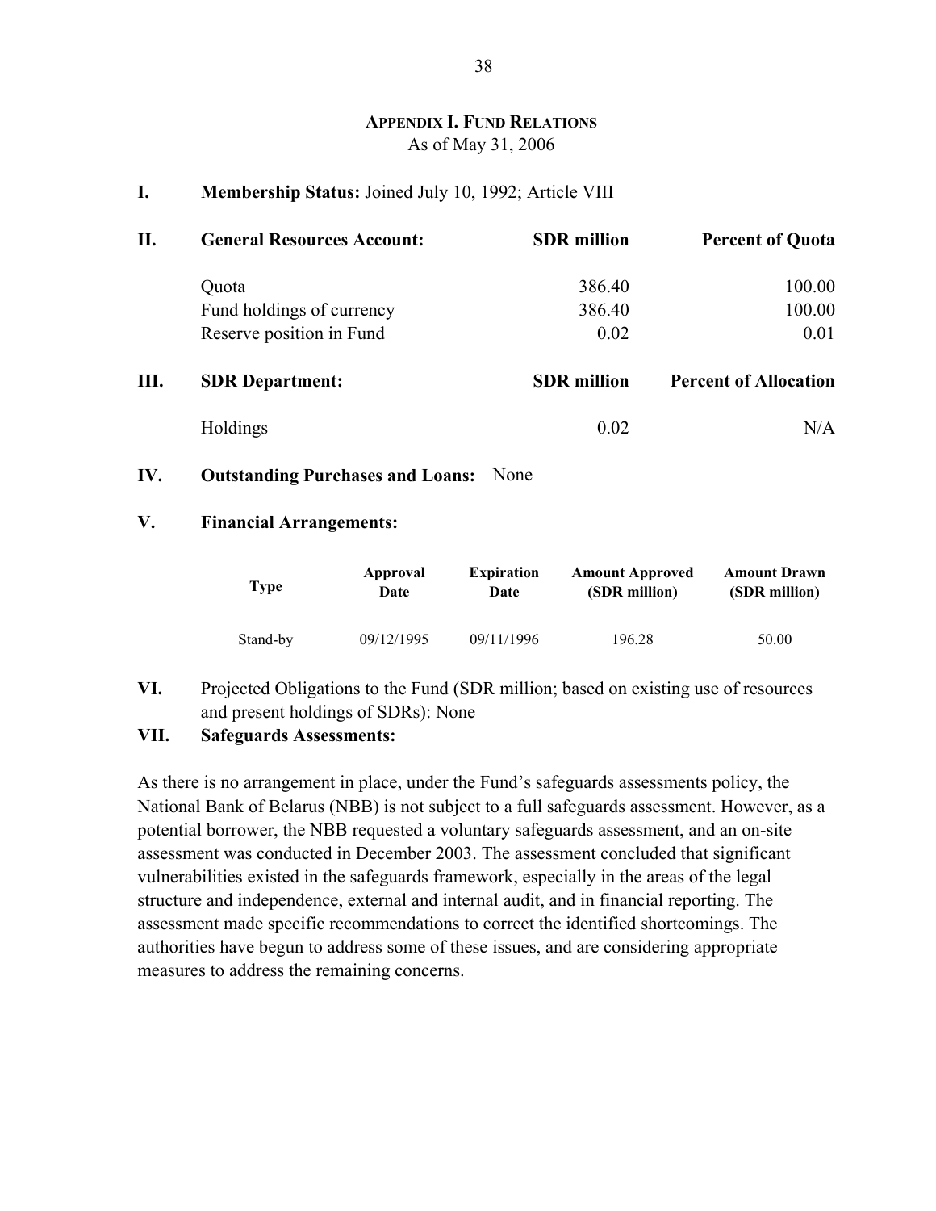# Appendix I. Fund Relations

As of May 31, 2006

**I. Membership Status:** Joined July 10, 1992; Article VIII

| II. | **General Resources Account:** | **SDR million** | **Percent of Quota** |
|---|---|---|---|
| | Quota | 386.40 | 100.00 |
| | Fund holdings of currency | 386.40 | 100.00 |
| | Reserve position in Fund | 0.02 | 0.01 |

| III. | **SDR Department:** | **SDR million** | **Percent of Allocation** |
|---|---|---|---|
| | Holdings | 0.02 | N/A |

**IV. Outstanding Purchases and Loans:** None

**V. Financial Arrangements:**

| Type | Approval Date | Expiration Date | Amount Approved (SDR million) | Amount Drawn (SDR million) |
|---|---|---|---|---|
| Stand-by | 09/12/1995 | 09/11/1996 | 196.28 | 50.00 |

**VI.** Projected Obligations to the Fund (SDR million; based on existing use of resources and present holdings of SDRs): None

**VII. Safeguards Assessments:**

As there is no arrangement in place, under the Fund's safeguards assessments policy, the National Bank of Belarus (NBB) is not subject to a full safeguards assessment. However, as a potential borrower, the NBB requested a voluntary safeguards assessment, and an on-site assessment was conducted in December 2003. The assessment concluded that significant vulnerabilities existed in the safeguards framework, especially in the areas of the legal structure and independence, external and internal audit, and in financial reporting. The assessment made specific recommendations to correct the identified shortcomings. The authorities have begun to address some of these issues, and are considering appropriate measures to address the remaining concerns.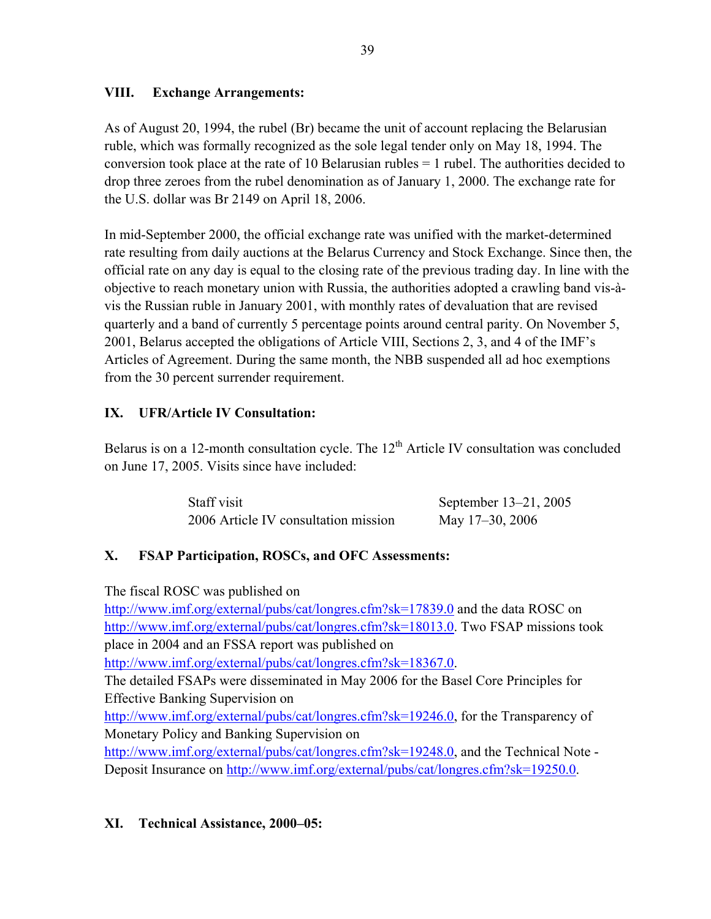## VIII. Exchange Arrangements:

As of August 20, 1994, the rubel (Br) became the unit of account replacing the Belarusian ruble, which was formally recognized as the sole legal tender only on May 18, 1994. The conversion took place at the rate of 10 Belarusian rubles = 1 rubel. The authorities decided to drop three zeroes from the rubel denomination as of January 1, 2000. The exchange rate for the U.S. dollar was Br 2149 on April 18, 2006.

In mid-September 2000, the official exchange rate was unified with the market-determined rate resulting from daily auctions at the Belarus Currency and Stock Exchange. Since then, the official rate on any day is equal to the closing rate of the previous trading day. In line with the objective to reach monetary union with Russia, the authorities adopted a crawling band vis-à-vis the Russian ruble in January 2001, with monthly rates of devaluation that are revised quarterly and a band of currently 5 percentage points around central parity. On November 5, 2001, Belarus accepted the obligations of Article VIII, Sections 2, 3, and 4 of the IMF's Articles of Agreement. During the same month, the NBB suspended all ad hoc exemptions from the 30 percent surrender requirement.

## IX. UFR/Article IV Consultation:

Belarus is on a 12-month consultation cycle. The 12th Article IV consultation was concluded on June 17, 2005. Visits since have included:

| | |
|---|---|
| Staff visit | September 13–21, 2005 |
| 2006 Article IV consultation mission | May 17–30, 2006 |

## X. FSAP Participation, ROSCs, and OFC Assessments:

The fiscal ROSC was published on http://www.imf.org/external/pubs/cat/longres.cfm?sk=17839.0 and the data ROSC on http://www.imf.org/external/pubs/cat/longres.cfm?sk=18013.0. Two FSAP missions took place in 2004 and an FSSA report was published on http://www.imf.org/external/pubs/cat/longres.cfm?sk=18367.0.
The detailed FSAPs were disseminated in May 2006 for the Basel Core Principles for Effective Banking Supervision on http://www.imf.org/external/pubs/cat/longres.cfm?sk=19246.0, for the Transparency of Monetary Policy and Banking Supervision on http://www.imf.org/external/pubs/cat/longres.cfm?sk=19248.0, and the Technical Note - Deposit Insurance on http://www.imf.org/external/pubs/cat/longres.cfm?sk=19250.0.

## XI. Technical Assistance, 2000–05: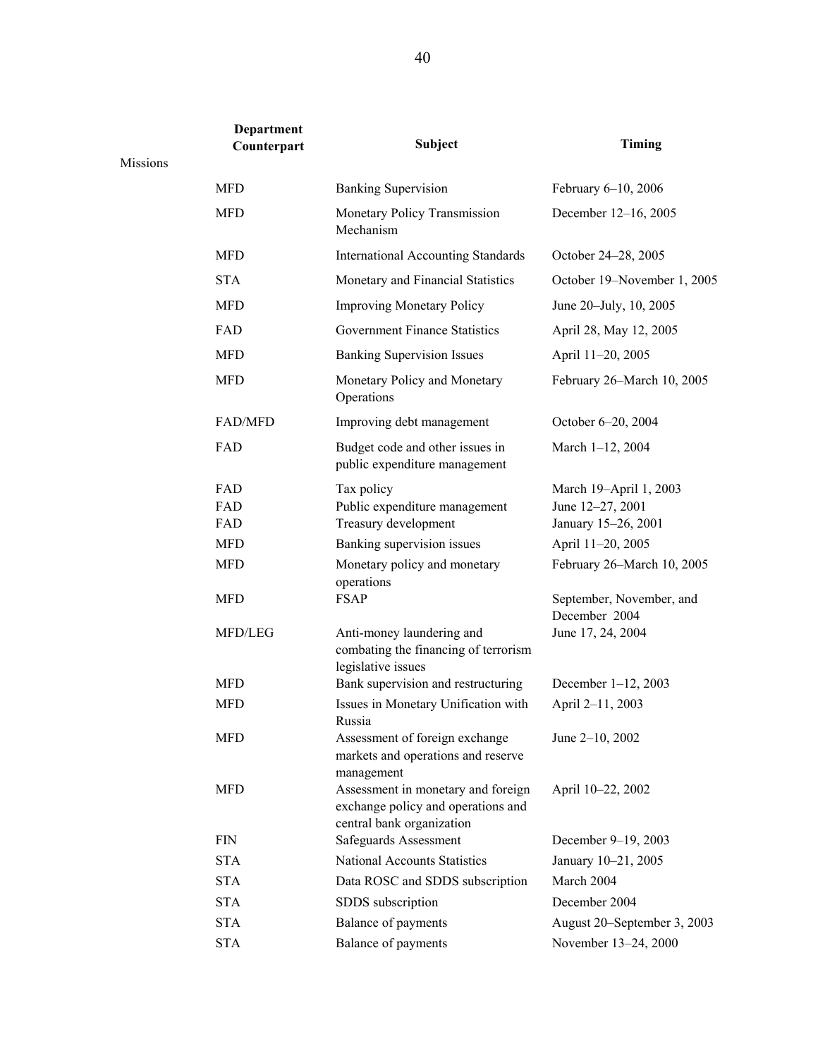| | Department Counterpart | Subject | Timing |
|---|---|---|---|
| Missions | | | |
| | MFD | Banking Supervision | February 6–10, 2006 |
| | MFD | Monetary Policy Transmission Mechanism | December 12–16, 2005 |
| | MFD | International Accounting Standards | October 24–28, 2005 |
| | STA | Monetary and Financial Statistics | October 19–November 1, 2005 |
| | MFD | Improving Monetary Policy | June 20–July, 10, 2005 |
| | FAD | Government Finance Statistics | April 28, May 12, 2005 |
| | MFD | Banking Supervision Issues | April 11–20, 2005 |
| | MFD | Monetary Policy and Monetary Operations | February 26–March 10, 2005 |
| | FAD/MFD | Improving debt management | October 6–20, 2004 |
| | FAD | Budget code and other issues in public expenditure management | March 1–12, 2004 |
| | FAD | Tax policy | March 19–April 1, 2003 |
| | FAD | Public expenditure management | June 12–27, 2001 |
| | FAD | Treasury development | January 15–26, 2001 |
| | MFD | Banking supervision issues | April 11–20, 2005 |
| | MFD | Monetary policy and monetary operations | February 26–March 10, 2005 |
| | MFD | FSAP | September, November, and December 2004 |
| | MFD/LEG | Anti-money laundering and combating the financing of terrorism legislative issues | June 17, 24, 2004 |
| | MFD | Bank supervision and restructuring | December 1–12, 2003 |
| | MFD | Issues in Monetary Unification with Russia | April 2–11, 2003 |
| | MFD | Assessment of foreign exchange markets and operations and reserve management | June 2–10, 2002 |
| | MFD | Assessment in monetary and foreign exchange policy and operations and central bank organization | April 10–22, 2002 |
| | FIN | Safeguards Assessment | December 9–19, 2003 |
| | STA | National Accounts Statistics | January 10–21, 2005 |
| | STA | Data ROSC and SDDS subscription | March 2004 |
| | STA | SDDS subscription | December 2004 |
| | STA | Balance of payments | August 20–September 3, 2003 |
| | STA | Balance of payments | November 13–24, 2000 |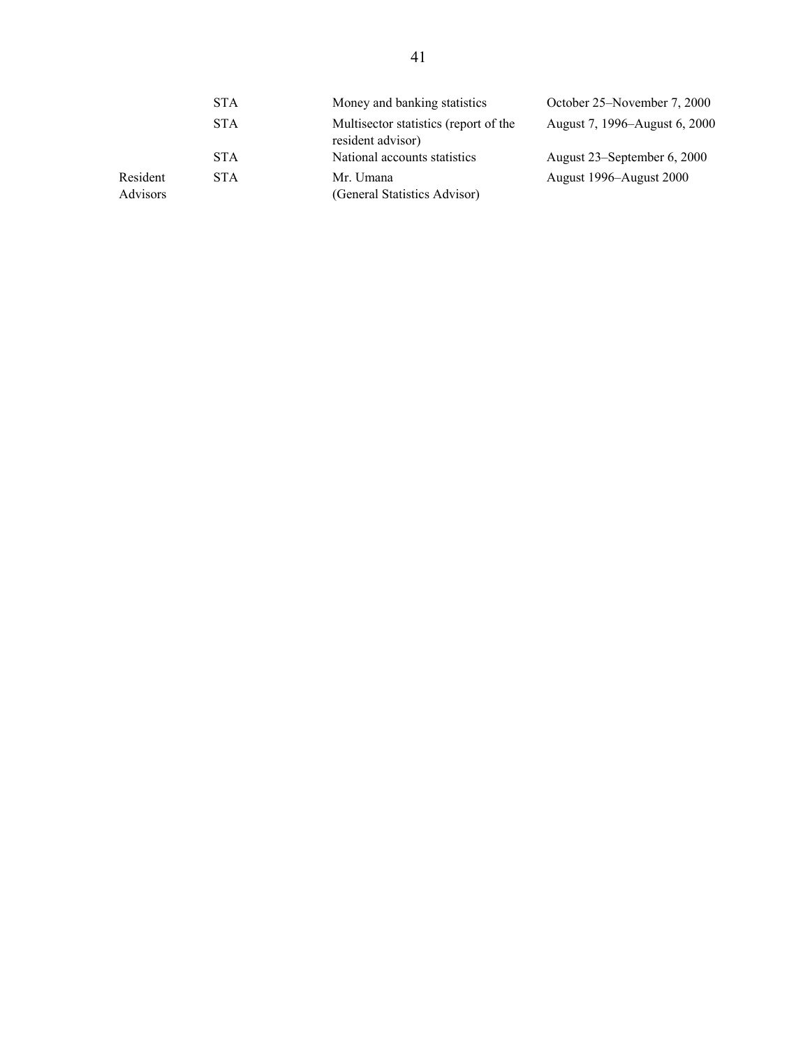|  |  |  |  |
|---|---|---|---|
|  | STA | Money and banking statistics | October 25–November 7, 2000 |
|  | STA | Multisector statistics (report of the resident advisor) | August 7, 1996–August 6, 2000 |
|  | STA | National accounts statistics | August 23–September 6, 2000 |
| Resident Advisors | STA | Mr. Umana (General Statistics Advisor) | August 1996–August 2000 |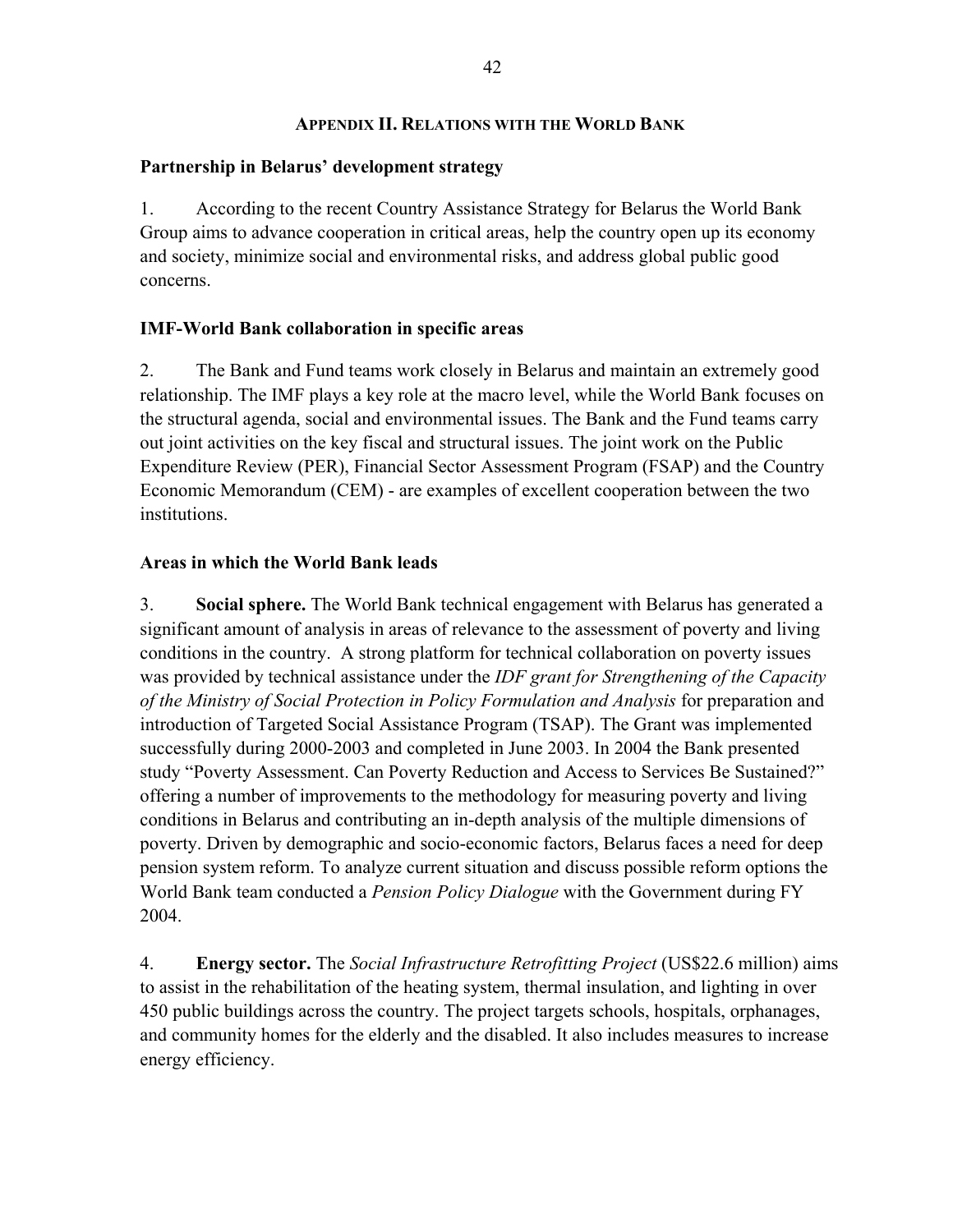## Appendix II. Relations with the World Bank

### Partnership in Belarus' development strategy

1. According to the recent Country Assistance Strategy for Belarus the World Bank Group aims to advance cooperation in critical areas, help the country open up its economy and society, minimize social and environmental risks, and address global public good concerns.

### IMF-World Bank collaboration in specific areas

2. The Bank and Fund teams work closely in Belarus and maintain an extremely good relationship. The IMF plays a key role at the macro level, while the World Bank focuses on the structural agenda, social and environmental issues. The Bank and the Fund teams carry out joint activities on the key fiscal and structural issues. The joint work on the Public Expenditure Review (PER), Financial Sector Assessment Program (FSAP) and the Country Economic Memorandum (CEM) - are examples of excellent cooperation between the two institutions.

### Areas in which the World Bank leads

3. **Social sphere.** The World Bank technical engagement with Belarus has generated a significant amount of analysis in areas of relevance to the assessment of poverty and living conditions in the country. A strong platform for technical collaboration on poverty issues was provided by technical assistance under the *IDF grant for Strengthening of the Capacity of the Ministry of Social Protection in Policy Formulation and Analysis* for preparation and introduction of Targeted Social Assistance Program (TSAP). The Grant was implemented successfully during 2000-2003 and completed in June 2003. In 2004 the Bank presented study "Poverty Assessment. Can Poverty Reduction and Access to Services Be Sustained?" offering a number of improvements to the methodology for measuring poverty and living conditions in Belarus and contributing an in-depth analysis of the multiple dimensions of poverty. Driven by demographic and socio-economic factors, Belarus faces a need for deep pension system reform. To analyze current situation and discuss possible reform options the World Bank team conducted a *Pension Policy Dialogue* with the Government during FY 2004.

4. **Energy sector.** The *Social Infrastructure Retrofitting Project* (US$22.6 million) aims to assist in the rehabilitation of the heating system, thermal insulation, and lighting in over 450 public buildings across the country. The project targets schools, hospitals, orphanages, and community homes for the elderly and the disabled. It also includes measures to increase energy efficiency.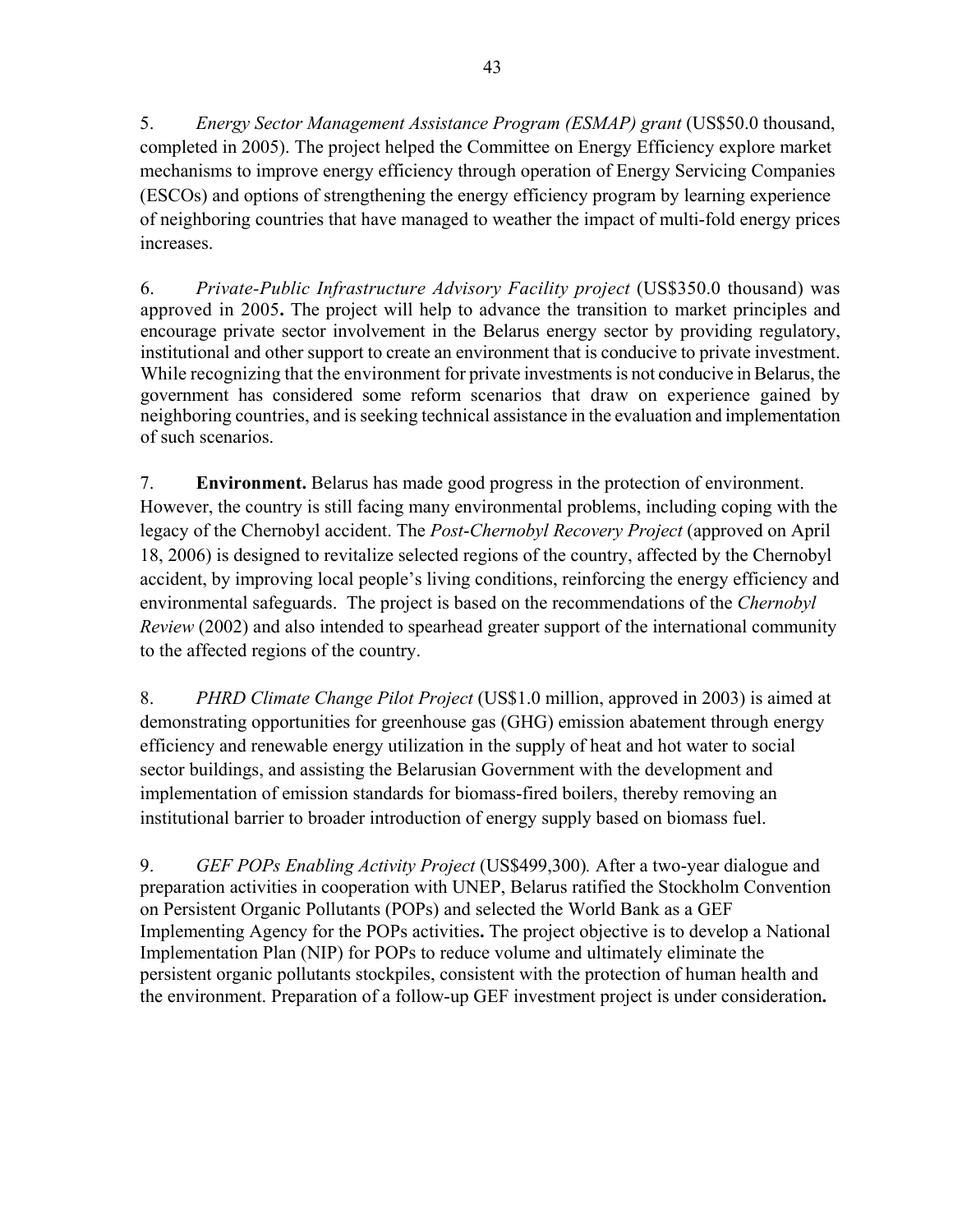5. *Energy Sector Management Assistance Program (ESMAP) grant* (US$50.0 thousand, completed in 2005). The project helped the Committee on Energy Efficiency explore market mechanisms to improve energy efficiency through operation of Energy Servicing Companies (ESCOs) and options of strengthening the energy efficiency program by learning experience of neighboring countries that have managed to weather the impact of multi-fold energy prices increases.

6. *Private-Public Infrastructure Advisory Facility project* (US$350.0 thousand) was approved in 2005**.** The project will help to advance the transition to market principles and encourage private sector involvement in the Belarus energy sector by providing regulatory, institutional and other support to create an environment that is conducive to private investment. While recognizing that the environment for private investments is not conducive in Belarus, the government has considered some reform scenarios that draw on experience gained by neighboring countries, and is seeking technical assistance in the evaluation and implementation of such scenarios.

7. **Environment.** Belarus has made good progress in the protection of environment. However, the country is still facing many environmental problems, including coping with the legacy of the Chernobyl accident. The *Post-Chernobyl Recovery Project* (approved on April 18, 2006) is designed to revitalize selected regions of the country, affected by the Chernobyl accident, by improving local people's living conditions, reinforcing the energy efficiency and environmental safeguards. The project is based on the recommendations of the *Chernobyl Review* (2002) and also intended to spearhead greater support of the international community to the affected regions of the country.

8. *PHRD Climate Change Pilot Project* (US$1.0 million, approved in 2003) is aimed at demonstrating opportunities for greenhouse gas (GHG) emission abatement through energy efficiency and renewable energy utilization in the supply of heat and hot water to social sector buildings, and assisting the Belarusian Government with the development and implementation of emission standards for biomass-fired boilers, thereby removing an institutional barrier to broader introduction of energy supply based on biomass fuel.

9. *GEF POPs Enabling Activity Project* (US$499,300)*.* After a two-year dialogue and preparation activities in cooperation with UNEP, Belarus ratified the Stockholm Convention on Persistent Organic Pollutants (POPs) and selected the World Bank as a GEF Implementing Agency for the POPs activities**.** The project objective is to develop a National Implementation Plan (NIP) for POPs to reduce volume and ultimately eliminate the persistent organic pollutants stockpiles, consistent with the protection of human health and the environment. Preparation of a follow-up GEF investment project is under consideration**.**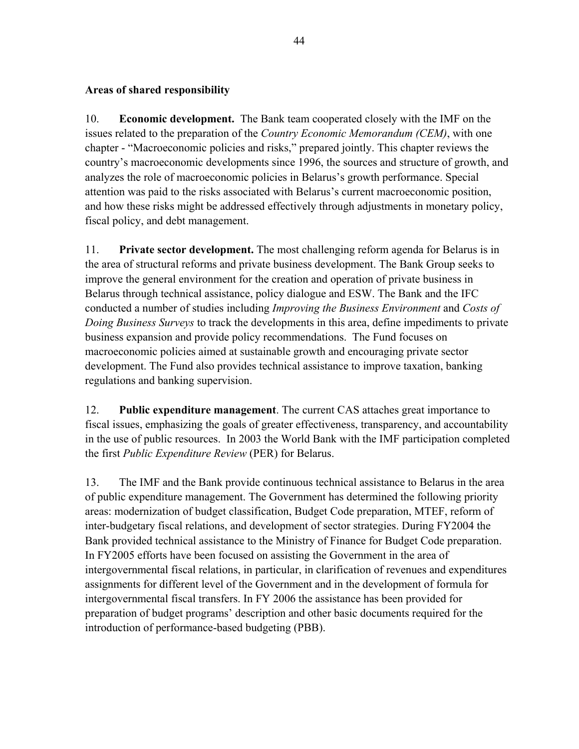**Areas of shared responsibility**

10. **Economic development.** The Bank team cooperated closely with the IMF on the issues related to the preparation of the *Country Economic Memorandum (CEM)*, with one chapter - "Macroeconomic policies and risks," prepared jointly. This chapter reviews the country's macroeconomic developments since 1996, the sources and structure of growth, and analyzes the role of macroeconomic policies in Belarus's growth performance. Special attention was paid to the risks associated with Belarus's current macroeconomic position, and how these risks might be addressed effectively through adjustments in monetary policy, fiscal policy, and debt management.

11. **Private sector development.** The most challenging reform agenda for Belarus is in the area of structural reforms and private business development. The Bank Group seeks to improve the general environment for the creation and operation of private business in Belarus through technical assistance, policy dialogue and ESW. The Bank and the IFC conducted a number of studies including *Improving the Business Environment* and *Costs of Doing Business Surveys* to track the developments in this area, define impediments to private business expansion and provide policy recommendations. The Fund focuses on macroeconomic policies aimed at sustainable growth and encouraging private sector development. The Fund also provides technical assistance to improve taxation, banking regulations and banking supervision.

12. **Public expenditure management**. The current CAS attaches great importance to fiscal issues, emphasizing the goals of greater effectiveness, transparency, and accountability in the use of public resources. In 2003 the World Bank with the IMF participation completed the first *Public Expenditure Review* (PER) for Belarus.

13. The IMF and the Bank provide continuous technical assistance to Belarus in the area of public expenditure management. The Government has determined the following priority areas: modernization of budget classification, Budget Code preparation, MTEF, reform of inter-budgetary fiscal relations, and development of sector strategies. During FY2004 the Bank provided technical assistance to the Ministry of Finance for Budget Code preparation. In FY2005 efforts have been focused on assisting the Government in the area of intergovernmental fiscal relations, in particular, in clarification of revenues and expenditures assignments for different level of the Government and in the development of formula for intergovernmental fiscal transfers. In FY 2006 the assistance has been provided for preparation of budget programs' description and other basic documents required for the introduction of performance-based budgeting (PBB).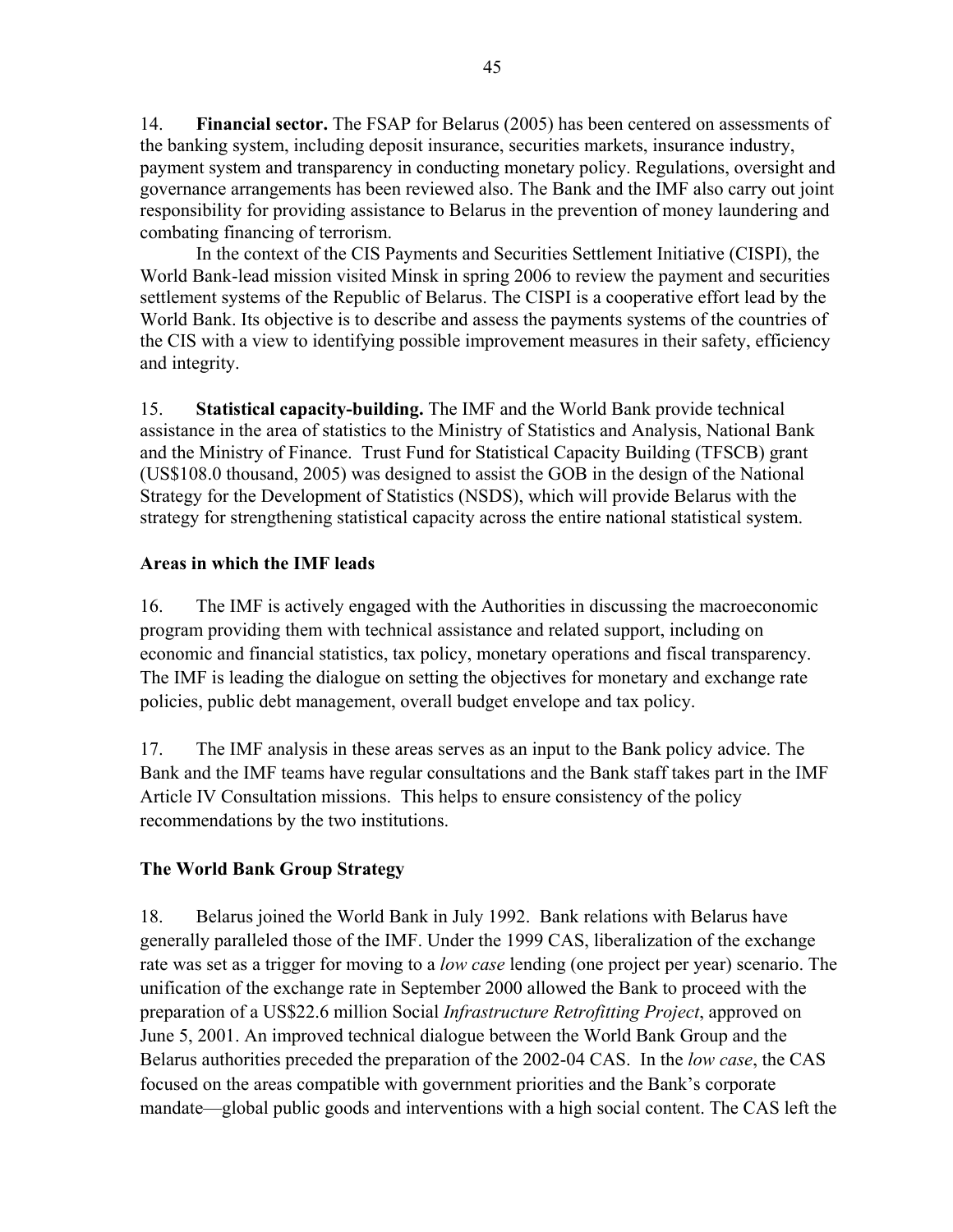14. **Financial sector.** The FSAP for Belarus (2005) has been centered on assessments of the banking system, including deposit insurance, securities markets, insurance industry, payment system and transparency in conducting monetary policy. Regulations, oversight and governance arrangements has been reviewed also. The Bank and the IMF also carry out joint responsibility for providing assistance to Belarus in the prevention of money laundering and combating financing of terrorism.

In the context of the CIS Payments and Securities Settlement Initiative (CISPI), the World Bank-lead mission visited Minsk in spring 2006 to review the payment and securities settlement systems of the Republic of Belarus. The CISPI is a cooperative effort lead by the World Bank. Its objective is to describe and assess the payments systems of the countries of the CIS with a view to identifying possible improvement measures in their safety, efficiency and integrity.

15. **Statistical capacity-building.** The IMF and the World Bank provide technical assistance in the area of statistics to the Ministry of Statistics and Analysis, National Bank and the Ministry of Finance. Trust Fund for Statistical Capacity Building (TFSCB) grant (US$108.0 thousand, 2005) was designed to assist the GOB in the design of the National Strategy for the Development of Statistics (NSDS), which will provide Belarus with the strategy for strengthening statistical capacity across the entire national statistical system.

## Areas in which the IMF leads

16. The IMF is actively engaged with the Authorities in discussing the macroeconomic program providing them with technical assistance and related support, including on economic and financial statistics, tax policy, monetary operations and fiscal transparency. The IMF is leading the dialogue on setting the objectives for monetary and exchange rate policies, public debt management, overall budget envelope and tax policy.

17. The IMF analysis in these areas serves as an input to the Bank policy advice. The Bank and the IMF teams have regular consultations and the Bank staff takes part in the IMF Article IV Consultation missions. This helps to ensure consistency of the policy recommendations by the two institutions.

## The World Bank Group Strategy

18. Belarus joined the World Bank in July 1992. Bank relations with Belarus have generally paralleled those of the IMF. Under the 1999 CAS, liberalization of the exchange rate was set as a trigger for moving to a *low case* lending (one project per year) scenario. The unification of the exchange rate in September 2000 allowed the Bank to proceed with the preparation of a US$22.6 million Social *Infrastructure Retrofitting Project*, approved on June 5, 2001. An improved technical dialogue between the World Bank Group and the Belarus authorities preceded the preparation of the 2002-04 CAS. In the *low case*, the CAS focused on the areas compatible with government priorities and the Bank's corporate mandate—global public goods and interventions with a high social content. The CAS left the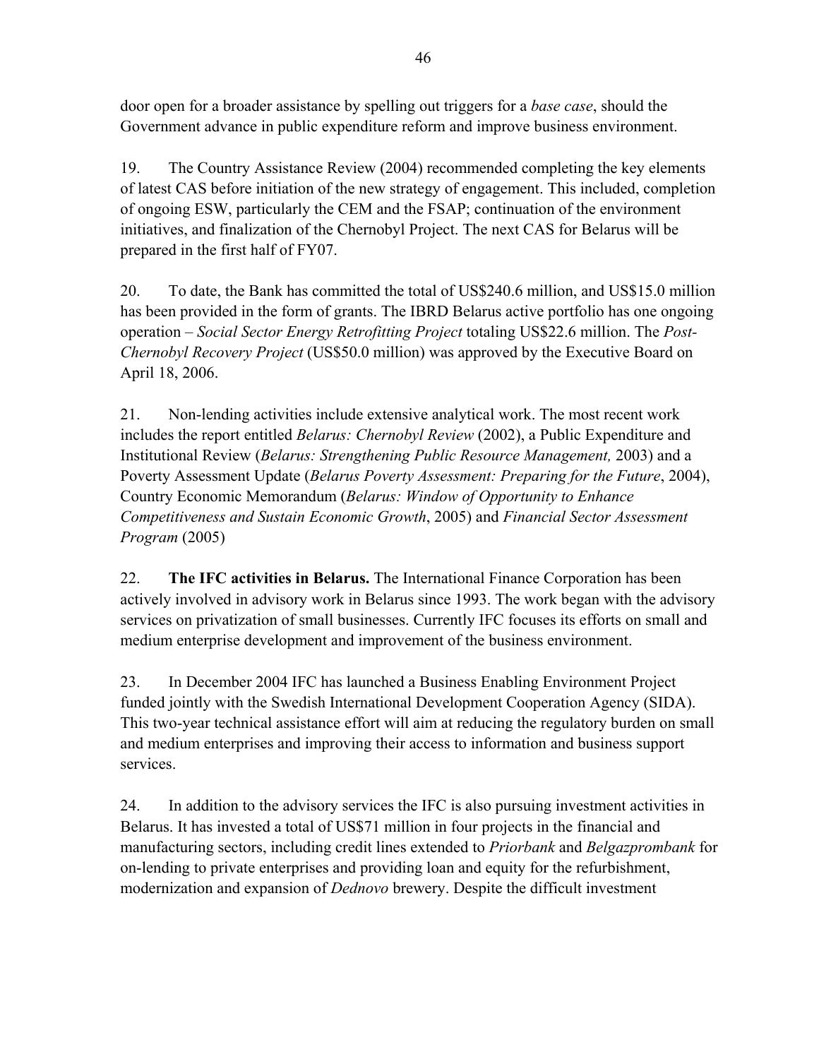door open for a broader assistance by spelling out triggers for a *base case*, should the Government advance in public expenditure reform and improve business environment.

19. The Country Assistance Review (2004) recommended completing the key elements of latest CAS before initiation of the new strategy of engagement. This included, completion of ongoing ESW, particularly the CEM and the FSAP; continuation of the environment initiatives, and finalization of the Chernobyl Project. The next CAS for Belarus will be prepared in the first half of FY07.

20. To date, the Bank has committed the total of US$240.6 million, and US$15.0 million has been provided in the form of grants. The IBRD Belarus active portfolio has one ongoing operation – *Social Sector Energy Retrofitting Project* totaling US$22.6 million. The *Post-Chernobyl Recovery Project* (US$50.0 million) was approved by the Executive Board on April 18, 2006.

21. Non-lending activities include extensive analytical work. The most recent work includes the report entitled *Belarus: Chernobyl Review* (2002), a Public Expenditure and Institutional Review (*Belarus: Strengthening Public Resource Management,* 2003) and a Poverty Assessment Update (*Belarus Poverty Assessment: Preparing for the Future*, 2004), Country Economic Memorandum (*Belarus: Window of Opportunity to Enhance Competitiveness and Sustain Economic Growth*, 2005) and *Financial Sector Assessment Program* (2005)

22. **The IFC activities in Belarus.** The International Finance Corporation has been actively involved in advisory work in Belarus since 1993. The work began with the advisory services on privatization of small businesses. Currently IFC focuses its efforts on small and medium enterprise development and improvement of the business environment.

23. In December 2004 IFC has launched a Business Enabling Environment Project funded jointly with the Swedish International Development Cooperation Agency (SIDA). This two-year technical assistance effort will aim at reducing the regulatory burden on small and medium enterprises and improving their access to information and business support services.

24. In addition to the advisory services the IFC is also pursuing investment activities in Belarus. It has invested a total of US$71 million in four projects in the financial and manufacturing sectors, including credit lines extended to *Priorbank* and *Belgazprombank* for on-lending to private enterprises and providing loan and equity for the refurbishment, modernization and expansion of *Dednovo* brewery. Despite the difficult investment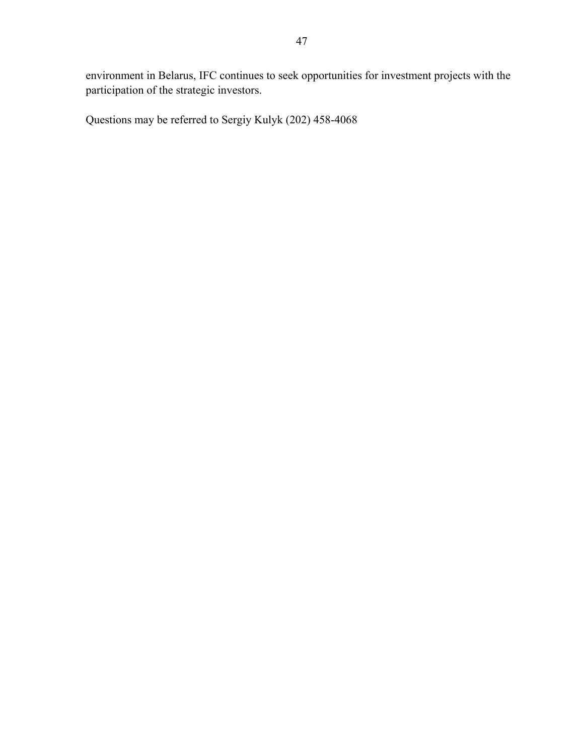environment in Belarus, IFC continues to seek opportunities for investment projects with the participation of the strategic investors.

Questions may be referred to Sergiy Kulyk (202) 458-4068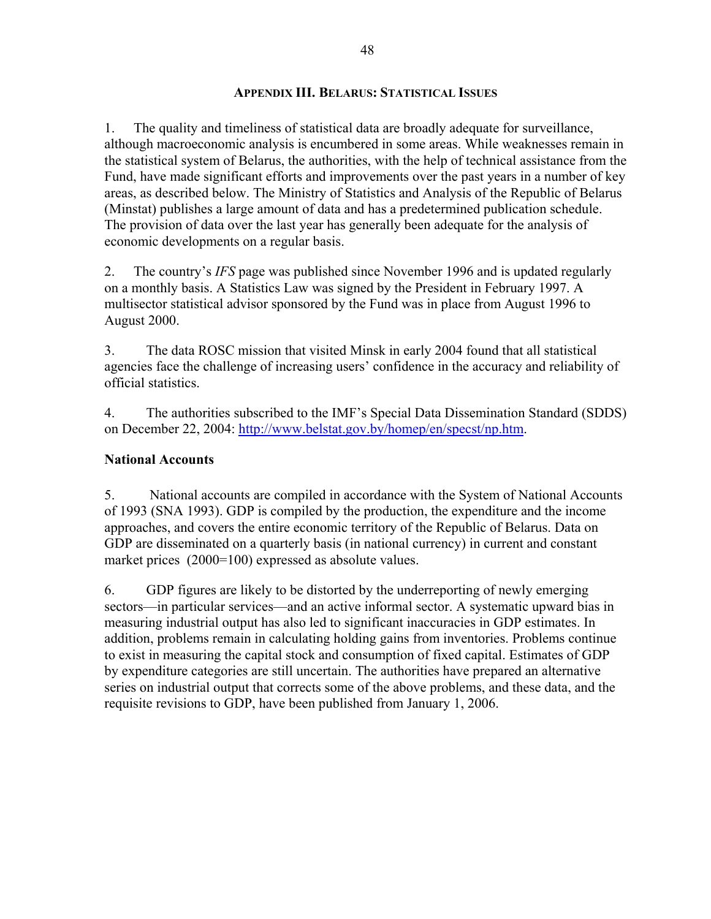## APPENDIX III. BELARUS: STATISTICAL ISSUES

1. The quality and timeliness of statistical data are broadly adequate for surveillance, although macroeconomic analysis is encumbered in some areas. While weaknesses remain in the statistical system of Belarus, the authorities, with the help of technical assistance from the Fund, have made significant efforts and improvements over the past years in a number of key areas, as described below. The Ministry of Statistics and Analysis of the Republic of Belarus (Minstat) publishes a large amount of data and has a predetermined publication schedule. The provision of data over the last year has generally been adequate for the analysis of economic developments on a regular basis.

2. The country's *IFS* page was published since November 1996 and is updated regularly on a monthly basis. A Statistics Law was signed by the President in February 1997. A multisector statistical advisor sponsored by the Fund was in place from August 1996 to August 2000.

3. The data ROSC mission that visited Minsk in early 2004 found that all statistical agencies face the challenge of increasing users' confidence in the accuracy and reliability of official statistics.

4. The authorities subscribed to the IMF's Special Data Dissemination Standard (SDDS) on December 22, 2004: http://www.belstat.gov.by/homep/en/specst/np.htm.

### National Accounts

5. National accounts are compiled in accordance with the System of National Accounts of 1993 (SNA 1993). GDP is compiled by the production, the expenditure and the income approaches, and covers the entire economic territory of the Republic of Belarus. Data on GDP are disseminated on a quarterly basis (in national currency) in current and constant market prices (2000=100) expressed as absolute values.

6. GDP figures are likely to be distorted by the underreporting of newly emerging sectors—in particular services—and an active informal sector. A systematic upward bias in measuring industrial output has also led to significant inaccuracies in GDP estimates. In addition, problems remain in calculating holding gains from inventories. Problems continue to exist in measuring the capital stock and consumption of fixed capital. Estimates of GDP by expenditure categories are still uncertain. The authorities have prepared an alternative series on industrial output that corrects some of the above problems, and these data, and the requisite revisions to GDP, have been published from January 1, 2006.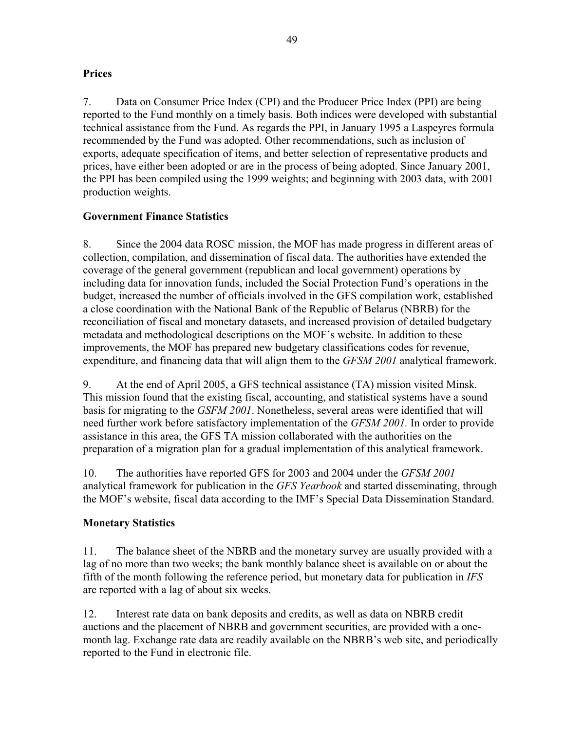### Prices

7. Data on Consumer Price Index (CPI) and the Producer Price Index (PPI) are being reported to the Fund monthly on a timely basis. Both indices were developed with substantial technical assistance from the Fund. As regards the PPI, in January 1995 a Laspeyres formula recommended by the Fund was adopted. Other recommendations, such as inclusion of exports, adequate specification of items, and better selection of representative products and prices, have either been adopted or are in the process of being adopted. Since January 2001, the PPI has been compiled using the 1999 weights; and beginning with 2003 data, with 2001 production weights.

### Government Finance Statistics

8. Since the 2004 data ROSC mission, the MOF has made progress in different areas of collection, compilation, and dissemination of fiscal data. The authorities have extended the coverage of the general government (republican and local government) operations by including data for innovation funds, included the Social Protection Fund's operations in the budget, increased the number of officials involved in the GFS compilation work, established a close coordination with the National Bank of the Republic of Belarus (NBRB) for the reconciliation of fiscal and monetary datasets, and increased provision of detailed budgetary metadata and methodological descriptions on the MOF's website. In addition to these improvements, the MOF has prepared new budgetary classifications codes for revenue, expenditure, and financing data that will align them to the *GFSM 2001* analytical framework.

9. At the end of April 2005, a GFS technical assistance (TA) mission visited Minsk. This mission found that the existing fiscal, accounting, and statistical systems have a sound basis for migrating to the *GSFM 2001*. Nonetheless, several areas were identified that will need further work before satisfactory implementation of the *GFSM 2001.* In order to provide assistance in this area, the GFS TA mission collaborated with the authorities on the preparation of a migration plan for a gradual implementation of this analytical framework.

10. The authorities have reported GFS for 2003 and 2004 under the *GFSM 2001* analytical framework for publication in the *GFS Yearbook* and started disseminating, through the MOF's website, fiscal data according to the IMF's Special Data Dissemination Standard.

### Monetary Statistics

11. The balance sheet of the NBRB and the monetary survey are usually provided with a lag of no more than two weeks; the bank monthly balance sheet is available on or about the fifth of the month following the reference period, but monetary data for publication in *IFS* are reported with a lag of about six weeks.

12. Interest rate data on bank deposits and credits, as well as data on NBRB credit auctions and the placement of NBRB and government securities, are provided with a one-month lag. Exchange rate data are readily available on the NBRB's web site, and periodically reported to the Fund in electronic file.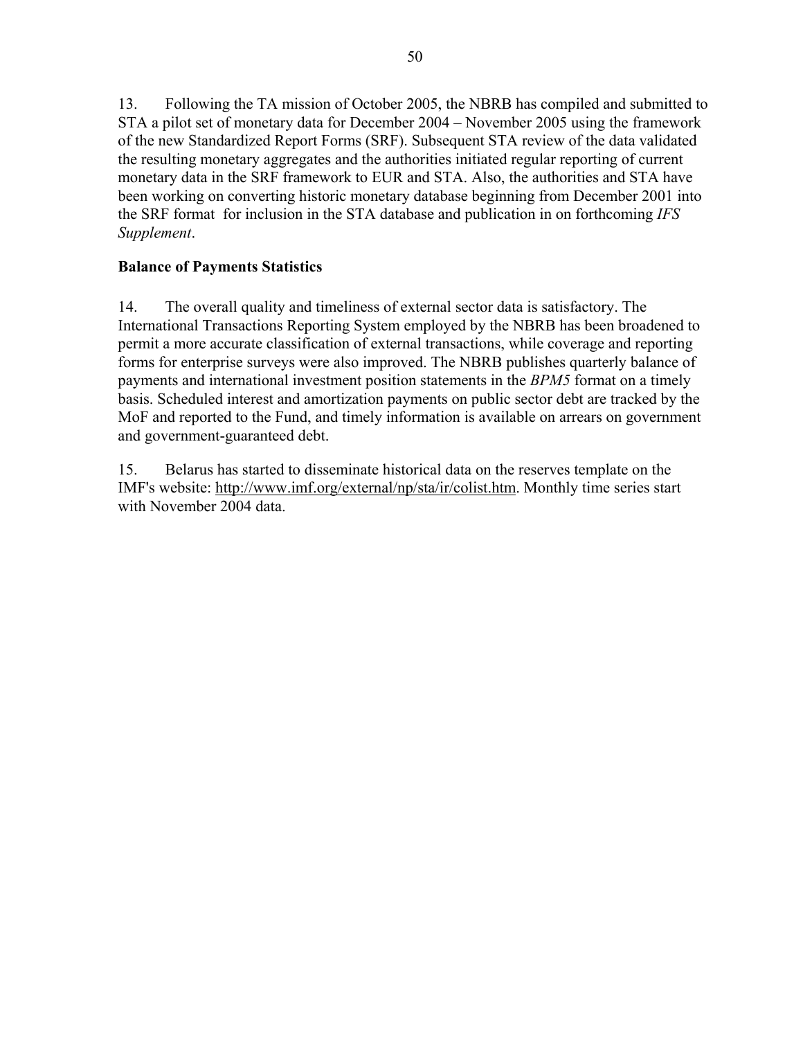13. Following the TA mission of October 2005, the NBRB has compiled and submitted to STA a pilot set of monetary data for December 2004 – November 2005 using the framework of the new Standardized Report Forms (SRF). Subsequent STA review of the data validated the resulting monetary aggregates and the authorities initiated regular reporting of current monetary data in the SRF framework to EUR and STA. Also, the authorities and STA have been working on converting historic monetary database beginning from December 2001 into the SRF format for inclusion in the STA database and publication in on forthcoming *IFS Supplement*.

**Balance of Payments Statistics**

14. The overall quality and timeliness of external sector data is satisfactory. The International Transactions Reporting System employed by the NBRB has been broadened to permit a more accurate classification of external transactions, while coverage and reporting forms for enterprise surveys were also improved. The NBRB publishes quarterly balance of payments and international investment position statements in the *BPM5* format on a timely basis. Scheduled interest and amortization payments on public sector debt are tracked by the MoF and reported to the Fund, and timely information is available on arrears on government and government-guaranteed debt.

15. Belarus has started to disseminate historical data on the reserves template on the IMF's website: http://www.imf.org/external/np/sta/ir/colist.htm. Monthly time series start with November 2004 data.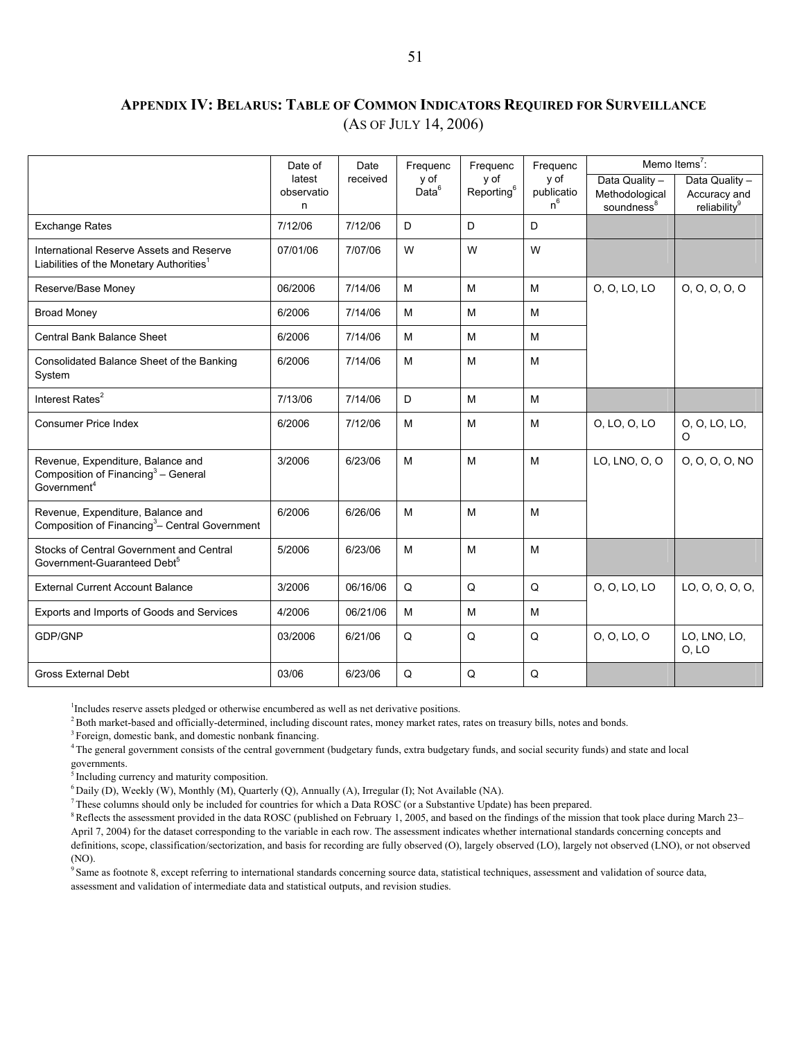# Appendix IV: Belarus: Table of Common Indicators Required for Surveillance
(As of July 14, 2006)

| | Date of latest observation | Date received | Frequency of Data[6] | Frequency of Reporting[6] | Frequency of publication[6] | Memo Items[7]: | |
|---|---|---|---|---|---|---|---|
| | | | | | | Data Quality – Methodological soundness[8] | Data Quality – Accuracy and reliability[9] |
| Exchange Rates | 7/12/06 | 7/12/06 | D | D | D | | |
| International Reserve Assets and Reserve Liabilities of the Monetary Authorities[1] | 07/01/06 | 7/07/06 | W | W | W | | |
| Reserve/Base Money | 06/2006 | 7/14/06 | M | M | M | O, O, LO, LO | O, O, O, O, O |
| Broad Money | 6/2006 | 7/14/06 | M | M | M | | |
| Central Bank Balance Sheet | 6/2006 | 7/14/06 | M | M | M | | |
| Consolidated Balance Sheet of the Banking System | 6/2006 | 7/14/06 | M | M | M | | |
| Interest Rates[2] | 7/13/06 | 7/14/06 | D | M | M | | |
| Consumer Price Index | 6/2006 | 7/12/06 | M | M | M | O, LO, O, LO | O, O, LO, LO, O |
| Revenue, Expenditure, Balance and Composition of Financing[3] – General Government[4] | 3/2006 | 6/23/06 | M | M | M | LO, LNO, O, O | O, O, O, O, NO |
| Revenue, Expenditure, Balance and Composition of Financing[3] – Central Government | 6/2006 | 6/26/06 | M | M | M | | |
| Stocks of Central Government and Central Government-Guaranteed Debt[5] | 5/2006 | 6/23/06 | M | M | M | | |
| External Current Account Balance | 3/2006 | 06/16/06 | Q | Q | Q | O, O, LO, LO | LO, O, O, O, O, |
| Exports and Imports of Goods and Services | 4/2006 | 06/21/06 | M | M | M | | |
| GDP/GNP | 03/2006 | 6/21/06 | Q | Q | Q | O, O, LO, O | LO, LNO, LO, O, LO |
| Gross External Debt | 03/06 | 6/23/06 | Q | Q | Q | | |

[1] Includes reserve assets pledged or otherwise encumbered as well as net derivative positions.

[2] Both market-based and officially-determined, including discount rates, money market rates, rates on treasury bills, notes and bonds.

[3] Foreign, domestic bank, and domestic nonbank financing.

[4] The general government consists of the central government (budgetary funds, extra budgetary funds, and social security funds) and state and local governments.

[5] Including currency and maturity composition.

[6] Daily (D), Weekly (W), Monthly (M), Quarterly (Q), Annually (A), Irregular (I); Not Available (NA).

[7] These columns should only be included for countries for which a Data ROSC (or a Substantive Update) has been prepared.

[8] Reflects the assessment provided in the data ROSC (published on February 1, 2005, and based on the findings of the mission that took place during March 23–April 7, 2004) for the dataset corresponding to the variable in each row. The assessment indicates whether international standards concerning concepts and definitions, scope, classification/sectorization, and basis for recording are fully observed (O), largely observed (LO), largely not observed (LNO), or not observed (NO).

[9] Same as footnote 8, except referring to international standards concerning source data, statistical techniques, assessment and validation of source data, assessment and validation of intermediate data and statistical outputs, and revision studies.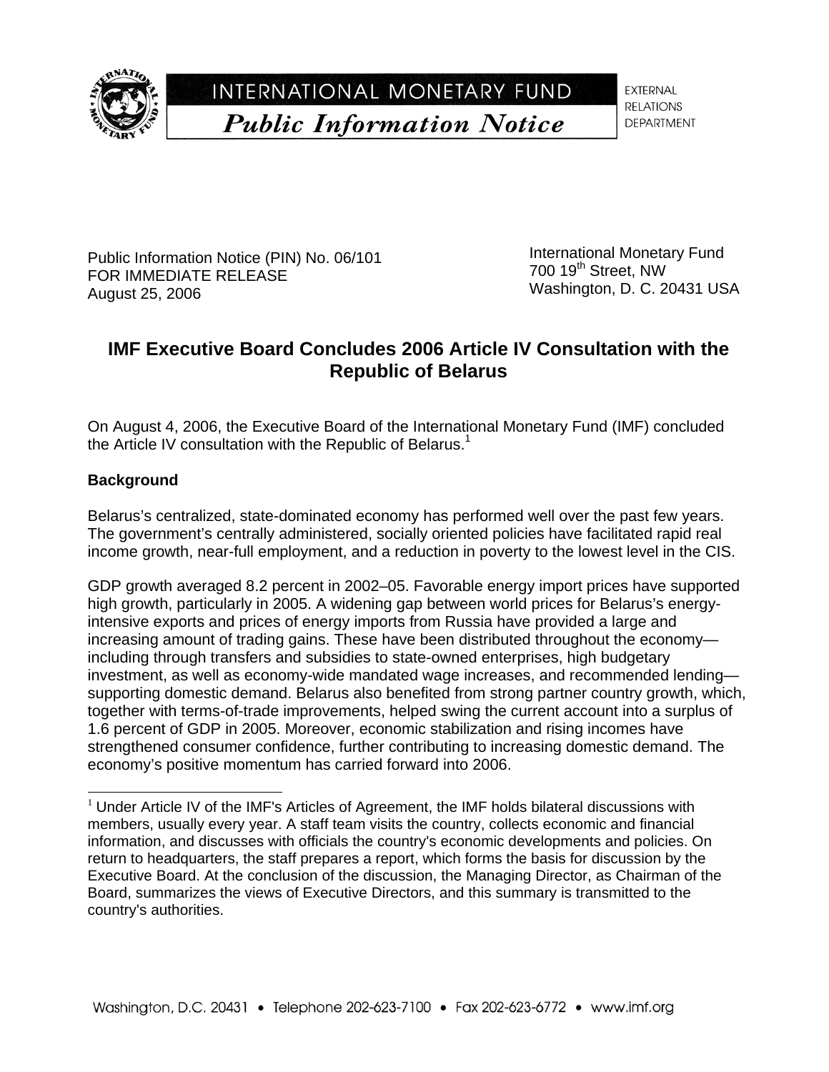INTERNATIONAL MONETARY FUND

*Public Information Notice*

EXTERNAL RELATIONS DEPARTMENT

Public Information Notice (PIN) No. 06/101
FOR IMMEDIATE RELEASE
August 25, 2006

International Monetary Fund
700 19th Street, NW
Washington, D. C. 20431 USA

## IMF Executive Board Concludes 2006 Article IV Consultation with the Republic of Belarus

On August 4, 2006, the Executive Board of the International Monetary Fund (IMF) concluded the Article IV consultation with the Republic of Belarus.[1]

### Background

Belarus's centralized, state-dominated economy has performed well over the past few years. The government's centrally administered, socially oriented policies have facilitated rapid real income growth, near-full employment, and a reduction in poverty to the lowest level in the CIS.

GDP growth averaged 8.2 percent in 2002–05. Favorable energy import prices have supported high growth, particularly in 2005. A widening gap between world prices for Belarus's energy-intensive exports and prices of energy imports from Russia have provided a large and increasing amount of trading gains. These have been distributed throughout the economy—including through transfers and subsidies to state-owned enterprises, high budgetary investment, as well as economy-wide mandated wage increases, and recommended lending—supporting domestic demand. Belarus also benefited from strong partner country growth, which, together with terms-of-trade improvements, helped swing the current account into a surplus of 1.6 percent of GDP in 2005. Moreover, economic stabilization and rising incomes have strengthened consumer confidence, further contributing to increasing domestic demand. The economy's positive momentum has carried forward into 2006.

[1] Under Article IV of the IMF's Articles of Agreement, the IMF holds bilateral discussions with members, usually every year. A staff team visits the country, collects economic and financial information, and discusses with officials the country's economic developments and policies. On return to headquarters, the staff prepares a report, which forms the basis for discussion by the Executive Board. At the conclusion of the discussion, the Managing Director, as Chairman of the Board, summarizes the views of Executive Directors, and this summary is transmitted to the country's authorities.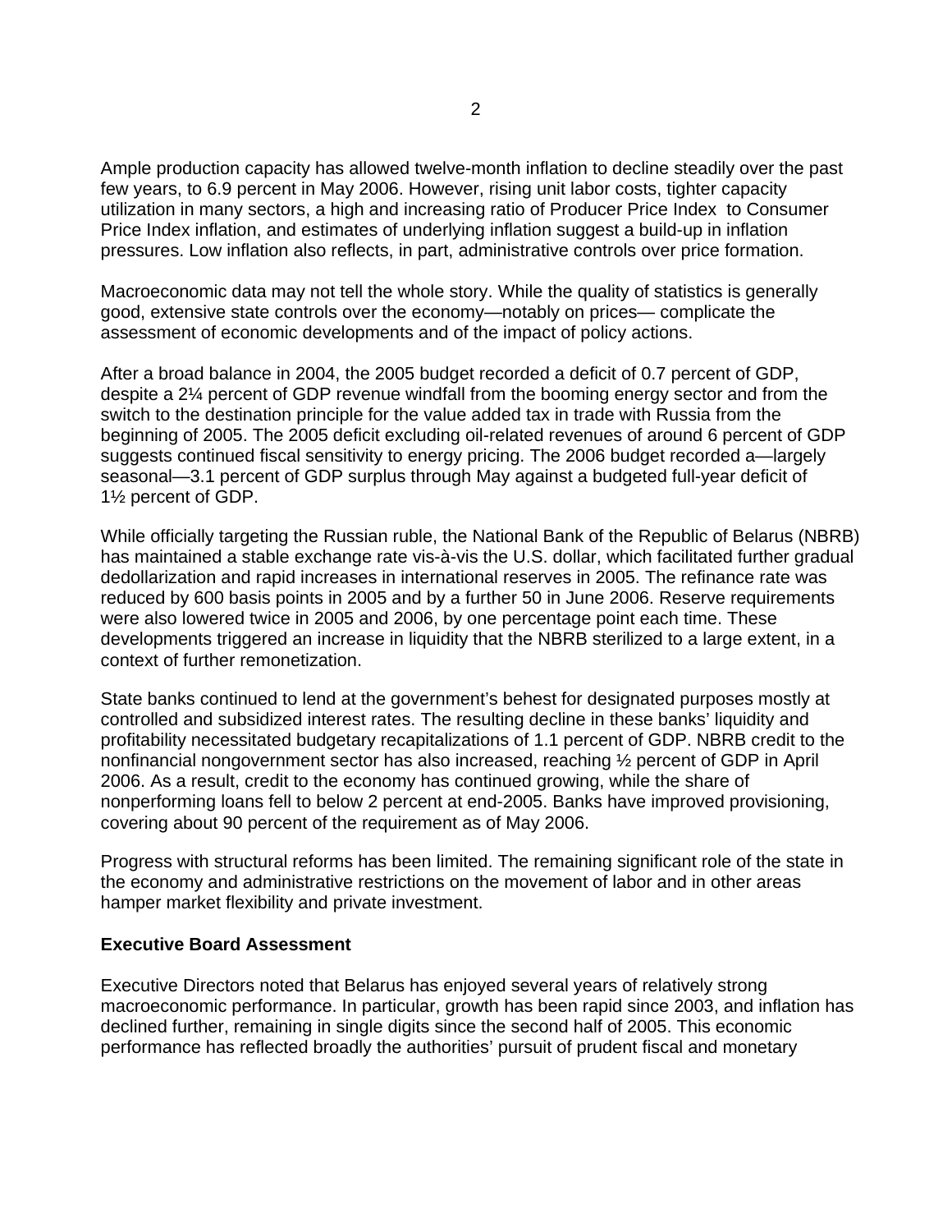Ample production capacity has allowed twelve-month inflation to decline steadily over the past few years, to 6.9 percent in May 2006. However, rising unit labor costs, tighter capacity utilization in many sectors, a high and increasing ratio of Producer Price Index to Consumer Price Index inflation, and estimates of underlying inflation suggest a build-up in inflation pressures. Low inflation also reflects, in part, administrative controls over price formation.

Macroeconomic data may not tell the whole story. While the quality of statistics is generally good, extensive state controls over the economy—notably on prices— complicate the assessment of economic developments and of the impact of policy actions.

After a broad balance in 2004, the 2005 budget recorded a deficit of 0.7 percent of GDP, despite a 2¼ percent of GDP revenue windfall from the booming energy sector and from the switch to the destination principle for the value added tax in trade with Russia from the beginning of 2005. The 2005 deficit excluding oil-related revenues of around 6 percent of GDP suggests continued fiscal sensitivity to energy pricing. The 2006 budget recorded a—largely seasonal—3.1 percent of GDP surplus through May against a budgeted full-year deficit of 1½ percent of GDP.

While officially targeting the Russian ruble, the National Bank of the Republic of Belarus (NBRB) has maintained a stable exchange rate vis-à-vis the U.S. dollar, which facilitated further gradual dedollarization and rapid increases in international reserves in 2005. The refinance rate was reduced by 600 basis points in 2005 and by a further 50 in June 2006. Reserve requirements were also lowered twice in 2005 and 2006, by one percentage point each time. These developments triggered an increase in liquidity that the NBRB sterilized to a large extent, in a context of further remonetization.

State banks continued to lend at the government's behest for designated purposes mostly at controlled and subsidized interest rates. The resulting decline in these banks' liquidity and profitability necessitated budgetary recapitalizations of 1.1 percent of GDP. NBRB credit to the nonfinancial nongovernment sector has also increased, reaching ½ percent of GDP in April 2006. As a result, credit to the economy has continued growing, while the share of nonperforming loans fell to below 2 percent at end-2005. Banks have improved provisioning, covering about 90 percent of the requirement as of May 2006.

Progress with structural reforms has been limited. The remaining significant role of the state in the economy and administrative restrictions on the movement of labor and in other areas hamper market flexibility and private investment.

**Executive Board Assessment**

Executive Directors noted that Belarus has enjoyed several years of relatively strong macroeconomic performance. In particular, growth has been rapid since 2003, and inflation has declined further, remaining in single digits since the second half of 2005. This economic performance has reflected broadly the authorities' pursuit of prudent fiscal and monetary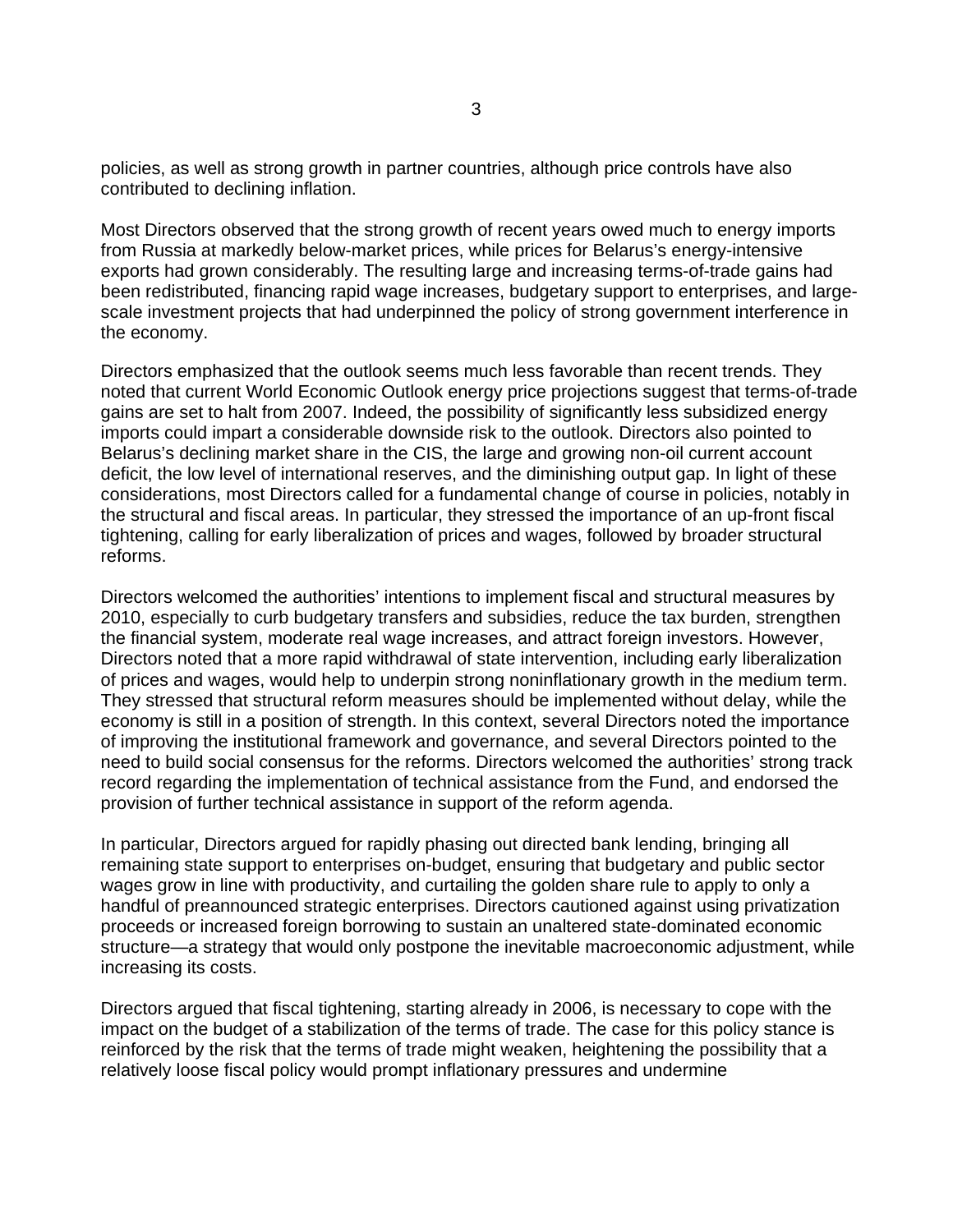policies, as well as strong growth in partner countries, although price controls have also contributed to declining inflation.

Most Directors observed that the strong growth of recent years owed much to energy imports from Russia at markedly below-market prices, while prices for Belarus's energy-intensive exports had grown considerably. The resulting large and increasing terms-of-trade gains had been redistributed, financing rapid wage increases, budgetary support to enterprises, and large-scale investment projects that had underpinned the policy of strong government interference in the economy.

Directors emphasized that the outlook seems much less favorable than recent trends. They noted that current World Economic Outlook energy price projections suggest that terms-of-trade gains are set to halt from 2007. Indeed, the possibility of significantly less subsidized energy imports could impart a considerable downside risk to the outlook. Directors also pointed to Belarus's declining market share in the CIS, the large and growing non-oil current account deficit, the low level of international reserves, and the diminishing output gap. In light of these considerations, most Directors called for a fundamental change of course in policies, notably in the structural and fiscal areas. In particular, they stressed the importance of an up-front fiscal tightening, calling for early liberalization of prices and wages, followed by broader structural reforms.

Directors welcomed the authorities' intentions to implement fiscal and structural measures by 2010, especially to curb budgetary transfers and subsidies, reduce the tax burden, strengthen the financial system, moderate real wage increases, and attract foreign investors. However, Directors noted that a more rapid withdrawal of state intervention, including early liberalization of prices and wages, would help to underpin strong noninflationary growth in the medium term. They stressed that structural reform measures should be implemented without delay, while the economy is still in a position of strength. In this context, several Directors noted the importance of improving the institutional framework and governance, and several Directors pointed to the need to build social consensus for the reforms. Directors welcomed the authorities' strong track record regarding the implementation of technical assistance from the Fund, and endorsed the provision of further technical assistance in support of the reform agenda.

In particular, Directors argued for rapidly phasing out directed bank lending, bringing all remaining state support to enterprises on-budget, ensuring that budgetary and public sector wages grow in line with productivity, and curtailing the golden share rule to apply to only a handful of preannounced strategic enterprises. Directors cautioned against using privatization proceeds or increased foreign borrowing to sustain an unaltered state-dominated economic structure—a strategy that would only postpone the inevitable macroeconomic adjustment, while increasing its costs.

Directors argued that fiscal tightening, starting already in 2006, is necessary to cope with the impact on the budget of a stabilization of the terms of trade. The case for this policy stance is reinforced by the risk that the terms of trade might weaken, heightening the possibility that a relatively loose fiscal policy would prompt inflationary pressures and undermine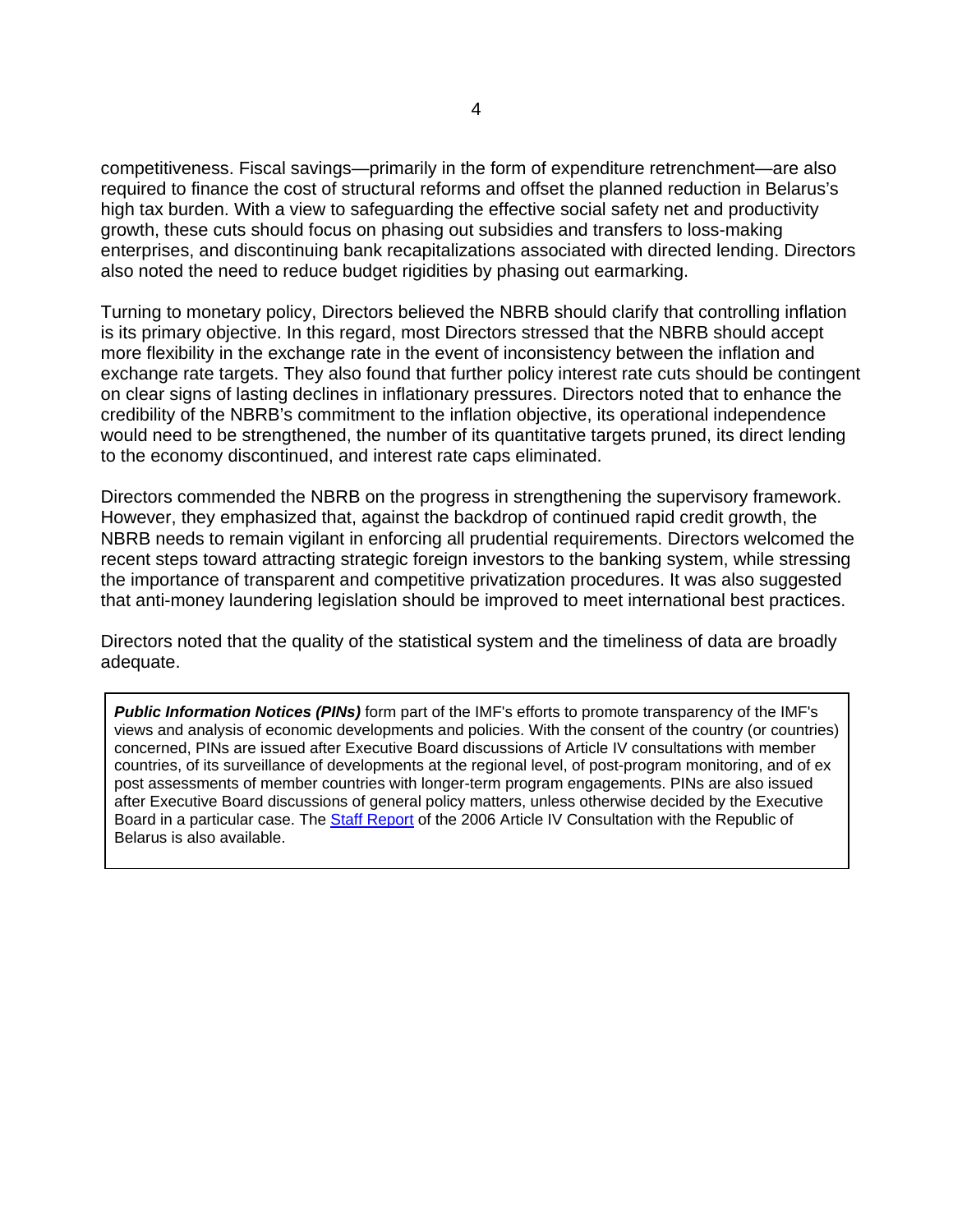competitiveness. Fiscal savings—primarily in the form of expenditure retrenchment—are also required to finance the cost of structural reforms and offset the planned reduction in Belarus's high tax burden. With a view to safeguarding the effective social safety net and productivity growth, these cuts should focus on phasing out subsidies and transfers to loss-making enterprises, and discontinuing bank recapitalizations associated with directed lending. Directors also noted the need to reduce budget rigidities by phasing out earmarking.

Turning to monetary policy, Directors believed the NBRB should clarify that controlling inflation is its primary objective. In this regard, most Directors stressed that the NBRB should accept more flexibility in the exchange rate in the event of inconsistency between the inflation and exchange rate targets. They also found that further policy interest rate cuts should be contingent on clear signs of lasting declines in inflationary pressures. Directors noted that to enhance the credibility of the NBRB's commitment to the inflation objective, its operational independence would need to be strengthened, the number of its quantitative targets pruned, its direct lending to the economy discontinued, and interest rate caps eliminated.

Directors commended the NBRB on the progress in strengthening the supervisory framework. However, they emphasized that, against the backdrop of continued rapid credit growth, the NBRB needs to remain vigilant in enforcing all prudential requirements. Directors welcomed the recent steps toward attracting strategic foreign investors to the banking system, while stressing the importance of transparent and competitive privatization procedures. It was also suggested that anti-money laundering legislation should be improved to meet international best practices.

Directors noted that the quality of the statistical system and the timeliness of data are broadly adequate.

***Public Information Notices (PINs)*** form part of the IMF's efforts to promote transparency of the IMF's views and analysis of economic developments and policies. With the consent of the country (or countries) concerned, PINs are issued after Executive Board discussions of Article IV consultations with member countries, of its surveillance of developments at the regional level, of post-program monitoring, and of ex post assessments of member countries with longer-term program engagements. PINs are also issued after Executive Board discussions of general policy matters, unless otherwise decided by the Executive Board in a particular case. The Staff Report of the 2006 Article IV Consultation with the Republic of Belarus is also available.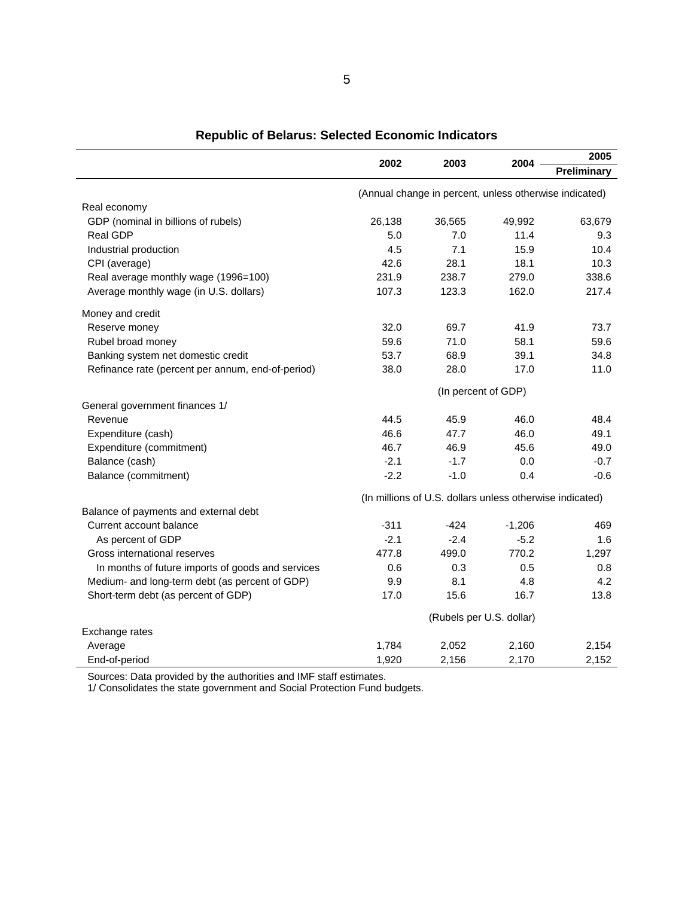## Republic of Belarus: Selected Economic Indicators

| | 2002 | 2003 | 2004 | 2005 Preliminary |
|---|---|---|---|---|
| | (Annual change in percent, unless otherwise indicated) | | | |
| Real economy | | | | |
| GDP (nominal in billions of rubels) | 26,138 | 36,565 | 49,992 | 63,679 |
| Real GDP | 5.0 | 7.0 | 11.4 | 9.3 |
| Industrial production | 4.5 | 7.1 | 15.9 | 10.4 |
| CPI (average) | 42.6 | 28.1 | 18.1 | 10.3 |
| Real average monthly wage (1996=100) | 231.9 | 238.7 | 279.0 | 338.6 |
| Average monthly wage (in U.S. dollars) | 107.3 | 123.3 | 162.0 | 217.4 |
| Money and credit | | | | |
| Reserve money | 32.0 | 69.7 | 41.9 | 73.7 |
| Rubel broad money | 59.6 | 71.0 | 58.1 | 59.6 |
| Banking system net domestic credit | 53.7 | 68.9 | 39.1 | 34.8 |
| Refinance rate (percent per annum, end-of-period) | 38.0 | 28.0 | 17.0 | 11.0 |
| | (In percent of GDP) | | | |
| General government finances 1/ | | | | |
| Revenue | 44.5 | 45.9 | 46.0 | 48.4 |
| Expenditure (cash) | 46.6 | 47.7 | 46.0 | 49.1 |
| Expenditure (commitment) | 46.7 | 46.9 | 45.6 | 49.0 |
| Balance (cash) | -2.1 | -1.7 | 0.0 | -0.7 |
| Balance (commitment) | -2.2 | -1.0 | 0.4 | -0.6 |
| | (In millions of U.S. dollars unless otherwise indicated) | | | |
| Balance of payments and external debt | | | | |
| Current account balance | -311 | -424 | -1,206 | 469 |
| As percent of GDP | -2.1 | -2.4 | -5.2 | 1.6 |
| Gross international reserves | 477.8 | 499.0 | 770.2 | 1,297 |
| In months of future imports of goods and services | 0.6 | 0.3 | 0.5 | 0.8 |
| Medium- and long-term debt (as percent of GDP) | 9.9 | 8.1 | 4.8 | 4.2 |
| Short-term debt (as percent of GDP) | 17.0 | 15.6 | 16.7 | 13.8 |
| | (Rubels per U.S. dollar) | | | |
| Exchange rates | | | | |
| Average | 1,784 | 2,052 | 2,160 | 2,154 |
| End-of-period | 1,920 | 2,156 | 2,170 | 2,152 |

Sources: Data provided by the authorities and IMF staff estimates.
1/ Consolidates the state government and Social Protection Fund budgets.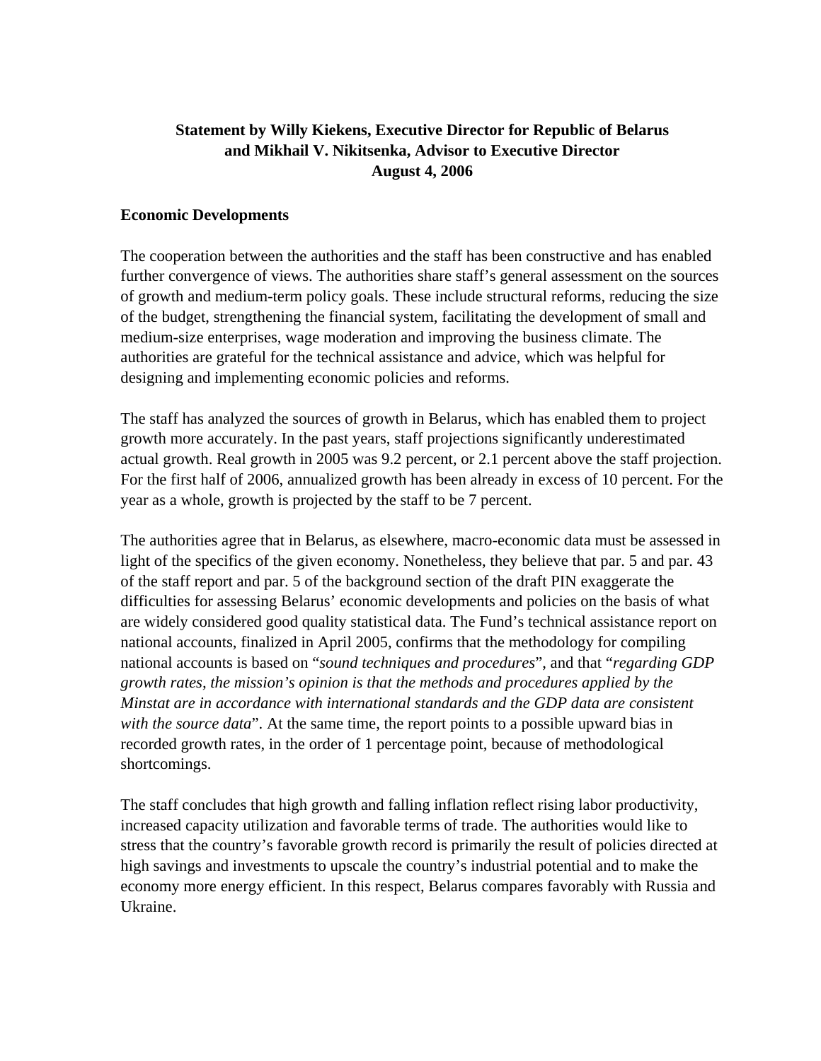**Statement by Willy Kiekens, Executive Director for Republic of Belarus and Mikhail V. Nikitsenka, Advisor to Executive Director August 4, 2006**

**Economic Developments**

The cooperation between the authorities and the staff has been constructive and has enabled further convergence of views. The authorities share staff's general assessment on the sources of growth and medium-term policy goals. These include structural reforms, reducing the size of the budget, strengthening the financial system, facilitating the development of small and medium-size enterprises, wage moderation and improving the business climate. The authorities are grateful for the technical assistance and advice, which was helpful for designing and implementing economic policies and reforms.

The staff has analyzed the sources of growth in Belarus, which has enabled them to project growth more accurately. In the past years, staff projections significantly underestimated actual growth. Real growth in 2005 was 9.2 percent, or 2.1 percent above the staff projection. For the first half of 2006, annualized growth has been already in excess of 10 percent. For the year as a whole, growth is projected by the staff to be 7 percent.

The authorities agree that in Belarus, as elsewhere, macro-economic data must be assessed in light of the specifics of the given economy. Nonetheless, they believe that par. 5 and par. 43 of the staff report and par. 5 of the background section of the draft PIN exaggerate the difficulties for assessing Belarus' economic developments and policies on the basis of what are widely considered good quality statistical data. The Fund's technical assistance report on national accounts, finalized in April 2005, confirms that the methodology for compiling national accounts is based on "*sound techniques and procedures*", and that "*regarding GDP growth rates, the mission's opinion is that the methods and procedures applied by the Minstat are in accordance with international standards and the GDP data are consistent with the source data*". At the same time, the report points to a possible upward bias in recorded growth rates, in the order of 1 percentage point, because of methodological shortcomings.

The staff concludes that high growth and falling inflation reflect rising labor productivity, increased capacity utilization and favorable terms of trade. The authorities would like to stress that the country's favorable growth record is primarily the result of policies directed at high savings and investments to upscale the country's industrial potential and to make the economy more energy efficient. In this respect, Belarus compares favorably with Russia and Ukraine.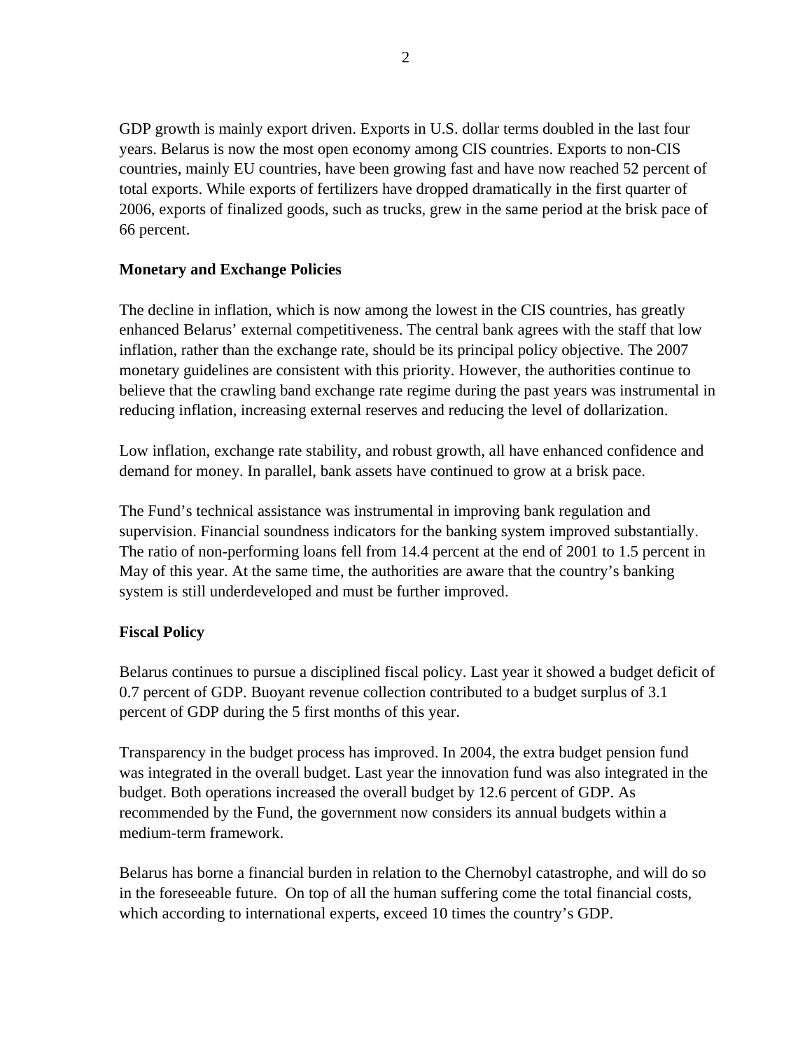GDP growth is mainly export driven. Exports in U.S. dollar terms doubled in the last four years. Belarus is now the most open economy among CIS countries. Exports to non-CIS countries, mainly EU countries, have been growing fast and have now reached 52 percent of total exports. While exports of fertilizers have dropped dramatically in the first quarter of 2006, exports of finalized goods, such as trucks, grew in the same period at the brisk pace of 66 percent.

**Monetary and Exchange Policies**

The decline in inflation, which is now among the lowest in the CIS countries, has greatly enhanced Belarus' external competitiveness. The central bank agrees with the staff that low inflation, rather than the exchange rate, should be its principal policy objective. The 2007 monetary guidelines are consistent with this priority. However, the authorities continue to believe that the crawling band exchange rate regime during the past years was instrumental in reducing inflation, increasing external reserves and reducing the level of dollarization.

Low inflation, exchange rate stability, and robust growth, all have enhanced confidence and demand for money. In parallel, bank assets have continued to grow at a brisk pace.

The Fund's technical assistance was instrumental in improving bank regulation and supervision. Financial soundness indicators for the banking system improved substantially. The ratio of non-performing loans fell from 14.4 percent at the end of 2001 to 1.5 percent in May of this year. At the same time, the authorities are aware that the country's banking system is still underdeveloped and must be further improved.

**Fiscal Policy**

Belarus continues to pursue a disciplined fiscal policy. Last year it showed a budget deficit of 0.7 percent of GDP. Buoyant revenue collection contributed to a budget surplus of 3.1 percent of GDP during the 5 first months of this year.

Transparency in the budget process has improved. In 2004, the extra budget pension fund was integrated in the overall budget. Last year the innovation fund was also integrated in the budget. Both operations increased the overall budget by 12.6 percent of GDP. As recommended by the Fund, the government now considers its annual budgets within a medium-term framework.

Belarus has borne a financial burden in relation to the Chernobyl catastrophe, and will do so in the foreseeable future. On top of all the human suffering come the total financial costs, which according to international experts, exceed 10 times the country's GDP.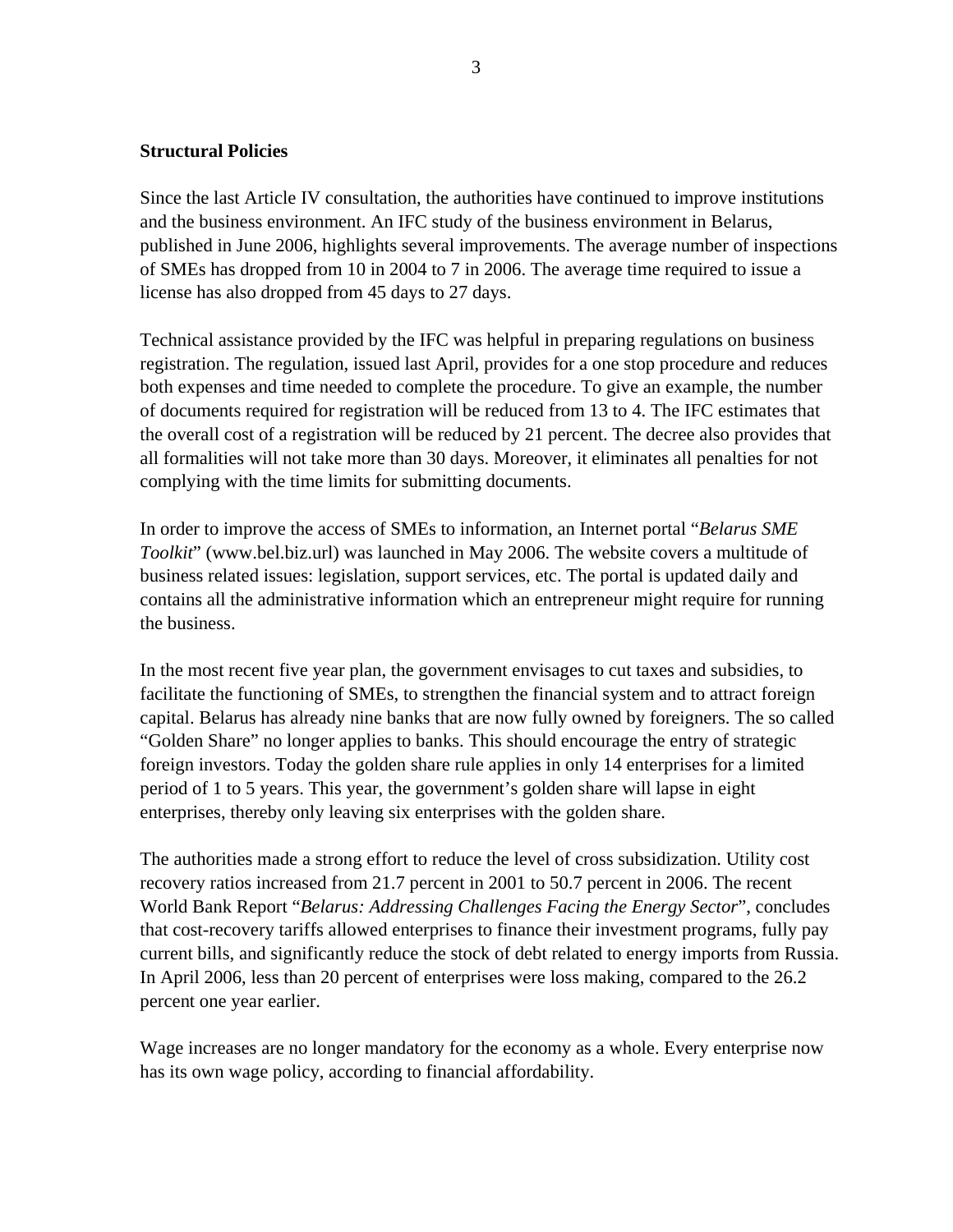**Structural Policies**

Since the last Article IV consultation, the authorities have continued to improve institutions and the business environment. An IFC study of the business environment in Belarus, published in June 2006, highlights several improvements. The average number of inspections of SMEs has dropped from 10 in 2004 to 7 in 2006. The average time required to issue a license has also dropped from 45 days to 27 days.

Technical assistance provided by the IFC was helpful in preparing regulations on business registration. The regulation, issued last April, provides for a one stop procedure and reduces both expenses and time needed to complete the procedure. To give an example, the number of documents required for registration will be reduced from 13 to 4. The IFC estimates that the overall cost of a registration will be reduced by 21 percent. The decree also provides that all formalities will not take more than 30 days. Moreover, it eliminates all penalties for not complying with the time limits for submitting documents.

In order to improve the access of SMEs to information, an Internet portal "*Belarus SME Toolkit*" (www.bel.biz.url) was launched in May 2006. The website covers a multitude of business related issues: legislation, support services, etc. The portal is updated daily and contains all the administrative information which an entrepreneur might require for running the business.

In the most recent five year plan, the government envisages to cut taxes and subsidies, to facilitate the functioning of SMEs, to strengthen the financial system and to attract foreign capital. Belarus has already nine banks that are now fully owned by foreigners. The so called "Golden Share" no longer applies to banks. This should encourage the entry of strategic foreign investors. Today the golden share rule applies in only 14 enterprises for a limited period of 1 to 5 years. This year, the government's golden share will lapse in eight enterprises, thereby only leaving six enterprises with the golden share.

The authorities made a strong effort to reduce the level of cross subsidization. Utility cost recovery ratios increased from 21.7 percent in 2001 to 50.7 percent in 2006. The recent World Bank Report "*Belarus: Addressing Challenges Facing the Energy Sector*", concludes that cost-recovery tariffs allowed enterprises to finance their investment programs, fully pay current bills, and significantly reduce the stock of debt related to energy imports from Russia. In April 2006, less than 20 percent of enterprises were loss making, compared to the 26.2 percent one year earlier.

Wage increases are no longer mandatory for the economy as a whole. Every enterprise now has its own wage policy, according to financial affordability.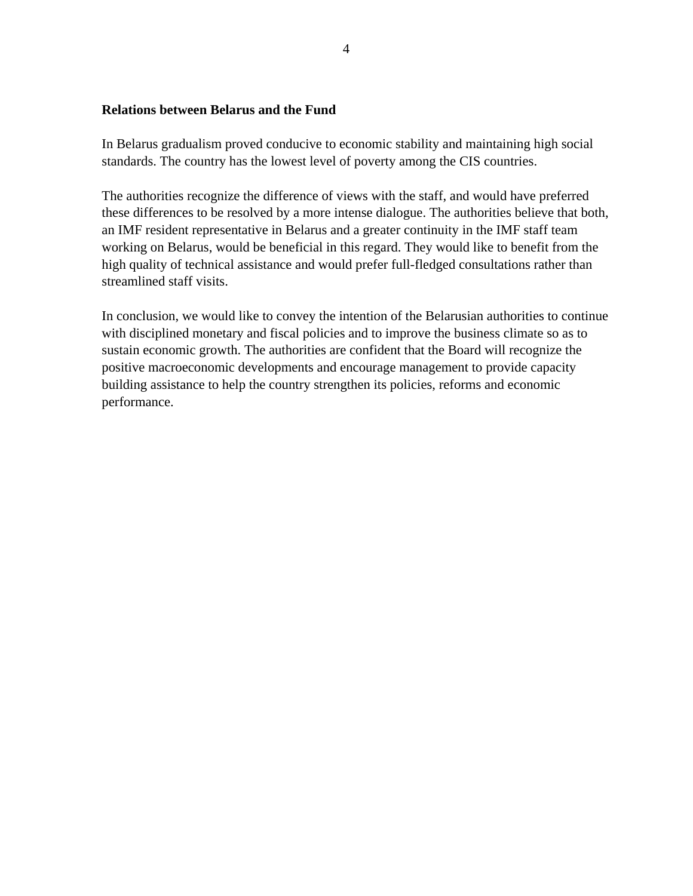**Relations between Belarus and the Fund**

In Belarus gradualism proved conducive to economic stability and maintaining high social standards. The country has the lowest level of poverty among the CIS countries.

The authorities recognize the difference of views with the staff, and would have preferred these differences to be resolved by a more intense dialogue. The authorities believe that both, an IMF resident representative in Belarus and a greater continuity in the IMF staff team working on Belarus, would be beneficial in this regard. They would like to benefit from the high quality of technical assistance and would prefer full-fledged consultations rather than streamlined staff visits.

In conclusion, we would like to convey the intention of the Belarusian authorities to continue with disciplined monetary and fiscal policies and to improve the business climate so as to sustain economic growth. The authorities are confident that the Board will recognize the positive macroeconomic developments and encourage management to provide capacity building assistance to help the country strengthen its policies, reforms and economic performance.